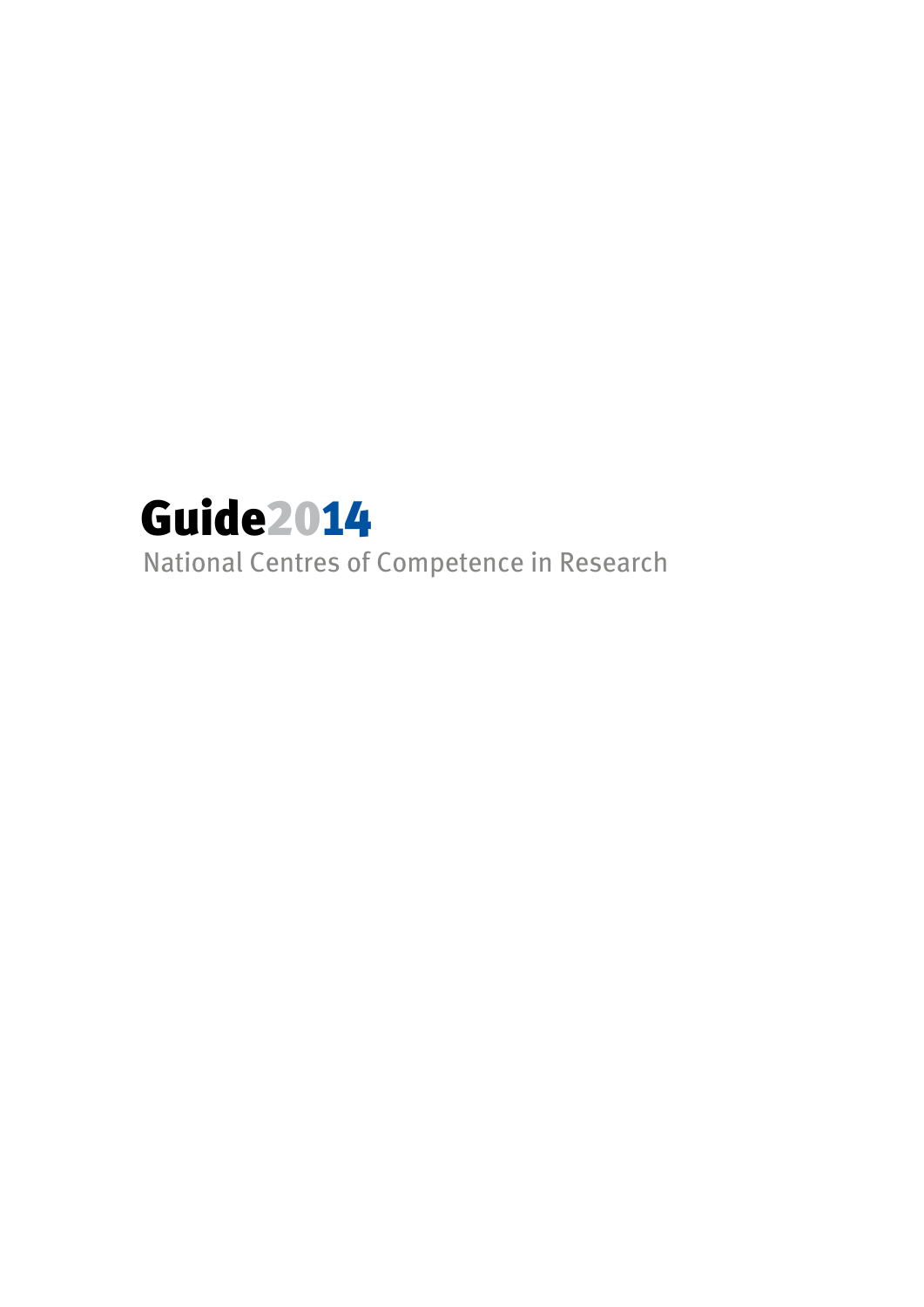# Guide2014

National Centres of Competence in Research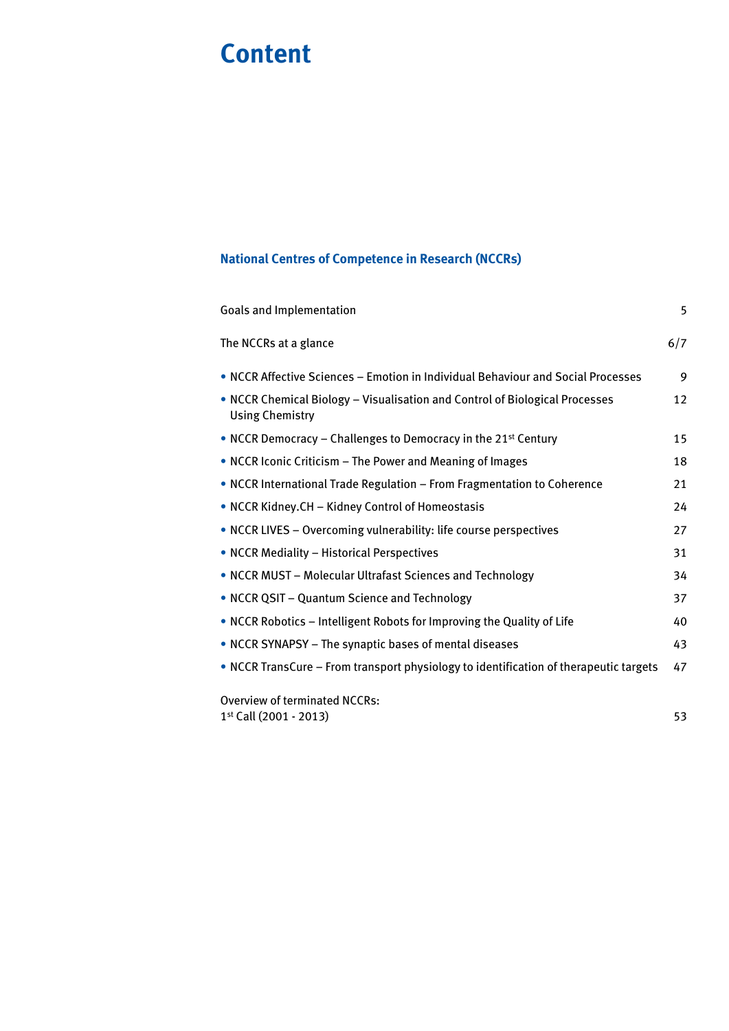# Content

## National Centres of Competence in Research (NCCRs)

| | |
|---|---|
| Goals and Implementation | 5 |
| The NCCRs at a glance | 6/7 |
| • NCCR Affective Sciences – Emotion in Individual Behaviour and Social Processes | 9 |
| • NCCR Chemical Biology – Visualisation and Control of Biological Processes Using Chemistry | 12 |
| • NCCR Democracy – Challenges to Democracy in the 21st Century | 15 |
| • NCCR Iconic Criticism – The Power and Meaning of Images | 18 |
| • NCCR International Trade Regulation – From Fragmentation to Coherence | 21 |
| • NCCR Kidney.CH – Kidney Control of Homeostasis | 24 |
| • NCCR LIVES – Overcoming vulnerability: life course perspectives | 27 |
| • NCCR Mediality – Historical Perspectives | 31 |
| • NCCR MUST – Molecular Ultrafast Sciences and Technology | 34 |
| • NCCR QSIT – Quantum Science and Technology | 37 |
| • NCCR Robotics – Intelligent Robots for Improving the Quality of Life | 40 |
| • NCCR SYNAPSY – The synaptic bases of mental diseases | 43 |
| • NCCR TransCure – From transport physiology to identification of therapeutic targets | 47 |
| Overview of terminated NCCRs: 1st Call (2001 - 2013) | 53 |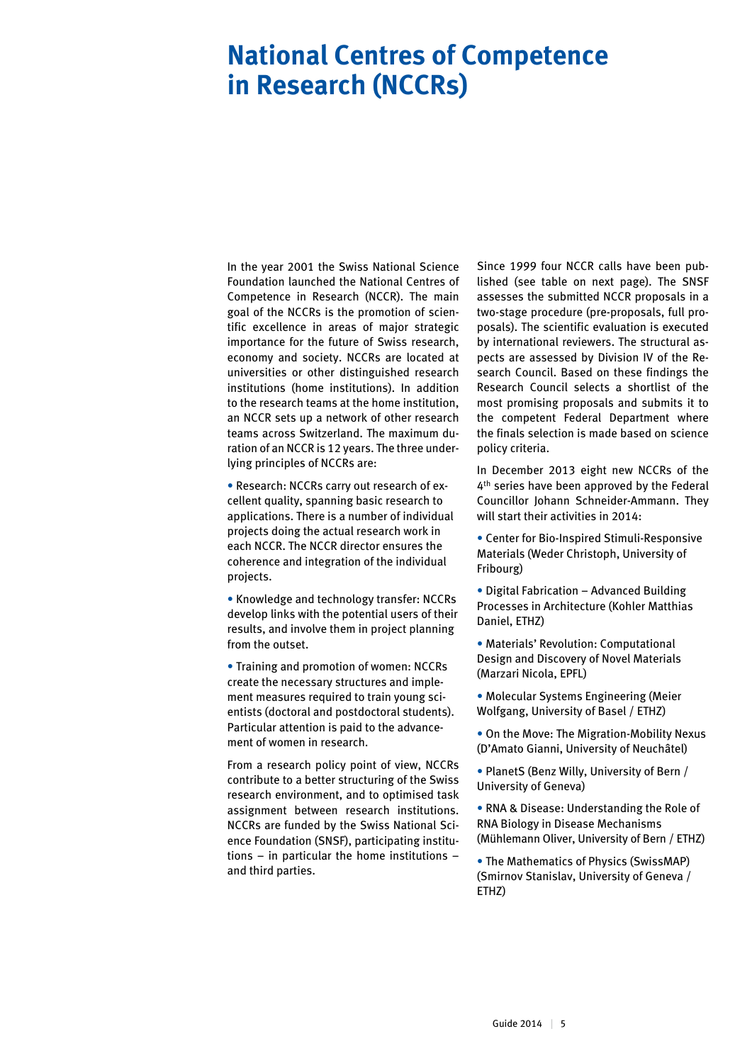# National Centres of Competence in Research (NCCRs)

In the year 2001 the Swiss National Science Foundation launched the National Centres of Competence in Research (NCCR). The main goal of the NCCRs is the promotion of scientific excellence in areas of major strategic importance for the future of Swiss research, economy and society. NCCRs are located at universities or other distinguished research institutions (home institutions). In addition to the research teams at the home institution, an NCCR sets up a network of other research teams across Switzerland. The maximum duration of an NCCR is 12 years. The three underlying principles of NCCRs are:

- Research: NCCRs carry out research of excellent quality, spanning basic research to applications. There is a number of individual projects doing the actual research work in each NCCR. The NCCR director ensures the coherence and integration of the individual projects.
- Knowledge and technology transfer: NCCRs develop links with the potential users of their results, and involve them in project planning from the outset.
- Training and promotion of women: NCCRs create the necessary structures and implement measures required to train young scientists (doctoral and postdoctoral students). Particular attention is paid to the advancement of women in research.

From a research policy point of view, NCCRs contribute to a better structuring of the Swiss research environment, and to optimised task assignment between research institutions. NCCRs are funded by the Swiss National Science Foundation (SNSF), participating institutions – in particular the home institutions – and third parties.

Since 1999 four NCCR calls have been published (see table on next page). The SNSF assesses the submitted NCCR proposals in a two-stage procedure (pre-proposals, full proposals). The scientific evaluation is executed by international reviewers. The structural aspects are assessed by Division IV of the Research Council. Based on these findings the Research Council selects a shortlist of the most promising proposals and submits it to the competent Federal Department where the finals selection is made based on science policy criteria.

In December 2013 eight new NCCRs of the 4th series have been approved by the Federal Councillor Johann Schneider-Ammann. They will start their activities in 2014:

- Center for Bio-Inspired Stimuli-Responsive Materials (Weder Christoph, University of Fribourg)
- Digital Fabrication – Advanced Building Processes in Architecture (Kohler Matthias Daniel, ETHZ)
- Materials' Revolution: Computational Design and Discovery of Novel Materials (Marzari Nicola, EPFL)
- Molecular Systems Engineering (Meier Wolfgang, University of Basel / ETHZ)
- On the Move: The Migration-Mobility Nexus (D'Amato Gianni, University of Neuchâtel)
- PlanetS (Benz Willy, University of Bern / University of Geneva)
- RNA & Disease: Understanding the Role of RNA Biology in Disease Mechanisms (Mühlemann Oliver, University of Bern / ETHZ)
- The Mathematics of Physics (SwissMAP) (Smirnov Stanislav, University of Geneva / ETHZ)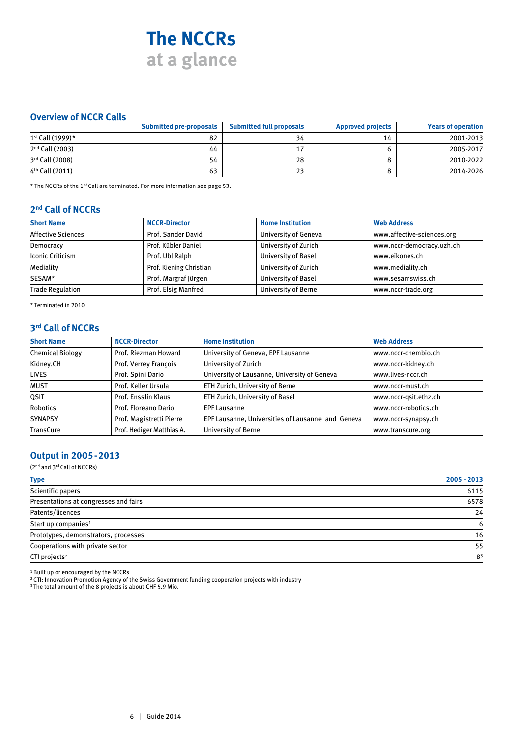# The NCCRs at a glance

## Overview of NCCR Calls

| | Submitted pre-proposals | Submitted full proposals | Approved projects | Years of operation |
|---|---|---|---|---|
| 1st Call (1999)* | 82 | 34 | 14 | 2001-2013 |
| 2nd Call (2003) | 44 | 17 | 6 | 2005-2017 |
| 3rd Call (2008) | 54 | 28 | 8 | 2010-2022 |
| 4th Call (2011) | 63 | 23 | 8 | 2014-2026 |

* The NCCRs of the 1st Call are terminated. For more information see page 53.

## 2nd Call of NCCRs

| Short Name | NCCR-Director | Home Institution | Web Address |
|---|---|---|---|
| Affective Sciences | Prof. Sander David | University of Geneva | www.affective-sciences.org |
| Democracy | Prof. Kübler Daniel | University of Zurich | www.nccr-democracy.uzh.ch |
| Iconic Criticism | Prof. Ubl Ralph | University of Basel | www.eikones.ch |
| Mediality | Prof. Kiening Christian | University of Zurich | www.mediality.ch |
| SESAM* | Prof. Margraf Jürgen | University of Basel | www.sesamswiss.ch |
| Trade Regulation | Prof. Elsig Manfred | University of Berne | www.nccr-trade.org |

* Terminated in 2010

## 3rd Call of NCCRs

| Short Name | NCCR-Director | Home Institution | Web Address |
|---|---|---|---|
| Chemical Biology | Prof. Riezman Howard | University of Geneva, EPF Lausanne | www.nccr-chembio.ch |
| Kidney.CH | Prof. Verrey François | University of Zurich | www.nccr-kidney.ch |
| LIVES | Prof. Spini Dario | University of Lausanne, University of Geneva | www.lives-nccr.ch |
| MUST | Prof. Keller Ursula | ETH Zurich, University of Berne | www.nccr-must.ch |
| QSIT | Prof. Ensslin Klaus | ETH Zurich, University of Basel | www.nccr-qsit.ethz.ch |
| Robotics | Prof. Floreano Dario | EPF Lausanne | www.nccr-robotics.ch |
| SYNAPSY | Prof. Magistretti Pierre | EPF Lausanne, Universities of Lausanne and Geneva | www.nccr-synapsy.ch |
| TransCure | Prof. Hediger Matthias A. | University of Berne | www.transcure.org |

## Output in 2005-2013

(2nd and 3rd Call of NCCRs)

| Type | 2005 - 2013 |
|---|---|
| Scientific papers | 6115 |
| Presentations at congresses and fairs | 6578 |
| Patents/licences | 24 |
| Start up companies[1] | 6 |
| Prototypes, demonstrators, processes | 16 |
| Cooperations with private sector | 55 |
| CTI projects[2] | 8[3] |

[1] Built up or encouraged by the NCCRs
[2] CTI: Innovation Promotion Agency of the Swiss Government funding cooperation projects with industry
[3] The total amount of the 8 projects is about CHF 5.9 Mio.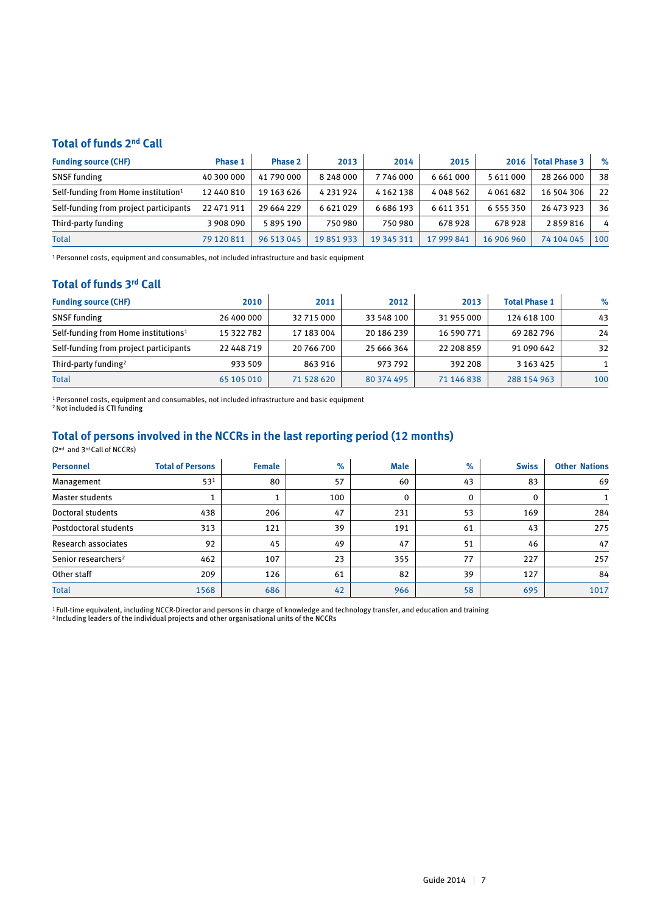## Total of funds 2nd Call

| Funding source (CHF) | Phase 1 | Phase 2 | 2013 | 2014 | 2015 | 2016 | Total Phase 3 | % |
|---|---|---|---|---|---|---|---|---|
| SNSF funding | 40 300 000 | 41 790 000 | 8 248 000 | 7 746 000 | 6 661 000 | 5 611 000 | 28 266 000 | 38 |
| Self-funding from Home institution[1] | 12 440 810 | 19 163 626 | 4 231 924 | 4 162 138 | 4 048 562 | 4 061 682 | 16 504 306 | 22 |
| Self-funding from project participants | 22 471 911 | 29 664 229 | 6 621 029 | 6 686 193 | 6 611 351 | 6 555 350 | 26 473 923 | 36 |
| Third-party funding | 3 908 090 | 5 895 190 | 750 980 | 750 980 | 678 928 | 678 928 | 2 859 816 | 4 |
| Total | 79 120 811 | 96 513 045 | 19 851 933 | 19 345 311 | 17 999 841 | 16 906 960 | 74 104 045 | 100 |

[1] Personnel costs, equipment and consumables, not included infrastructure and basic equipment

## Total of funds 3rd Call

| Funding source (CHF) | 2010 | 2011 | 2012 | 2013 | Total Phase 1 | % |
|---|---|---|---|---|---|---|
| SNSF funding | 26 400 000 | 32 715 000 | 33 548 100 | 31 955 000 | 124 618 100 | 43 |
| Self-funding from Home institutions[1] | 15 322 782 | 17 183 004 | 20 186 239 | 16 590 771 | 69 282 796 | 24 |
| Self-funding from project participants | 22 448 719 | 20 766 700 | 25 666 364 | 22 208 859 | 91 090 642 | 32 |
| Third-party funding[2] | 933 509 | 863 916 | 973 792 | 392 208 | 3 163 425 | 1 |
| Total | 65 105 010 | 71 528 620 | 80 374 495 | 71 146 838 | 288 154 963 | 100 |

[1] Personnel costs, equipment and consumables, not included infrastructure and basic equipment
[2] Not included is CTI funding

## Total of persons involved in the NCCRs in the last reporting period (12 months)

(2nd and 3rd Call of NCCRs)

| Personnel | Total of Persons | Female | % | Male | % | Swiss | Other Nations |
|---|---|---|---|---|---|---|---|
| Management | 53[1] | 80 | 57 | 60 | 43 | 83 | 69 |
| Master students | 1 | 1 | 100 | 0 | 0 | 0 | 1 |
| Doctoral students | 438 | 206 | 47 | 231 | 53 | 169 | 284 |
| Postdoctoral students | 313 | 121 | 39 | 191 | 61 | 43 | 275 |
| Research associates | 92 | 45 | 49 | 47 | 51 | 46 | 47 |
| Senior researchers[2] | 462 | 107 | 23 | 355 | 77 | 227 | 257 |
| Other staff | 209 | 126 | 61 | 82 | 39 | 127 | 84 |
| Total | 1568 | 686 | 42 | 966 | 58 | 695 | 1017 |

[1] Full-time equivalent, including NCCR-Director and persons in charge of knowledge and technology transfer, and education and training
[2] Including leaders of the individual projects and other organisational units of the NCCRs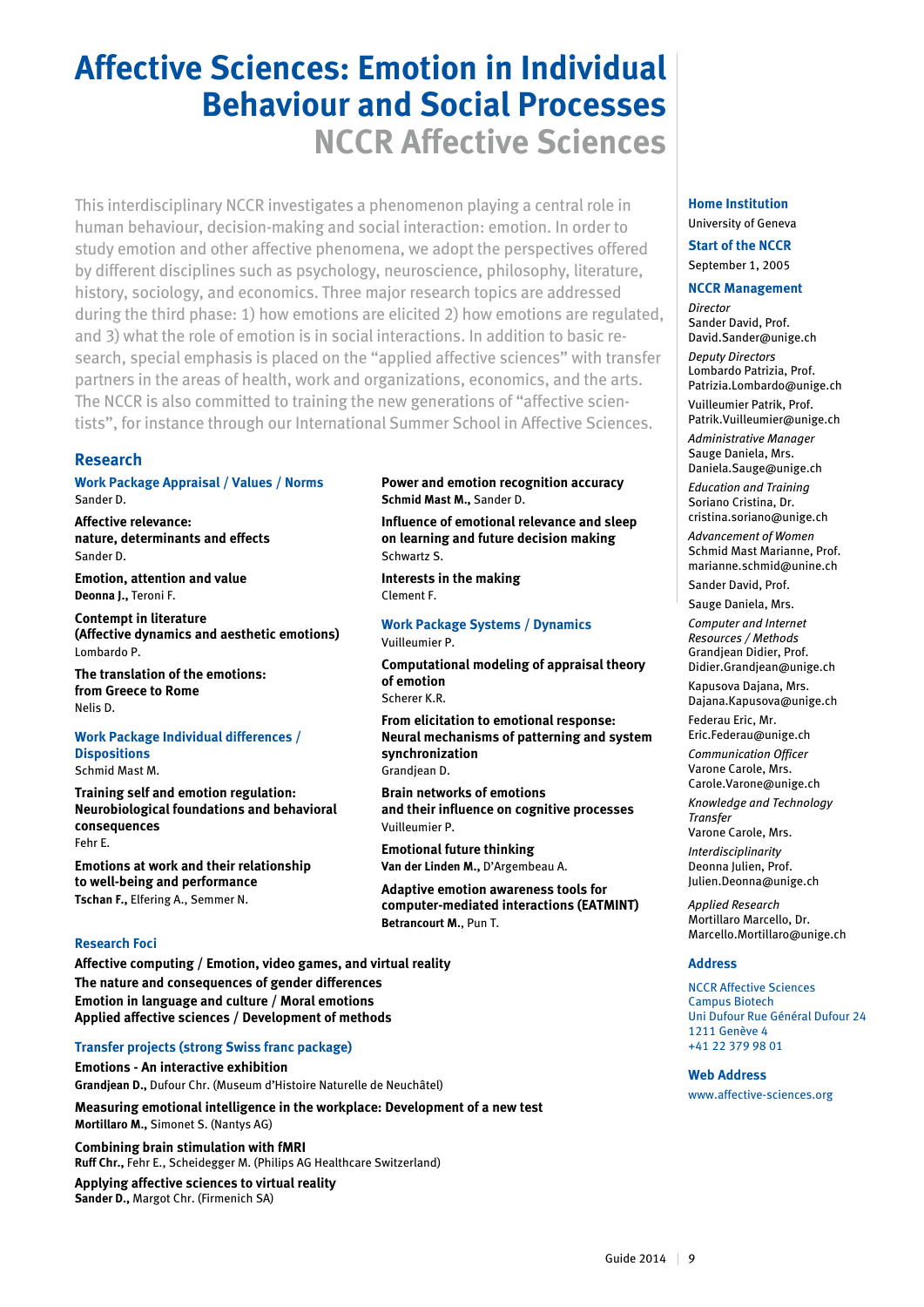# Affective Sciences: Emotion in Individual Behaviour and Social Processes

## NCCR Affective Sciences

This interdisciplinary NCCR investigates a phenomenon playing a central role in human behaviour, decision-making and social interaction: emotion. In order to study emotion and other affective phenomena, we adopt the perspectives offered by different disciplines such as psychology, neuroscience, philosophy, literature, history, sociology, and economics. Three major research topics are addressed during the third phase: 1) how emotions are elicited 2) how emotions are regulated, and 3) what the role of emotion is in social interactions. In addition to basic research, special emphasis is placed on the "applied affective sciences" with transfer partners in the areas of health, work and organizations, economics, and the arts. The NCCR is also committed to training the new generations of "affective scientists", for instance through our International Summer School in Affective Sciences.

### Research

#### Work Package Appraisal / Values / Norms
Sander D.

**Affective relevance: nature, determinants and effects**
Sander D.

**Emotion, attention and value**
**Deonna J.,** Teroni F.

**Contempt in literature (Affective dynamics and aesthetic emotions)**
Lombardo P.

**The translation of the emotions: from Greece to Rome**
Nelis D.

#### Work Package Individual differences / Dispositions
Schmid Mast M.

**Training self and emotion regulation: Neurobiological foundations and behavioral consequences**
Fehr E.

**Emotions at work and their relationship to well-being and performance**
**Tschan F.,** Elfering A., Semmer N.

**Power and emotion recognition accuracy**
**Schmid Mast M.,** Sander D.

**Influence of emotional relevance and sleep on learning and future decision making**
Schwartz S.

**Interests in the making**
Clement F.

#### Work Package Systems / Dynamics
Vuilleumier P.

**Computational modeling of appraisal theory of emotion**
Scherer K.R.

**From elicitation to emotional response: Neural mechanisms of patterning and system synchronization**
Grandjean D.

**Brain networks of emotions and their influence on cognitive processes**
Vuilleumier P.

**Emotional future thinking**
**Van der Linden M.,** D'Argembeau A.

**Adaptive emotion awareness tools for computer-mediated interactions (EATMINT)**
**Betrancourt M.,** Pun T.

#### Research Foci

**Affective computing / Emotion, video games, and virtual reality**
**The nature and consequences of gender differences**
**Emotion in language and culture / Moral emotions**
**Applied affective sciences / Development of methods**

#### Transfer projects (strong Swiss franc package)

**Emotions - An interactive exhibition**
**Grandjean D.,** Dufour Chr. (Museum d'Histoire Naturelle de Neuchâtel)

**Measuring emotional intelligence in the workplace: Development of a new test**
**Mortillaro M.,** Simonet S. (Nantys AG)

**Combining brain stimulation with fMRI**
**Ruff Chr.,** Fehr E., Scheidegger M. (Philips AG Healthcare Switzerland)

**Applying affective sciences to virtual reality**
**Sander D.,** Margot Chr. (Firmenich SA)

### Home Institution
University of Geneva

### Start of the NCCR
September 1, 2005

### NCCR Management

*Director*
Sander David, Prof.
David.Sander@unige.ch

*Deputy Directors*
Lombardo Patrizia, Prof.
Patrizia.Lombardo@unige.ch

Vuilleumier Patrik, Prof.
Patrik.Vuilleumier@unige.ch

*Administrative Manager*
Sauge Daniela, Mrs.
Daniela.Sauge@unige.ch

*Education and Training*
Soriano Cristina, Dr.
cristina.soriano@unige.ch

*Advancement of Women*
Schmid Mast Marianne, Prof.
marianne.schmid@unine.ch

Sander David, Prof.

Sauge Daniela, Mrs.

*Computer and Internet Resources / Methods*
Grandjean Didier, Prof.
Didier.Grandjean@unige.ch

Kapusova Dajana, Mrs.
Dajana.Kapusova@unige.ch

Federau Eric, Mr.
Eric.Federau@unige.ch

*Communication Officer*
Varone Carole, Mrs.
Carole.Varone@unige.ch

*Knowledge and Technology Transfer*
Varone Carole, Mrs.

*Interdisciplinarity*
Deonna Julien, Prof.
Julien.Deonna@unige.ch

*Applied Research*
Mortillaro Marcello, Dr.
Marcello.Mortillaro@unige.ch

### Address

NCCR Affective Sciences
Campus Biotech
Uni Dufour Rue Général Dufour 24
1211 Genève 4
+41 22 379 98 01

### Web Address

www.affective-sciences.org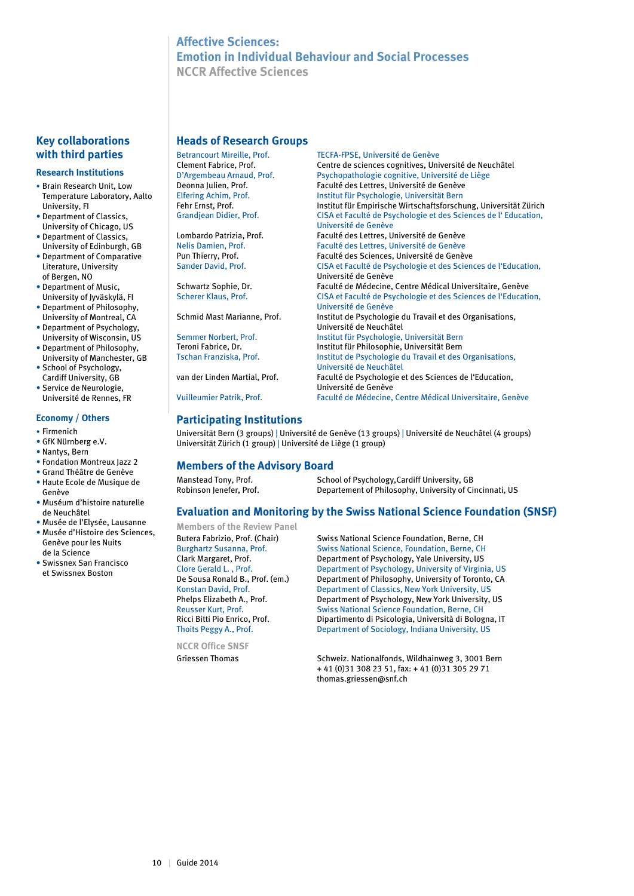# Affective Sciences: Emotion in Individual Behaviour and Social Processes

## NCCR Affective Sciences

## Heads of Research Groups

| | |
|---|---|
| Betrancourt Mireille, Prof. | TECFA-FPSE, Université de Genève |
| Clement Fabrice, Prof. | Centre de sciences cognitives, Université de Neuchâtel |
| D'Argembeau Arnaud, Prof. | Psychopathologie cognitive, Université de Liège |
| Deonna Julien, Prof. | Faculté des Lettres, Université de Genève |
| Elfering Achim, Prof. | Institut für Psychologie, Universität Bern |
| Fehr Ernst, Prof. | Institut für Empirische Wirtschaftsforschung, Universität Zürich |
| Grandjean Didier, Prof. | CISA et Faculté de Psychologie et des Sciences de l' Education, Université de Genève |
| Lombardo Patrizia, Prof. | Faculté des Lettres, Université de Genève |
| Nelis Damien, Prof. | Faculté des Lettres, Université de Genève |
| Pun Thierry, Prof. | Faculté des Sciences, Université de Genève |
| Sander David, Prof. | CISA et Faculté de Psychologie et des Sciences de l'Education, Université de Genève |
| Schwartz Sophie, Dr. | Faculté de Médecine, Centre Médical Universitaire, Genève |
| Scherer Klaus, Prof. | CISA et Faculté de Psychologie et des Sciences de l'Education, Université de Genève |
| Schmid Mast Marianne, Prof. | Institut de Psychologie du Travail et des Organisations, Université de Neuchâtel |
| Semmer Norbert, Prof. | Institut für Psychologie, Universität Bern |
| Teroni Fabrice, Dr. | Institut für Philosophie, Universität Bern |
| Tschan Franziska, Prof. | Institut de Psychologie du Travail et des Organisations, Université de Neuchâtel |
| van der Linden Martial, Prof. | Faculté de Psychologie et des Sciences de l'Education, Université de Genève |
| Vuilleumier Patrik, Prof. | Faculté de Médecine, Centre Médical Universitaire, Genève |

## Participating Institutions

Universität Bern (3 groups) | Université de Genève (13 groups) | Université de Neuchâtel (4 groups) | Universität Zürich (1 group) | Université de Liège (1 group)

## Members of the Advisory Board

| | |
|---|---|
| Manstead Tony, Prof. | School of Psychology,Cardiff University, GB |
| Robinson Jenefer, Prof. | Departement of Philosophy, University of Cincinnati, US |

## Evaluation and Monitoring by the Swiss National Science Foundation (SNSF)

### Members of the Review Panel

| | |
|---|---|
| Butera Fabrizio, Prof. (Chair) | Swiss National Science Foundation, Berne, CH |
| Burghartz Susanna, Prof. | Swiss National Science, Foundation, Berne, CH |
| Clark Margaret, Prof. | Department of Psychology, Yale University, US |
| Clore Gerald L. , Prof. | Department of Psychology, University of Virginia, US |
| De Sousa Ronald B., Prof. (em.) | Department of Philosophy, University of Toronto, CA |
| Konstan David, Prof. | Department of Classics, New York University, US |
| Phelps Elizabeth A., Prof. | Department of Psychology, New York University, US |
| Reusser Kurt, Prof. | Swiss National Science Foundation, Berne, CH |
| Ricci Bitti Pio Enrico, Prof. | Dipartimento di Psicologia, Università di Bologna, IT |
| Thoits Peggy A., Prof. | Department of Sociology, Indiana University, US |

### NCCR Office SNSF

Griessen Thomas — Schweiz. Nationalfonds, Wildhainweg 3, 3001 Bern
+ 41 (0)31 308 23 51, fax: + 41 (0)31 305 29 71
thomas.griessen@snf.ch

## Key collaborations with third parties

### Research Institutions

- Brain Research Unit, Low Temperature Laboratory, Aalto University, FI
- Department of Classics, University of Chicago, US
- Department of Classics, University of Edinburgh, GB
- Department of Comparative Literature, University of Bergen, NO
- Department of Music, University of Jyväskylä, FI
- Department of Philosophy, University of Montreal, CA
- Department of Psychology, University of Wisconsin, US
- Department of Philosophy, University of Manchester, GB
- School of Psychology, Cardiff University, GB
- Service de Neurologie, Université de Rennes, FR

### Economy / Others

- Firmenich
- GfK Nürnberg e.V.
- Nantys, Bern
- Fondation Montreux Jazz 2
- Grand Théâtre de Genève
- Haute Ecole de Musique de Genève
- Muséum d'histoire naturelle de Neuchâtel
- Musée de l'Elysée, Lausanne
- Musée d'Histoire des Sciences, Genève pour les Nuits de la Science
- Swissnex San Francisco et Swissnex Boston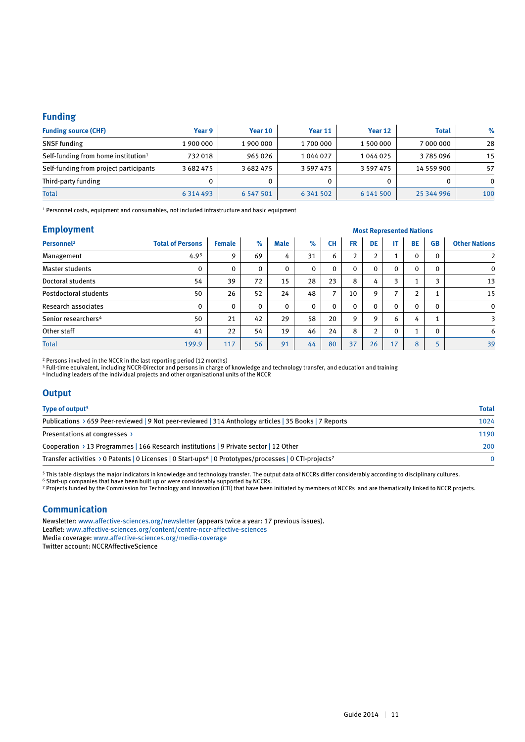## Funding

| Funding source (CHF) | Year 9 | Year 10 | Year 11 | Year 12 | Total | % |
|---|---|---|---|---|---|---|
| SNSF funding | 1 900 000 | 1 900 000 | 1 700 000 | 1 500 000 | 7 000 000 | 28 |
| Self-funding from home institution[1] | 732 018 | 965 026 | 1 044 027 | 1 044 025 | 3 785 096 | 15 |
| Self-funding from project participants | 3 682 475 | 3 682 475 | 3 597 475 | 3 597 475 | 14 559 900 | 57 |
| Third-party funding | 0 | 0 | 0 | 0 | 0 | 0 |
| Total | 6 314 493 | 6 547 501 | 6 341 502 | 6 141 500 | 25 344 996 | 100 |

[1] Personnel costs, equipment and consumables, not included infrastructure and basic equipment

## Employment

| Personnel[2] | Total of Persons | Female | % | Male | % | CH | FR | DE | IT | BE | GB | Other Nations |
|---|---|---|---|---|---|---|---|---|---|---|---|---|
| | | | | | | Most Represented Nations | | | | | | |
| Management | 4.9[3] | 9 | 69 | 4 | 31 | 6 | 2 | 2 | 1 | 0 | 0 | 2 |
| Master students | 0 | 0 | 0 | 0 | 0 | 0 | 0 | 0 | 0 | 0 | 0 | 0 |
| Doctoral students | 54 | 39 | 72 | 15 | 28 | 23 | 8 | 4 | 3 | 1 | 3 | 13 |
| Postdoctoral students | 50 | 26 | 52 | 24 | 48 | 7 | 10 | 9 | 7 | 2 | 1 | 15 |
| Research associates | 0 | 0 | 0 | 0 | 0 | 0 | 0 | 0 | 0 | 0 | 0 | 0 |
| Senior researchers[4] | 50 | 21 | 42 | 29 | 58 | 20 | 9 | 9 | 6 | 4 | 1 | 3 |
| Other staff | 41 | 22 | 54 | 19 | 46 | 24 | 8 | 2 | 0 | 1 | 0 | 6 |
| Total | 199.9 | 117 | 56 | 91 | 44 | 80 | 37 | 26 | 17 | 8 | 5 | 39 |

[2] Persons involved in the NCCR in the last reporting period (12 months)
[3] Full-time equivalent, including NCCR-Director and persons in charge of knowledge and technology transfer, and education and training
[4] Including leaders of the individual projects and other organisational units of the NCCR

## Output

| Type of output[5] | Total |
|---|---|
| Publications › 659 Peer-reviewed \| 9 Not peer-reviewed \| 314 Anthology articles \| 35 Books \| 7 Reports | 1024 |
| Presentations at congresses › | 1190 |
| Cooperation › 13 Programmes \| 166 Research institutions \| 9 Private sector \| 12 Other | 200 |
| Transfer activities › 0 Patents \| 0 Licenses \| 0 Start-ups[6] \| 0 Prototypes/processes \| 0 CTI-projects[7] | 0 |

[5] This table displays the major indicators in knowledge and technology transfer. The output data of NCCRs differ considerably according to disciplinary cultures.
[6] Start-up companies that have been built up or were considerably supported by NCCRs.
[7] Projects funded by the Commission for Technology and Innovation (CTI) that have been initiated by members of NCCRs and are thematically linked to NCCR projects.

## Communication

Newsletter: www.affective-sciences.org/newsletter (appears twice a year: 17 previous issues).
Leaflet: www.affective-sciences.org/content/centre-nccr-affective-sciences
Media coverage: www.affective-sciences.org/media-coverage
Twitter account: NCCRAffectiveScience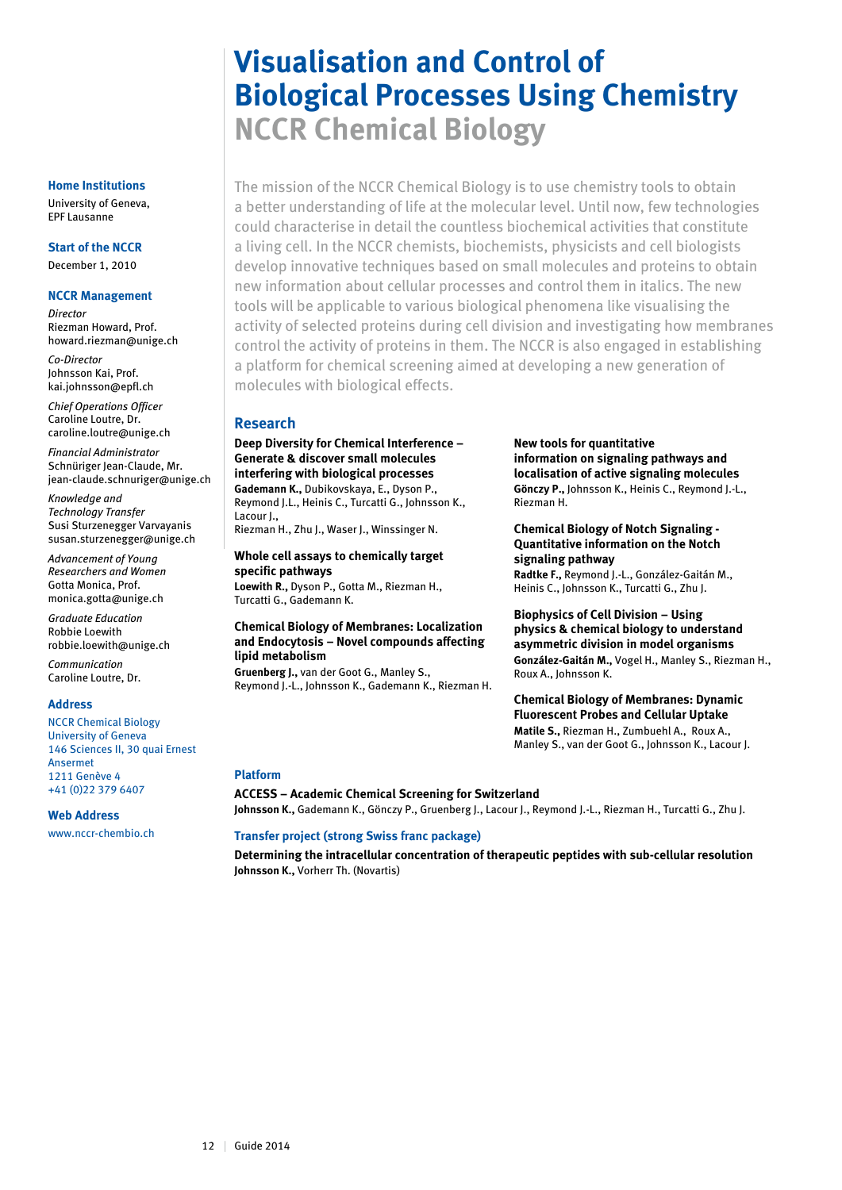# Visualisation and Control of Biological Processes Using Chemistry

## NCCR Chemical Biology

The mission of the NCCR Chemical Biology is to use chemistry tools to obtain a better understanding of life at the molecular level. Until now, few technologies could characterise in detail the countless biochemical activities that constitute a living cell. In the NCCR chemists, biochemists, physicists and cell biologists develop innovative techniques based on small molecules and proteins to obtain new information about cellular processes and control them in italics. The new tools will be applicable to various biological phenomena like visualising the activity of selected proteins during cell division and investigating how membranes control the activity of proteins in them. The NCCR is also engaged in establishing a platform for chemical screening aimed at developing a new generation of molecules with biological effects.

**Home Institutions**
University of Geneva,
EPF Lausanne

**Start of the NCCR**
December 1, 2010

**NCCR Management**

*Director*
Riezman Howard, Prof.
howard.riezman@unige.ch

*Co-Director*
Johnsson Kai, Prof.
kai.johnsson@epfl.ch

*Chief Operations Officer*
Caroline Loutre, Dr.
caroline.loutre@unige.ch

*Financial Administrator*
Schnüriger Jean-Claude, Mr.
jean-claude.schnuriger@unige.ch

*Knowledge and Technology Transfer*
Susi Sturzenegger Varvayanis
susan.sturzenegger@unige.ch

*Advancement of Young Researchers and Women*
Gotta Monica, Prof.
monica.gotta@unige.ch

*Graduate Education*
Robbie Loewith
robbie.loewith@unige.ch

*Communication*
Caroline Loutre, Dr.

**Address**
NCCR Chemical Biology
University of Geneva
146 Sciences II, 30 quai Ernest Ansermet
1211 Genève 4
+41 (0)22 379 6407

**Web Address**
www.nccr-chembio.ch

### Research

**Deep Diversity for Chemical Interference – Generate & discover small molecules interfering with biological processes**
**Gademann K.,** Dubikovskaya, E., Dyson P., Reymond J.L., Heinis C., Turcatti G., Johnsson K., Lacour J.,
Riezman H., Zhu J., Waser J., Winssinger N.

**Whole cell assays to chemically target specific pathways**
**Loewith R.,** Dyson P., Gotta M., Riezman H., Turcatti G., Gademann K.

**Chemical Biology of Membranes: Localization and Endocytosis – Novel compounds affecting lipid metabolism**
**Gruenberg J.,** van der Goot G., Manley S., Reymond J.-L., Johnsson K., Gademann K., Riezman H.

**New tools for quantitative information on signaling pathways and localisation of active signaling molecules**
**Gönczy P.,** Johnsson K., Heinis C., Reymond J.-L., Riezman H.

**Chemical Biology of Notch Signaling - Quantitative information on the Notch signaling pathway**
**Radtke F.,** Reymond J.-L., González-Gaitán M., Heinis C., Johnsson K., Turcatti G., Zhu J.

**Biophysics of Cell Division – Using physics & chemical biology to understand asymmetric division in model organisms**
**González-Gaitán M.,** Vogel H., Manley S., Riezman H., Roux A., Johnsson K.

**Chemical Biology of Membranes: Dynamic Fluorescent Probes and Cellular Uptake**
**Matile S.,** Riezman H., Zumbuehl A., Roux A., Manley S., van der Goot G., Johnsson K., Lacour J.

### Platform

**ACCESS – Academic Chemical Screening for Switzerland**
**Johnsson K.,** Gademann K., Gönczy P., Gruenberg J., Lacour J., Reymond J.-L., Riezman H., Turcatti G., Zhu J.

### Transfer project (strong Swiss franc package)

**Determining the intracellular concentration of therapeutic peptides with sub-cellular resolution**
**Johnsson K.,** Vorherr Th. (Novartis)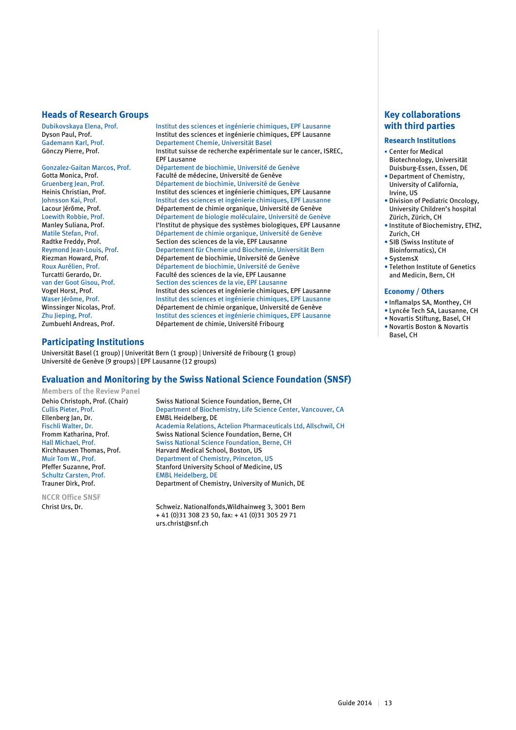## Heads of Research Groups

| | |
|---|---|
| Dubikovskaya Elena, Prof. | Institut des sciences et ingénierie chimiques, EPF Lausanne |
| Dyson Paul, Prof. | Institut des sciences et ingénierie chimiques, EPF Lausanne |
| Gademann Karl, Prof. | Departement Chemie, Universität Basel |
| Gönczy Pierre, Prof. | Institut suisse de recherche expérimentale sur le cancer, ISREC, EPF Lausanne |
| Gonzalez-Gaitan Marcos, Prof. | Département de biochimie, Université de Genève |
| Gotta Monica, Prof. | Faculté de médecine, Université de Genève |
| Gruenberg Jean, Prof. | Département de biochimie, Université de Genève |
| Heinis Christian, Prof. | Institut des sciences et ingénierie chimiques, EPF Lausanne |
| Johnsson Kai, Prof. | Institut des sciences et ingénierie chimiques, EPF Lausanne |
| Lacour Jérôme, Prof. | Département de chimie organique, Université de Genève |
| Loewith Robbie, Prof. | Département de biologie moléculaire, Université de Genève |
| Manley Suliana, Prof. | l'Institut de physique des systèmes biologiques, EPF Lausanne |
| Matile Stefan, Prof. | Département de chimie organique, Université de Genève |
| Radtke Freddy, Prof. | Section des sciences de la vie, EPF Lausanne |
| Reymond Jean-Louis, Prof. | Departement für Chemie und Biochemie, Universität Bern |
| Riezman Howard, Prof. | Département de biochimie, Université de Genève |
| Roux Aurélien, Prof. | Département de biochimie, Université de Genève |
| Turcatti Gerardo, Dr. | Faculté des sciences de la vie, EPF Lausanne |
| van der Goot Gisou, Prof. | Section des sciences de la vie, EPF Lausanne |
| Vogel Horst, Prof. | Institut des sciences et ingénierie chimiques, EPF Lausanne |
| Waser Jérôme, Prof. | Institut des sciences et ingénierie chimiques, EPF Lausanne |
| Winssinger Nicolas, Prof. | Département de chimie organique, Université de Genève |
| Zhu Jieping, Prof. | Institut des sciences et ingénierie chimiques, EPF Lausanne |
| Zumbuehl Andreas, Prof. | Département de chimie, Université Fribourg |

## Participating Institutions

Universität Basel (1 group) | Univeritát Bern (1 group) | Université de Fribourg (1 group)
Université de Genève (9 groups) | EPF Lausanne (12 groups)

## Evaluation and Monitoring by the Swiss National Science Foundation (SNSF)

### Members of the Review Panel

| | |
|---|---|
| Dehio Christoph, Prof. (Chair) | Swiss National Science Foundation, Berne, CH |
| Cullis Pieter, Prof. | Department of Biochemistry, Life Science Center, Vancouver, CA |
| Ellenberg Jan, Dr. | EMBL Heidelberg, DE |
| Fischli Walter, Dr. | Academia Relations, Actelion Pharmaceuticals Ltd, Allschwil, CH |
| Fromm Katharina, Prof. | Swiss National Science Foundation, Berne, CH |
| Hall Michael, Prof. | Swiss National Science Foundation, Berne, CH |
| Kirchhausen Thomas, Prof. | Harvard Medical School, Boston, US |
| Muir Tom W., Prof. | Department of Chemistry, Princeton, US |
| Pfeffer Suzanne, Prof. | Stanford University School of Medicine, US |
| Schultz Carsten, Prof. | EMBL Heidelberg, DE |
| Trauner Dirk, Prof. | Department of Chemistry, University of Munich, DE |

### NCCR Office SNSF

| | |
|---|---|
| Christ Urs, Dr. | Schweiz. Nationalfonds,Wildhainweg 3, 3001 Bern<br>+ 41 (0)31 308 23 50, fax: + 41 (0)31 305 29 71<br>urs.christ@snf.ch |

## Key collaborations with third parties

### Research Institutions

- Center for Medical Biotechnology, Universität Duisburg-Essen, Essen, DE
- Department of Chemistry, University of California, Irvine, US
- Division of Pediatric Oncology, University Children's hospital Zürich, Zürich, CH
- Institute of Biochemistry, ETHZ, Zurich, CH
- SIB (Swiss Institute of Bioinformatics), CH
- SystemsX
- Telethon Institute of Genetics and Medicin, Bern, CH

### Economy / Others

- Inflamalps SA, Monthey, CH
- Lyncée Tech SA, Lausanne, CH
- Novartis Stiftung, Basel, CH
- Novartis Boston & Novartis Basel, CH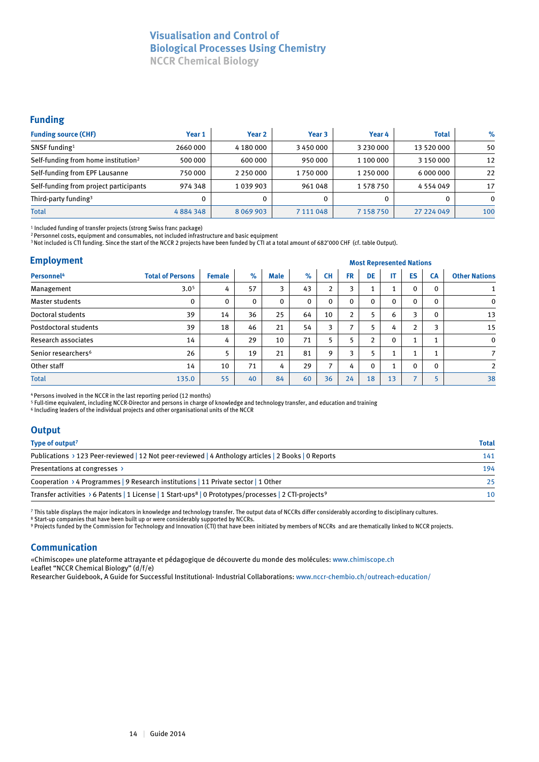# Visualisation and Control of Biological Processes Using Chemistry

## NCCR Chemical Biology

## Funding

| Funding source (CHF) | Year 1 | Year 2 | Year 3 | Year 4 | Total | % |
|---|---|---|---|---|---|---|
| SNSF funding[1] | 2660 000 | 4 180 000 | 3 450 000 | 3 230 000 | 13 520 000 | 50 |
| Self-funding from home institution[2] | 500 000 | 600 000 | 950 000 | 1 100 000 | 3 150 000 | 12 |
| Self-funding from EPF Lausanne | 750 000 | 2 250 000 | 1 750 000 | 1 250 000 | 6 000 000 | 22 |
| Self-funding from project participants | 974 348 | 1 039 903 | 961 048 | 1 578 750 | 4 554 049 | 17 |
| Third-party funding[3] | 0 | 0 | 0 | 0 | 0 | 0 |
| Total | 4 884 348 | 8 069 903 | 7 111 048 | 7 158 750 | 27 224 049 | 100 |

[1] Included funding of transfer projects (strong Swiss franc package)
[2] Personnel costs, equipment and consumables, not included infrastructure and basic equipment
[3] Not included is CTI funding. Since the start of the NCCR 2 projects have been funded by CTI at a total amount of 682'000 CHF (cf. table Output).

## Employment

| Personnel[4] | Total of Persons | Female | % | Male | % | Most Represented Nations CH | FR | DE | IT | ES | CA | Other Nations |
|---|---|---|---|---|---|---|---|---|---|---|---|---|
| Management | 3.0[5] | 4 | 57 | 3 | 43 | 2 | 3 | 1 | 1 | 0 | 0 | 1 |
| Master students | 0 | 0 | 0 | 0 | 0 | 0 | 0 | 0 | 0 | 0 | 0 | 0 |
| Doctoral students | 39 | 14 | 36 | 25 | 64 | 10 | 2 | 5 | 6 | 3 | 0 | 13 |
| Postdoctoral students | 39 | 18 | 46 | 21 | 54 | 3 | 7 | 5 | 4 | 2 | 3 | 15 |
| Research associates | 14 | 4 | 29 | 10 | 71 | 5 | 5 | 2 | 0 | 1 | 1 | 0 |
| Senior researchers[6] | 26 | 5 | 19 | 21 | 81 | 9 | 3 | 5 | 1 | 1 | 1 | 7 |
| Other staff | 14 | 10 | 71 | 4 | 29 | 7 | 4 | 0 | 1 | 0 | 0 | 2 |
| Total | 135.0 | 55 | 40 | 84 | 60 | 36 | 24 | 18 | 13 | 7 | 5 | 38 |

[4] Persons involved in the NCCR in the last reporting period (12 months)
[5] Full-time equivalent, including NCCR-Director and persons in charge of knowledge and technology transfer, and education and training
[6] Including leaders of the individual projects and other organisational units of the NCCR

## Output

| Type of output[7] | Total |
|---|---|
| Publications › 123 Peer-reviewed \| 12 Not peer-reviewed \| 4 Anthology articles \| 2 Books \| 0 Reports | 141 |
| Presentations at congresses › | 194 |
| Cooperation › 4 Programmes \| 9 Research institutions \| 11 Private sector \| 1 Other | 25 |
| Transfer activities › 6 Patents \| 1 License \| 1 Start-ups[8] \| 0 Prototypes/processes \| 2 CTI-projects[9] | 10 |

[7] This table displays the major indicators in knowledge and technology transfer. The output data of NCCRs differ considerably according to disciplinary cultures.
[8] Start-up companies that have been built up or were considerably supported by NCCRs.
[9] Projects funded by the Commission for Technology and Innovation (CTI) that have been initiated by members of NCCRs and are thematically linked to NCCR projects.

## Communication

«Chimiscope» une plateforme attrayante et pédagogique de découverte du monde des molécules: www.chimiscope.ch
Leaflet "NCCR Chemical Biology" (d/f/e)
Researcher Guidebook, A Guide for Successful Institutional- Industrial Collaborations: www.nccr-chembio.ch/outreach-education/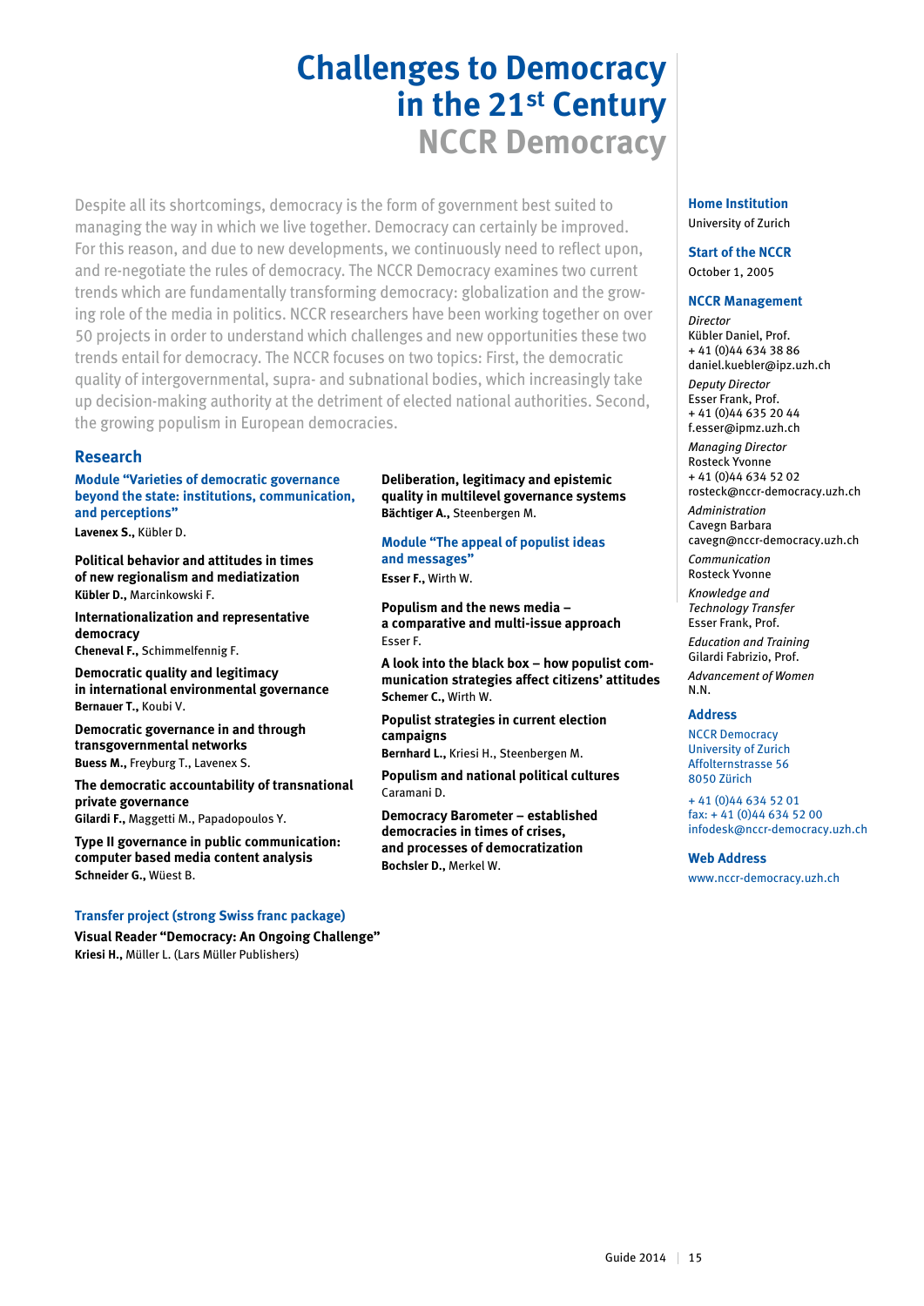# Challenges to Democracy in the 21st Century

## NCCR Democracy

Despite all its shortcomings, democracy is the form of government best suited to managing the way in which we live together. Democracy can certainly be improved. For this reason, and due to new developments, we continuously need to reflect upon, and re-negotiate the rules of democracy. The NCCR Democracy examines two current trends which are fundamentally transforming democracy: globalization and the growing role of the media in politics. NCCR researchers have been working together on over 50 projects in order to understand which challenges and new opportunities these two trends entail for democracy. The NCCR focuses on two topics: First, the democratic quality of intergovernmental, supra- and subnational bodies, which increasingly take up decision-making authority at the detriment of elected national authorities. Second, the growing populism in European democracies.

## Research

### Module "Varieties of democratic governance beyond the state: institutions, communication, and perceptions"

**Lavenex S.,** Kübler D.

**Political behavior and attitudes in times of new regionalism and mediatization**
**Kübler D.,** Marcinkowski F.

**Internationalization and representative democracy**
**Cheneval F.,** Schimmelfennig F.

**Democratic quality and legitimacy in international environmental governance**
**Bernauer T.,** Koubi V.

**Democratic governance in and through transgovernmental networks**
**Buess M.,** Freyburg T., Lavenex S.

**The democratic accountability of transnational private governance**
**Gilardi F.,** Maggetti M., Papadopoulos Y.

**Type II governance in public communication: computer based media content analysis**
**Schneider G.,** Wüest B.

**Deliberation, legitimacy and epistemic quality in multilevel governance systems**
**Bächtiger A.,** Steenbergen M.

### Module "The appeal of populist ideas and messages"

**Esser F.,** Wirth W.

**Populism and the news media – a comparative and multi-issue approach**
Esser F.

**A look into the black box – how populist communication strategies affect citizens' attitudes**
**Schemer C.,** Wirth W.

**Populist strategies in current election campaigns**
**Bernhard L.,** Kriesi H., Steenbergen M.

**Populism and national political cultures**
Caramani D.

**Democracy Barometer – established democracies in times of crises, and processes of democratization**
**Bochsler D.,** Merkel W.

### Transfer project (strong Swiss franc package)

**Visual Reader "Democracy: An Ongoing Challenge"**
**Kriesi H.,** Müller L. (Lars Müller Publishers)

---

**Home Institution**
University of Zurich

**Start of the NCCR**
October 1, 2005

**NCCR Management**

*Director*
Kübler Daniel, Prof.
+ 41 (0)44 634 38 86
daniel.kuebler@ipz.uzh.ch

*Deputy Director*
Esser Frank, Prof.
+ 41 (0)44 635 20 44
f.esser@ipmz.uzh.ch

*Managing Director*
Rosteck Yvonne
+ 41 (0)44 634 52 02
rosteck@nccr-democracy.uzh.ch

*Administration*
Cavegn Barbara
cavegn@nccr-democracy.uzh.ch

*Communication*
Rosteck Yvonne

*Knowledge and Technology Transfer*
Esser Frank, Prof.

*Education and Training*
Gilardi Fabrizio, Prof.

*Advancement of Women*
N.N.

**Address**
NCCR Democracy
University of Zurich
Affolternstrasse 56
8050 Zürich

+ 41 (0)44 634 52 01
fax: + 41 (0)44 634 52 00
infodesk@nccr-democracy.uzh.ch

**Web Address**
www.nccr-democracy.uzh.ch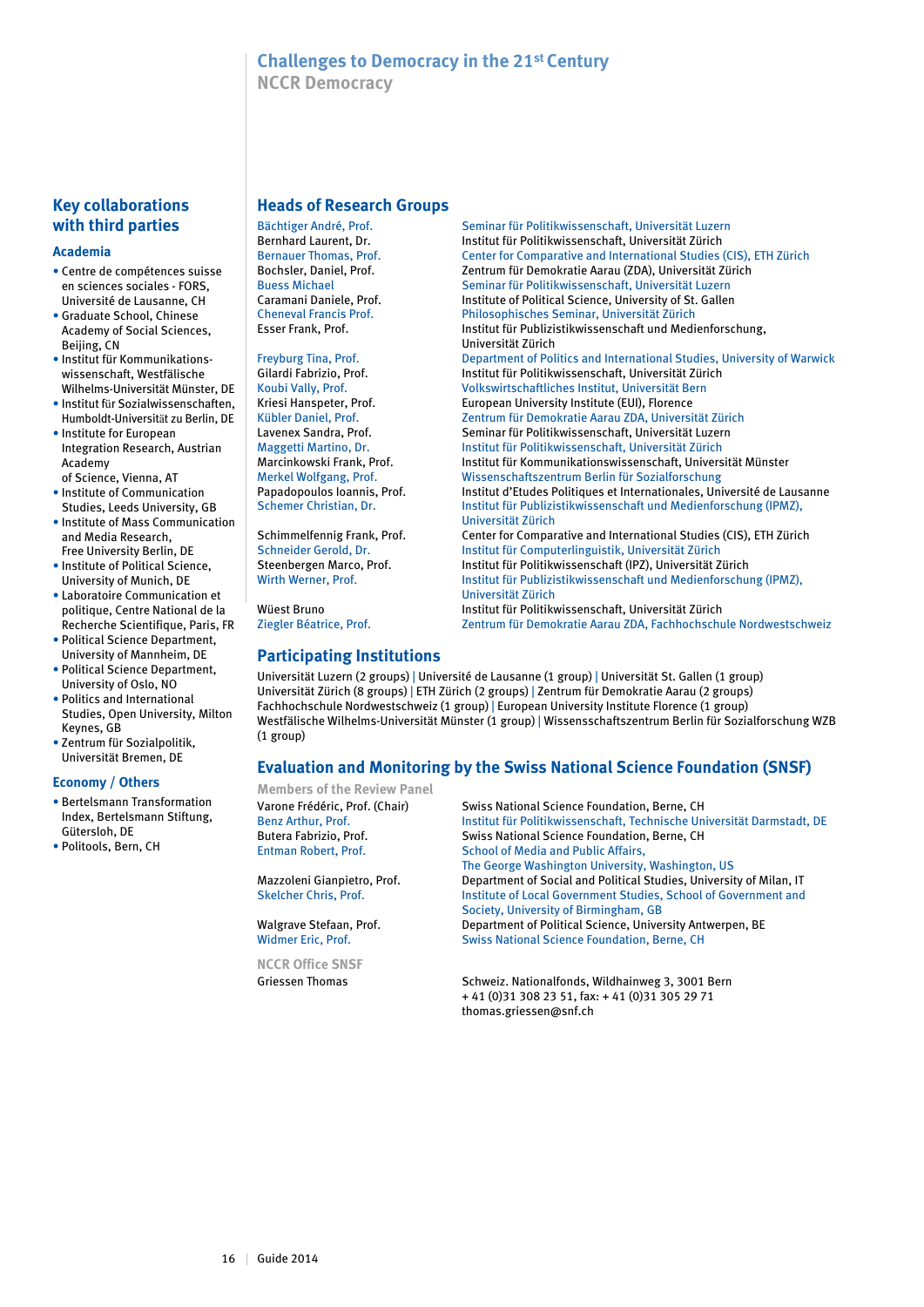# Challenges to Democracy in the 21st Century

## NCCR Democracy

## Key collaborations with third parties

### Academia

- Centre de compétences suisse en sciences sociales - FORS, Université de Lausanne, CH
- Graduate School, Chinese Academy of Social Sciences, Beijing, CN
- Institut für Kommunikationswissenschaft, Westfälische Wilhelms-Universität Münster, DE
- Institut für Sozialwissenschaften, Humboldt-Universität zu Berlin, DE
- Institute for European Integration Research, Austrian Academy of Science, Vienna, AT
- Institute of Communication Studies, Leeds University, GB
- Institute of Mass Communication and Media Research, Free University Berlin, DE
- Institute of Political Science, University of Munich, DE
- Laboratoire Communication et politique, Centre National de la Recherche Scientifique, Paris, FR
- Political Science Department, University of Mannheim, DE
- Political Science Department, University of Oslo, NO
- Politics and International Studies, Open University, Milton Keynes, GB
- Zentrum für Sozialpolitik, Universität Bremen, DE

### Economy / Others

- Bertelsmann Transformation Index, Bertelsmann Stiftung, Gütersloh, DE
- Politools, Bern, CH

## Heads of Research Groups

| | |
|---|---|
| Bächtiger André, Prof. | Seminar für Politikwissenschaft, Universität Luzern |
| Bernhard Laurent, Dr. | Institut für Politikwissenschaft, Universität Zürich |
| Bernauer Thomas, Prof. | Center for Comparative and International Studies (CIS), ETH Zürich |
| Bochsler, Daniel, Prof. | Zentrum für Demokratie Aarau (ZDA), Universität Zürich |
| Buess Michael | Seminar für Politikwissenschaft, Universität Luzern |
| Caramani Daniele, Prof. | Institute of Political Science, University of St. Gallen |
| Cheneval Francis Prof. | Philosophisches Seminar, Universität Zürich |
| Esser Frank, Prof. | Institut für Publizistikwissenschaft und Medienforschung, Universität Zürich |
| Freyburg Tina, Prof. | Department of Politics and International Studies, University of Warwick |
| Gilardi Fabrizio, Prof. | Institut für Politikwissenschaft, Universität Zürich |
| Koubi Vally, Prof. | Volkswirtschaftliches Institut, Universität Bern |
| Kriesi Hanspeter, Prof. | European University Institute (EUI), Florence |
| Kübler Daniel, Prof. | Zentrum für Demokratie Aarau ZDA, Universität Zürich |
| Lavenex Sandra, Prof. | Seminar für Politikwissenschaft, Universität Luzern |
| Maggetti Martino, Dr. | Institut für Politikwissenschaft, Universität Zürich |
| Marcinkowski Frank, Prof. | Institut für Kommunikationswissenschaft, Universität Münster |
| Merkel Wolfgang, Prof. | Wissenschaftszentrum Berlin für Sozialforschung |
| Papadopoulos Ioannis, Prof. | Institut d'Etudes Politiques et Internationales, Université de Lausanne |
| Schemer Christian, Dr. | Institut für Publizistikwissenschaft und Medienforschung (IPMZ), Universität Zürich |
| Schimmelfennig Frank, Prof. | Center for Comparative and International Studies (CIS), ETH Zürich |
| Schneider Gerold, Dr. | Institut für Computerlinguistik, Universität Zürich |
| Steenbergen Marco, Prof. | Institut für Politikwissenschaft (IPZ), Universität Zürich |
| Wirth Werner, Prof. | Institut für Publizistikwissenschaft und Medienforschung (IPMZ), Universität Zürich |
| Wüest Bruno | Institut für Politikwissenschaft, Universität Zürich |
| Ziegler Béatrice, Prof. | Zentrum für Demokratie Aarau ZDA, Fachhochschule Nordwestschweiz |

## Participating Institutions

Universität Luzern (2 groups) | Université de Lausanne (1 group) | Universität St. Gallen (1 group) Universität Zürich (8 groups) | ETH Zürich (2 groups) | Zentrum für Demokratie Aarau (2 groups) Fachhochschule Nordwestschweiz (1 group) | European University Institute Florence (1 group) Westfälische Wilhelms-Universität Münster (1 group) | Wissensschaftszentrum Berlin für Sozialforschung WZB (1 group)

## Evaluation and Monitoring by the Swiss National Science Foundation (SNSF)

### Members of the Review Panel

| | |
|---|---|
| Varone Frédéric, Prof. (Chair) | Swiss National Science Foundation, Berne, CH |
| Benz Arthur, Prof. | Institut für Politikwissenschaft, Technische Universität Darmstadt, DE |
| Butera Fabrizio, Prof. | Swiss National Science Foundation, Berne, CH |
| Entman Robert, Prof. | School of Media and Public Affairs, The George Washington University, Washington, US |
| Mazzoleni Gianpietro, Prof. | Department of Social and Political Studies, University of Milan, IT |
| Skelcher Chris, Prof. | Institute of Local Government Studies, School of Government and Society, University of Birmingham, GB |
| Walgrave Stefaan, Prof. | Department of Political Science, University Antwerpen, BE |
| Widmer Eric, Prof. | Swiss National Science Foundation, Berne, CH |

### NCCR Office SNSF

| | |
|---|---|
| Griessen Thomas | Schweiz. Nationalfonds, Wildhainweg 3, 3001 Bern<br>+ 41 (0)31 308 23 51, fax: + 41 (0)31 305 29 71<br>thomas.griessen@snf.ch |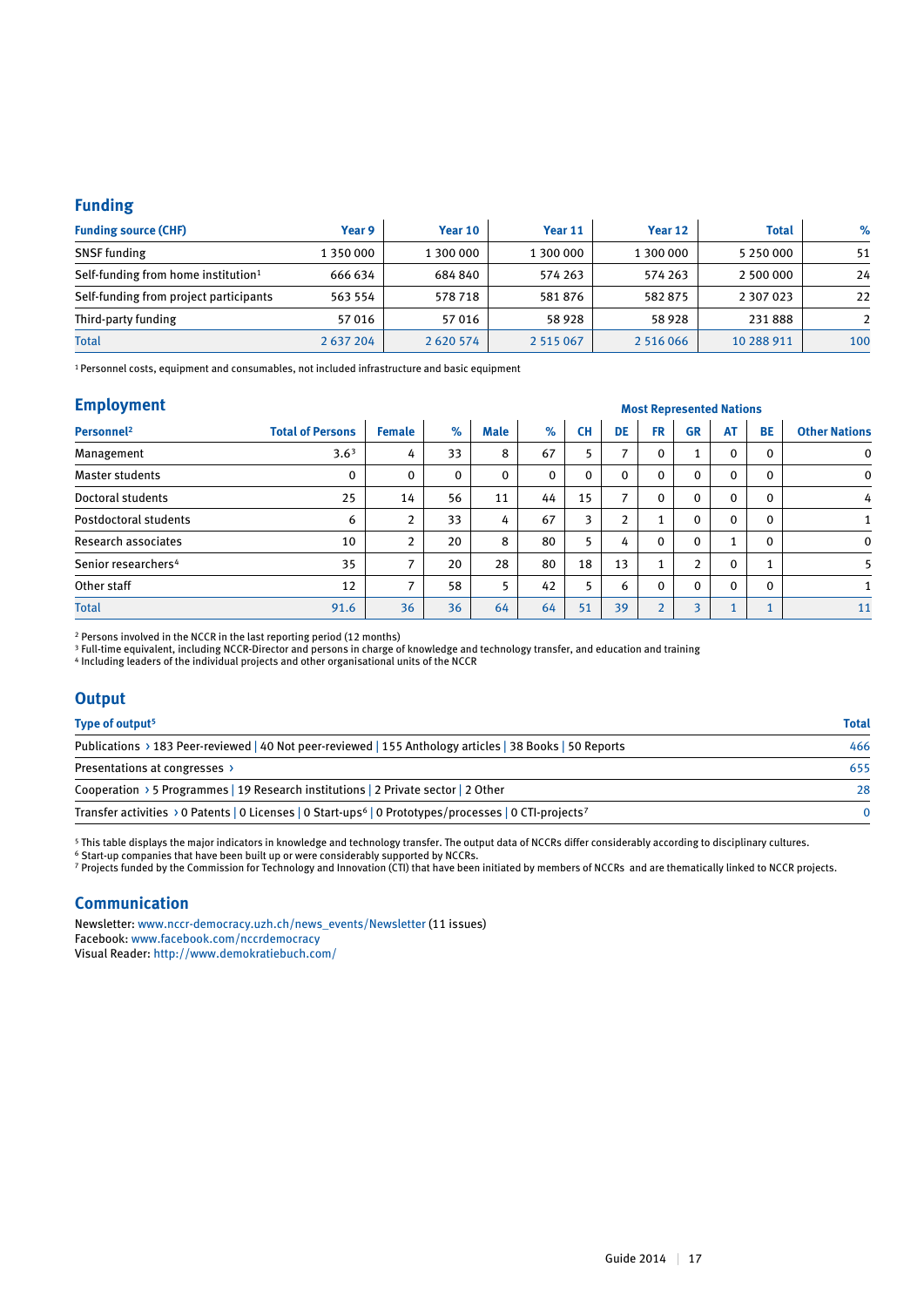## Funding

| Funding source (CHF) | Year 9 | Year 10 | Year 11 | Year 12 | Total | % |
|---|---|---|---|---|---|---|
| SNSF funding | 1 350 000 | 1 300 000 | 1 300 000 | 1 300 000 | 5 250 000 | 51 |
| Self-funding from home institution[1] | 666 634 | 684 840 | 574 263 | 574 263 | 2 500 000 | 24 |
| Self-funding from project participants | 563 554 | 578 718 | 581 876 | 582 875 | 2 307 023 | 22 |
| Third-party funding | 57 016 | 57 016 | 58 928 | 58 928 | 231 888 | 2 |
| Total | 2 637 204 | 2 620 574 | 2 515 067 | 2 516 066 | 10 288 911 | 100 |

[1] Personnel costs, equipment and consumables, not included infrastructure and basic equipment

## Employment

| | | | | | | Most Represented Nations | | | | | | |
|---|---|---|---|---|---|---|---|---|---|---|---|---|
| Personnel[2] | Total of Persons | Female | % | Male | % | CH | DE | FR | GR | AT | BE | Other Nations |
| Management | 3.6[3] | 4 | 33 | 8 | 67 | 5 | 7 | 0 | 1 | 0 | 0 | 0 |
| Master students | 0 | 0 | 0 | 0 | 0 | 0 | 0 | 0 | 0 | 0 | 0 | 0 |
| Doctoral students | 25 | 14 | 56 | 11 | 44 | 15 | 7 | 0 | 0 | 0 | 0 | 4 |
| Postdoctoral students | 6 | 2 | 33 | 4 | 67 | 3 | 2 | 1 | 0 | 0 | 0 | 1 |
| Research associates | 10 | 2 | 20 | 8 | 80 | 5 | 4 | 0 | 0 | 1 | 0 | 0 |
| Senior researchers[4] | 35 | 7 | 20 | 28 | 80 | 18 | 13 | 1 | 2 | 0 | 1 | 5 |
| Other staff | 12 | 7 | 58 | 5 | 42 | 5 | 6 | 0 | 0 | 0 | 0 | 1 |
| Total | 91.6 | 36 | 36 | 64 | 64 | 51 | 39 | 2 | 3 | 1 | 1 | 11 |

[2] Persons involved in the NCCR in the last reporting period (12 months)
[3] Full-time equivalent, including NCCR-Director and persons in charge of knowledge and technology transfer, and education and training
[4] Including leaders of the individual projects and other organisational units of the NCCR

## Output

| Type of output[5] | Total |
|---|---|
| Publications › 183 Peer-reviewed \| 40 Not peer-reviewed \| 155 Anthology articles \| 38 Books \| 50 Reports | 466 |
| Presentations at congresses › | 655 |
| Cooperation › 5 Programmes \| 19 Research institutions \| 2 Private sector \| 2 Other | 28 |
| Transfer activities › 0 Patents \| 0 Licenses \| 0 Start-ups[6] \| 0 Prototypes/processes \| 0 CTI-projects[7] | 0 |

[5] This table displays the major indicators in knowledge and technology transfer. The output data of NCCRs differ considerably according to disciplinary cultures.
[6] Start-up companies that have been built up or were considerably supported by NCCRs.
[7] Projects funded by the Commission for Technology and Innovation (CTI) that have been initiated by members of NCCRs and are thematically linked to NCCR projects.

## Communication

Newsletter: www.nccr-democracy.uzh.ch/news_events/Newsletter (11 issues)
Facebook: www.facebook.com/nccrdemocracy
Visual Reader: http://www.demokratiebuch.com/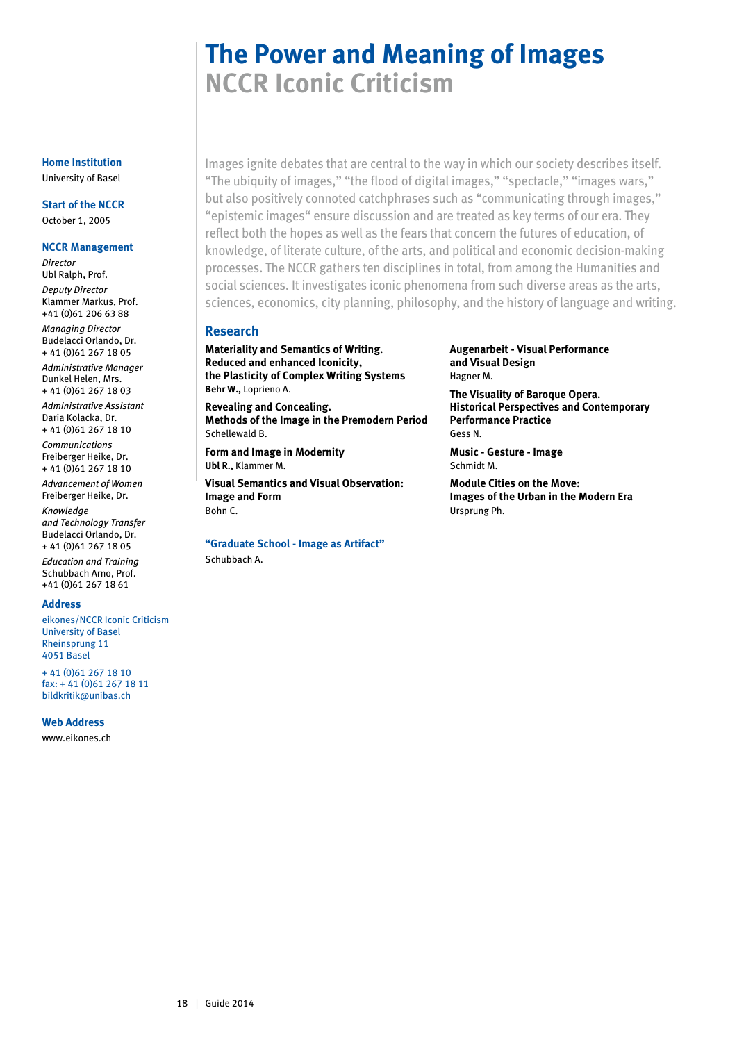# The Power and Meaning of Images
## NCCR Iconic Criticism

Images ignite debates that are central to the way in which our society describes itself. “The ubiquity of images,” “the flood of digital images,” “spectacle,” “images wars,” but also positively connoted catchphrases such as “communicating through images,” “epistemic images“ ensure discussion and are treated as key terms of our era. They reflect both the hopes as well as the fears that concern the futures of education, of knowledge, of literate culture, of the arts, and political and economic decision-making processes. The NCCR gathers ten disciplines in total, from among the Humanities and social sciences. It investigates iconic phenomena from such diverse areas as the arts, sciences, economics, city planning, philosophy, and the history of language and writing.

### Home Institution
University of Basel

### Start of the NCCR
October 1, 2005

### NCCR Management

*Director*
Ubl Ralph, Prof.

*Deputy Director*
Klammer Markus, Prof.
+41 (0)61 206 63 88

*Managing Director*
Budelacci Orlando, Dr.
+ 41 (0)61 267 18 05

*Administrative Manager*
Dunkel Helen, Mrs.
+ 41 (0)61 267 18 03

*Administrative Assistant*
Daria Kolacka, Dr.
+ 41 (0)61 267 18 10

*Communications*
Freiberger Heike, Dr.
+ 41 (0)61 267 18 10

*Advancement of Women*
Freiberger Heike, Dr.

*Knowledge and Technology Transfer*
Budelacci Orlando, Dr.
+ 41 (0)61 267 18 05

*Education and Training*
Schubbach Arno, Prof.
+41 (0)61 267 18 61

### Address
eikones/NCCR Iconic Criticism
University of Basel
Rheinsprung 11
4051 Basel

+ 41 (0)61 267 18 10
fax: + 41 (0)61 267 18 11
bildkritik@unibas.ch

### Web Address
www.eikones.ch

### Research

**Materiality and Semantics of Writing. Reduced and enhanced Iconicity, the Plasticity of Complex Writing Systems**
**Behr W.,** Loprieno A.

**Revealing and Concealing. Methods of the Image in the Premodern Period**
Schellewald B.

**Form and Image in Modernity**
**Ubl R.,** Klammer M.

**Visual Semantics and Visual Observation: Image and Form**
Bohn C.

**Augenarbeit - Visual Performance and Visual Design**
Hagner M.

**The Visuality of Baroque Opera. Historical Perspectives and Contemporary Performance Practice**
Gess N.

**Music - Gesture - Image**
Schmidt M.

**Module Cities on the Move: Images of the Urban in the Modern Era**
Ursprung Ph.

### “Graduate School - Image as Artifact”
Schubbach A.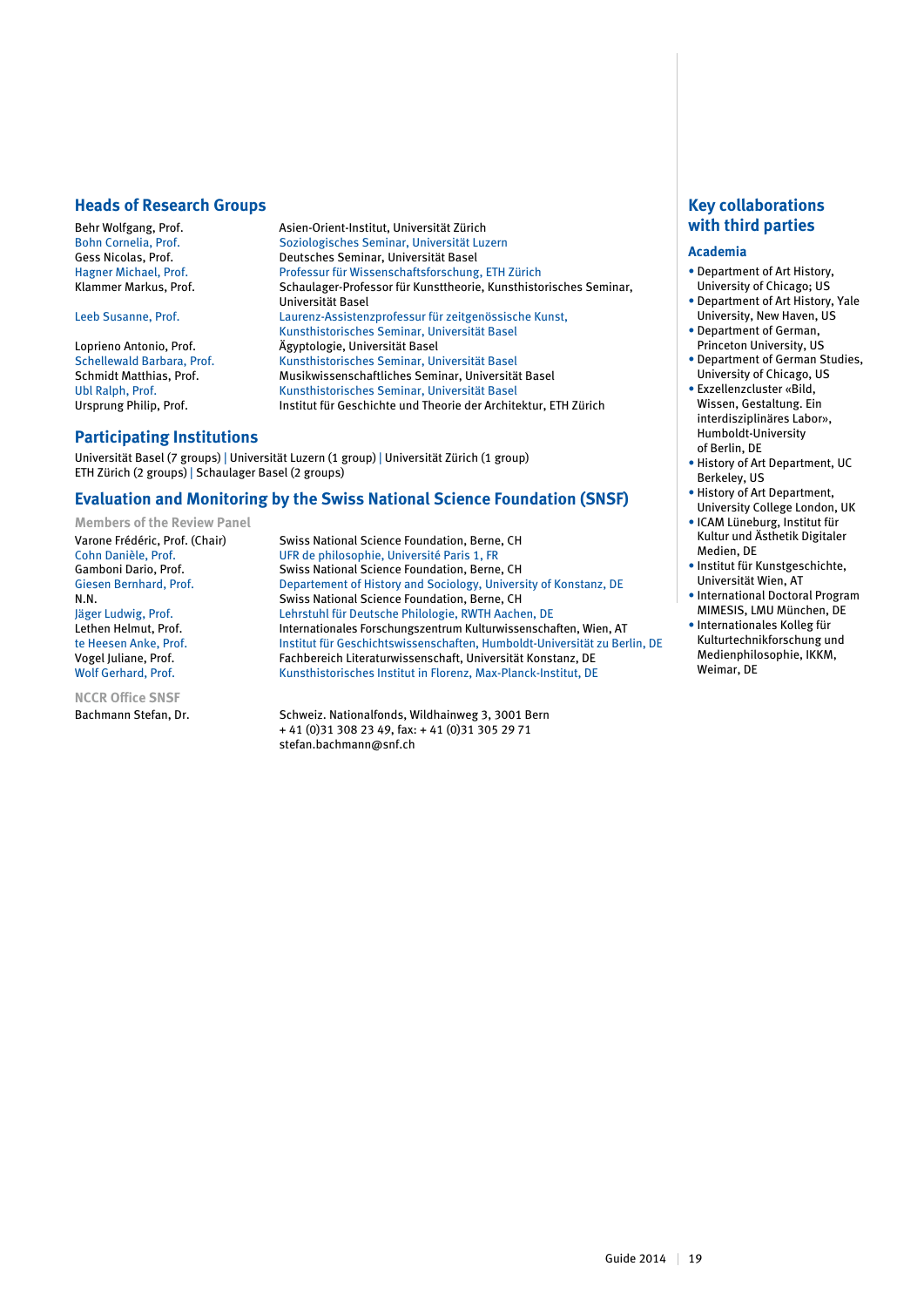## Heads of Research Groups

| | |
|---|---|
| Behr Wolfgang, Prof. | Asien-Orient-Institut, Universität Zürich |
| Bohn Cornelia, Prof. | Soziologisches Seminar, Universität Luzern |
| Gess Nicolas, Prof. | Deutsches Seminar, Universität Basel |
| Hagner Michael, Prof. | Professur für Wissenschaftsforschung, ETH Zürich |
| Klammer Markus, Prof. | Schaulager-Professor für Kunsttheorie, Kunsthistorisches Seminar, Universität Basel |
| Leeb Susanne, Prof. | Laurenz-Assistenzprofessur für zeitgenössische Kunst, Kunsthistorisches Seminar, Universität Basel |
| Loprieno Antonio, Prof. | Ägyptologie, Universität Basel |
| Schellewald Barbara, Prof. | Kunsthistorisches Seminar, Universität Basel |
| Schmidt Matthias, Prof. | Musikwissenschaftliches Seminar, Universität Basel |
| Ubl Ralph, Prof. | Kunsthistorisches Seminar, Universität Basel |
| Ursprung Philip, Prof. | Institut für Geschichte und Theorie der Architektur, ETH Zürich |

## Participating Institutions

Universität Basel (7 groups) | Universität Luzern (1 group) | Universität Zürich (1 group)
ETH Zürich (2 groups) | Schaulager Basel (2 groups)

## Evaluation and Monitoring by the Swiss National Science Foundation (SNSF)

### Members of the Review Panel

| | |
|---|---|
| Varone Frédéric, Prof. (Chair) | Swiss National Science Foundation, Berne, CH |
| Cohn Danièle, Prof. | UFR de philosophie, Université Paris 1, FR |
| Gamboni Dario, Prof. | Swiss National Science Foundation, Berne, CH |
| Giesen Bernhard, Prof. | Departement of History and Sociology, University of Konstanz, DE |
| N.N. | Swiss National Science Foundation, Berne, CH |
| Jäger Ludwig, Prof. | Lehrstuhl für Deutsche Philologie, RWTH Aachen, DE |
| Lethen Helmut, Prof. | Internationales Forschungszentrum Kulturwissenschaften, Wien, AT |
| te Heesen Anke, Prof. | Institut für Geschichtswissenschaften, Humboldt-Universität zu Berlin, DE |
| Vogel Juliane, Prof. | Fachbereich Literaturwissenschaft, Universität Konstanz, DE |
| Wolf Gerhard, Prof. | Kunsthistorisches Institut in Florenz, Max-Planck-Institut, DE |

### NCCR Office SNSF

| | |
|---|---|
| Bachmann Stefan, Dr. | Schweiz. Nationalfonds, Wildhainweg 3, 3001 Bern<br>+ 41 (0)31 308 23 49, fax: + 41 (0)31 305 29 71<br>stefan.bachmann@snf.ch |

## Key collaborations with third parties

### Academia

- Department of Art History, University of Chicago; US
- Department of Art History, Yale University, New Haven, US
- Department of German, Princeton University, US
- Department of German Studies, University of Chicago, US
- Exzellenzcluster «Bild, Wissen, Gestaltung. Ein interdisziplinäres Labor», Humboldt-University of Berlin, DE
- History of Art Department, UC Berkeley, US
- History of Art Department, University College London, UK
- ICAM Lüneburg, Institut für Kultur und Ästhetik Digitaler Medien, DE
- Institut für Kunstgeschichte, Universität Wien, AT
- International Doctoral Program MIMESIS, LMU München, DE
- Internationales Kolleg für Kulturtechnikforschung und Medienphilosophie, IKKM, Weimar, DE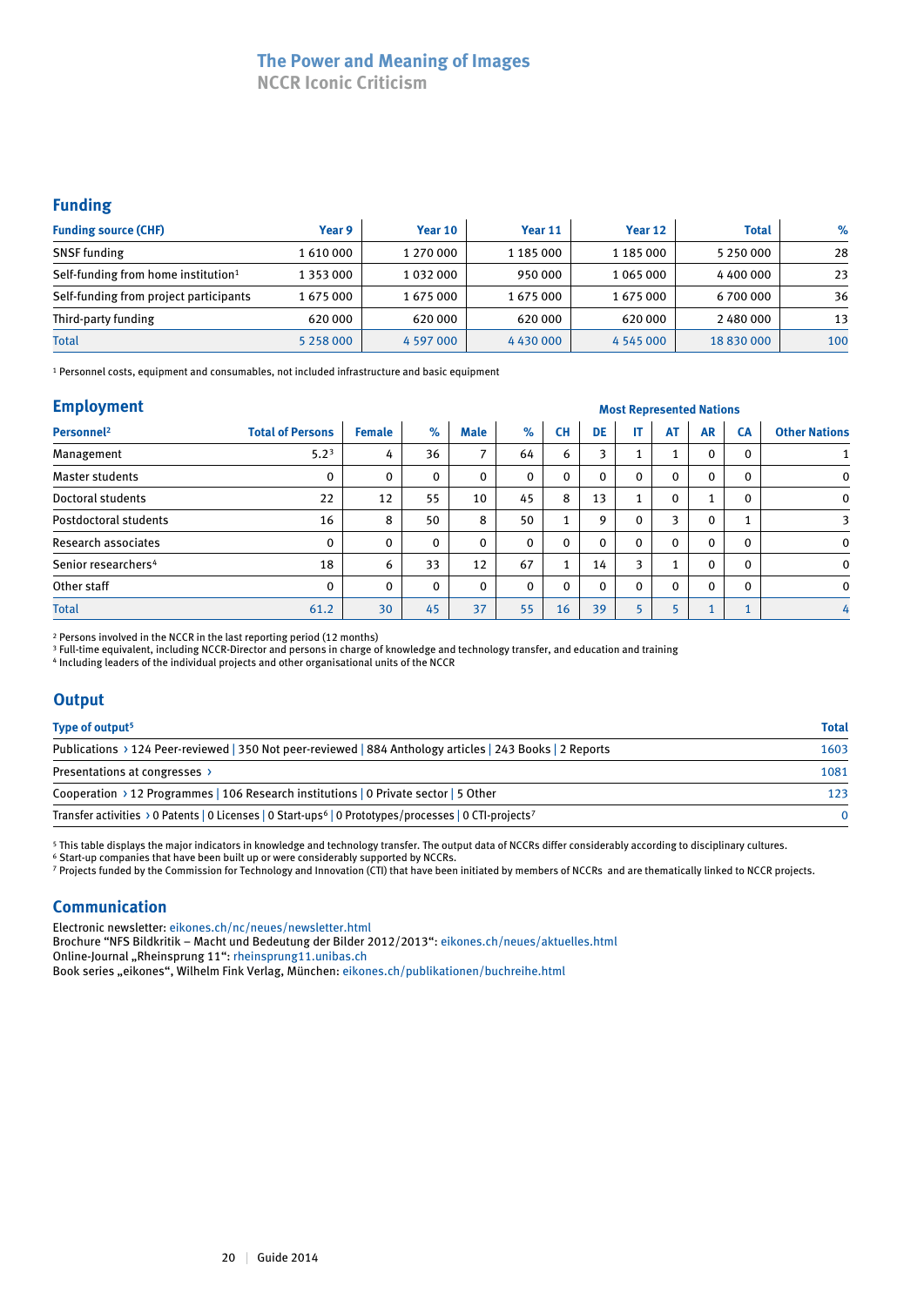## The Power and Meaning of Images
### NCCR Iconic Criticism

## Funding

| Funding source (CHF) | Year 9 | Year 10 | Year 11 | Year 12 | Total | % |
|---|---|---|---|---|---|---|
| SNSF funding | 1 610 000 | 1 270 000 | 1 185 000 | 1 185 000 | 5 250 000 | 28 |
| Self-funding from home institution[1] | 1 353 000 | 1 032 000 | 950 000 | 1 065 000 | 4 400 000 | 23 |
| Self-funding from project participants | 1 675 000 | 1 675 000 | 1 675 000 | 1 675 000 | 6 700 000 | 36 |
| Third-party funding | 620 000 | 620 000 | 620 000 | 620 000 | 2 480 000 | 13 |
| Total | 5 258 000 | 4 597 000 | 4 430 000 | 4 545 000 | 18 830 000 | 100 |

[1] Personnel costs, equipment and consumables, not included infrastructure and basic equipment

## Employment

| Personnel[2] | Total of Persons | Female | % | Male | % | Most Represented Nations: CH | DE | IT | AT | AR | CA | Other Nations |
|---|---|---|---|---|---|---|---|---|---|---|---|---|
| Management | 5.2[3] | 4 | 36 | 7 | 64 | 6 | 3 | 1 | 1 | 0 | 0 | 1 |
| Master students | 0 | 0 | 0 | 0 | 0 | 0 | 0 | 0 | 0 | 0 | 0 | 0 |
| Doctoral students | 22 | 12 | 55 | 10 | 45 | 8 | 13 | 1 | 0 | 1 | 0 | 0 |
| Postdoctoral students | 16 | 8 | 50 | 8 | 50 | 1 | 9 | 0 | 3 | 0 | 1 | 3 |
| Research associates | 0 | 0 | 0 | 0 | 0 | 0 | 0 | 0 | 0 | 0 | 0 | 0 |
| Senior researchers[4] | 18 | 6 | 33 | 12 | 67 | 1 | 14 | 3 | 1 | 0 | 0 | 0 |
| Other staff | 0 | 0 | 0 | 0 | 0 | 0 | 0 | 0 | 0 | 0 | 0 | 0 |
| Total | 61.2 | 30 | 45 | 37 | 55 | 16 | 39 | 5 | 5 | 1 | 1 | 4 |

[2] Persons involved in the NCCR in the last reporting period (12 months)
[3] Full-time equivalent, including NCCR-Director and persons in charge of knowledge and technology transfer, and education and training
[4] Including leaders of the individual projects and other organisational units of the NCCR

## Output

| Type of output[5] | Total |
|---|---|
| Publications › 124 Peer-reviewed \| 350 Not peer-reviewed \| 884 Anthology articles \| 243 Books \| 2 Reports | 1603 |
| Presentations at congresses › | 1081 |
| Cooperation › 12 Programmes \| 106 Research institutions \| 0 Private sector \| 5 Other | 123 |
| Transfer activities › 0 Patents \| 0 Licenses \| 0 Start-ups[6] \| 0 Prototypes/processes \| 0 CTI-projects[7] | 0 |

[5] This table displays the major indicators in knowledge and technology transfer. The output data of NCCRs differ considerably according to disciplinary cultures.
[6] Start-up companies that have been built up or were considerably supported by NCCRs.
[7] Projects funded by the Commission for Technology and Innovation (CTI) that have been initiated by members of NCCRs and are thematically linked to NCCR projects.

## Communication

Electronic newsletter: eikones.ch/nc/neues/newsletter.html
Brochure "NFS Bildkritik – Macht und Bedeutung der Bilder 2012/2013": eikones.ch/neues/aktuelles.html
Online-Journal „Rheinsprung 11": rheinsprung11.unibas.ch
Book series „eikones", Wilhelm Fink Verlag, München: eikones.ch/publikationen/buchreihe.html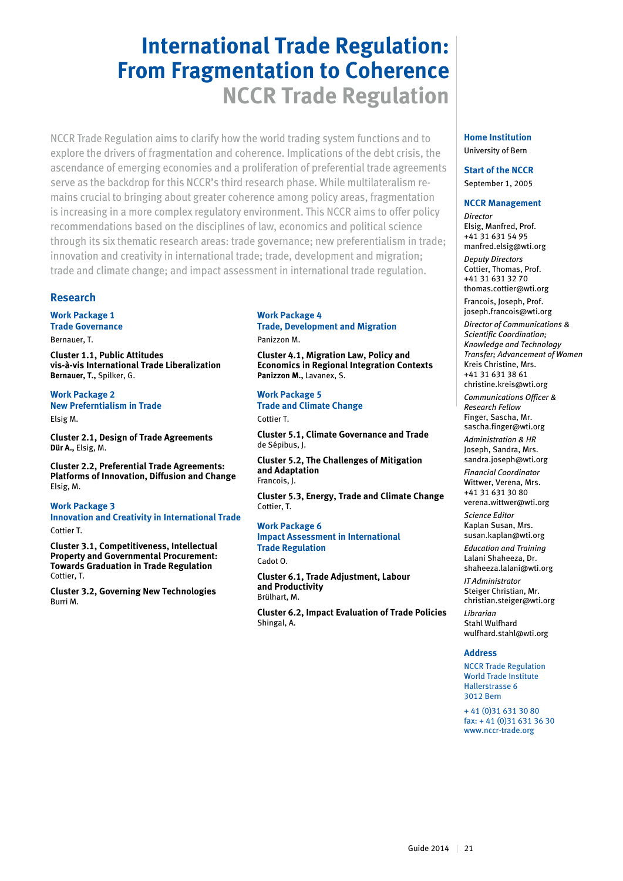# International Trade Regulation: From Fragmentation to Coherence

## NCCR Trade Regulation

NCCR Trade Regulation aims to clarify how the world trading system functions and to explore the drivers of fragmentation and coherence. Implications of the debt crisis, the ascendance of emerging economies and a proliferation of preferential trade agreements serve as the backdrop for this NCCR's third research phase. While multilateralism remains crucial to bringing about greater coherence among policy areas, fragmentation is increasing in a more complex regulatory environment. This NCCR aims to offer policy recommendations based on the disciplines of law, economics and political science through its six thematic research areas: trade governance; new preferentialism in trade; innovation and creativity in international trade; trade, development and migration; trade and climate change; and impact assessment in international trade regulation.

### Research

**Work Package 1**
**Trade Governance**
Bernauer, T.

**Cluster 1.1, Public Attitudes vis-à-vis International Trade Liberalization**
**Bernauer, T.,** Spilker, G.

**Work Package 2**
**New Preferentialism in Trade**
Elsig M.

**Cluster 2.1, Design of Trade Agreements**
**Dür A.,** Elsig, M.

**Cluster 2.2, Preferential Trade Agreements: Platforms of Innovation, Diffusion and Change**
Elsig, M.

**Work Package 3**
**Innovation and Creativity in International Trade**
Cottier T.

**Cluster 3.1, Competitiveness, Intellectual Property and Governmental Procurement: Towards Graduation in Trade Regulation**
Cottier, T.

**Cluster 3.2, Governing New Technologies**
Burri M.

**Work Package 4**
**Trade, Development and Migration**
Panizzon M.

**Cluster 4.1, Migration Law, Policy and Economics in Regional Integration Contexts**
**Panizzon M.,** Lavanex, S.

**Work Package 5**
**Trade and Climate Change**
Cottier T.

**Cluster 5.1, Climate Governance and Trade**
de Sépibus, J.

**Cluster 5.2, The Challenges of Mitigation and Adaptation**
Francois, J.

**Cluster 5.3, Energy, Trade and Climate Change**
Cottier, T.

**Work Package 6**
**Impact Assessment in International Trade Regulation**
Cadot O.

**Cluster 6.1, Trade Adjustment, Labour and Productivity**
Brülhart, M.

**Cluster 6.2, Impact Evaluation of Trade Policies**
Shingal, A.

### Home Institution
University of Bern

### Start of the NCCR
September 1, 2005

### NCCR Management

*Director*
Elsig, Manfred, Prof.
+41 31 631 54 95
manfred.elsig@wti.org

*Deputy Directors*
Cottier, Thomas, Prof.
+41 31 631 32 70
thomas.cottier@wti.org

Francois, Joseph, Prof.
joseph.francois@wti.org

*Director of Communications & Scientific Coordination; Knowledge and Technology Transfer; Advancement of Women*
Kreis Christine, Mrs.
+41 31 631 38 61
christine.kreis@wti.org

*Communications Officer & Research Fellow*
Finger, Sascha, Mr.
sascha.finger@wti.org

*Administration & HR*
Joseph, Sandra, Mrs.
sandra.joseph@wti.org

*Financial Coordinator*
Wittwer, Verena, Mrs.
+41 31 631 30 80
verena.wittwer@wti.org

*Science Editor*
Kaplan Susan, Mrs.
susan.kaplan@wti.org

*Education and Training*
Lalani Shaheeza, Dr.
shaheeza.lalani@wti.org

*IT Administrator*
Steiger Christian, Mr.
christian.steiger@wti.org

*Librarian*
Stahl Wulfhard
wulfhard.stahl@wti.org

### Address
NCCR Trade Regulation
World Trade Institute
Hallerstrasse 6
3012 Bern

+ 41 (0)31 631 30 80
fax: + 41 (0)31 631 36 30
www.nccr-trade.org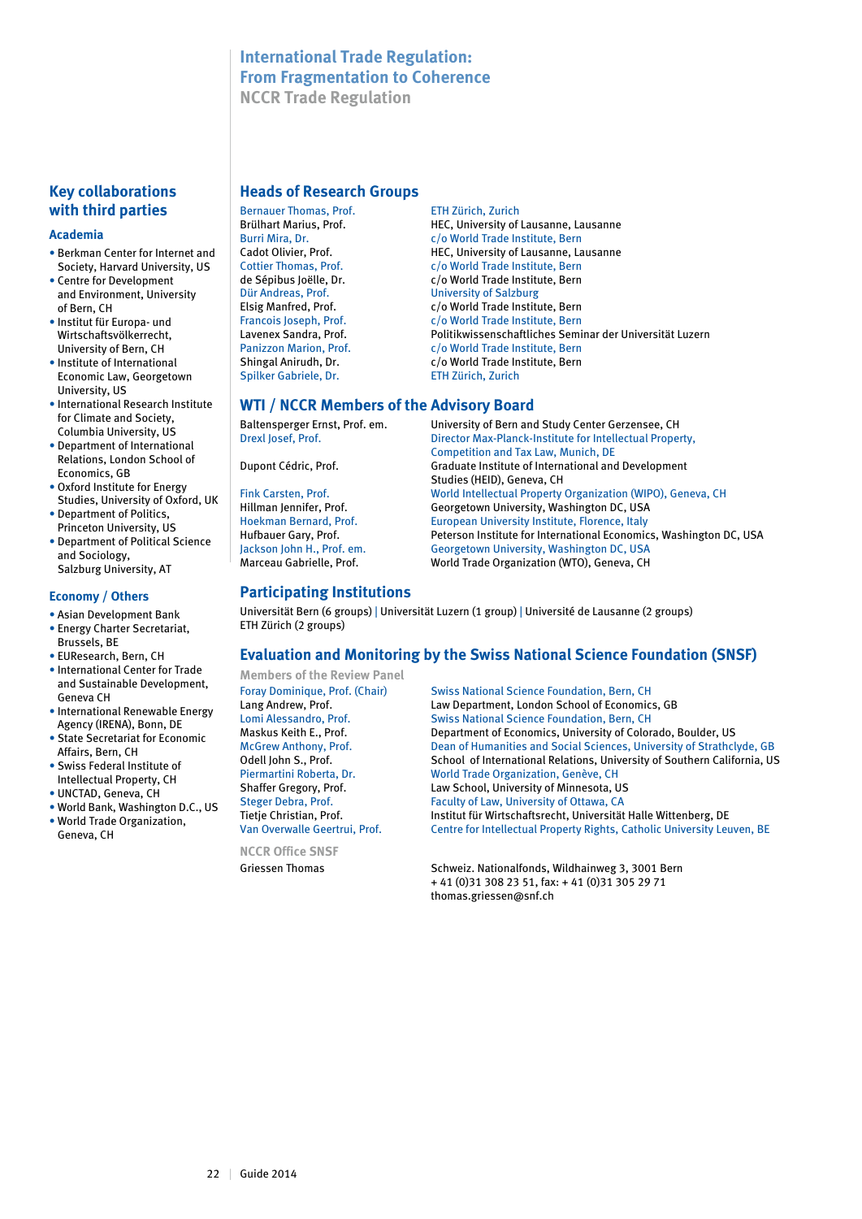# International Trade Regulation: From Fragmentation to Coherence

NCCR Trade Regulation

## Key collaborations with third parties

### Academia

- Berkman Center for Internet and Society, Harvard University, US
- Centre for Development and Environment, University of Bern, CH
- Institut für Europa- und Wirtschaftsvölkerrecht, University of Bern, CH
- Institute of International Economic Law, Georgetown University, US
- International Research Institute for Climate and Society, Columbia University, US
- Department of International Relations, London School of Economics, GB
- Oxford Institute for Energy Studies, University of Oxford, UK
- Department of Politics, Princeton University, US
- Department of Political Science and Sociology, Salzburg University, AT

### Economy / Others

- Asian Development Bank
- Energy Charter Secretariat, Brussels, BE
- EUResearch, Bern, CH
- International Center for Trade and Sustainable Development, Geneva CH
- International Renewable Energy Agency (IRENA), Bonn, DE
- State Secretariat for Economic Affairs, Bern, CH
- Swiss Federal Institute of Intellectual Property, CH
- UNCTAD, Geneva, CH
- World Bank, Washington D.C., US
- World Trade Organization, Geneva, CH

## Heads of Research Groups

| Name | Institution |
|---|---|
| Bernauer Thomas, Prof. | ETH Zürich, Zurich |
| Brülhart Marius, Prof. | HEC, University of Lausanne, Lausanne |
| Burri Mira, Dr. | c/o World Trade Institute, Bern |
| Cadot Olivier, Prof. | HEC, University of Lausanne, Lausanne |
| Cottier Thomas, Prof. | c/o World Trade Institute, Bern |
| de Sépibus Joëlle, Dr. | c/o World Trade Institute, Bern |
| Dür Andreas, Prof. | University of Salzburg |
| Elsig Manfred, Prof. | c/o World Trade Institute, Bern |
| Francois Joseph, Prof. | c/o World Trade Institute, Bern |
| Lavenex Sandra, Prof. | Politikwissenschaftliches Seminar der Universität Luzern |
| Panizzon Marion, Prof. | c/o World Trade Institute, Bern |
| Shingal Anirudh, Dr. | c/o World Trade Institute, Bern |
| Spilker Gabriele, Dr. | ETH Zürich, Zurich |

## WTI / NCCR Members of the Advisory Board

| Name | Institution |
|---|---|
| Baltensperger Ernst, Prof. em. | University of Bern and Study Center Gerzensee, CH |
| Drexl Josef, Prof. | Director Max-Planck-Institute for Intellectual Property, Competition and Tax Law, Munich, DE |
| Dupont Cédric, Prof. | Graduate Institute of International and Development Studies (HEID), Geneva, CH |
| Fink Carsten, Prof. | World Intellectual Property Organization (WIPO), Geneva, CH |
| Hillman Jennifer, Prof. | Georgetown University, Washington DC, USA |
| Hoekman Bernard, Prof. | European University Institute, Florence, Italy |
| Hufbauer Gary, Prof. | Peterson Institute for International Economics, Washington DC, USA |
| Jackson John H., Prof. em. | Georgetown University, Washington DC, USA |
| Marceau Gabrielle, Prof. | World Trade Organization (WTO), Geneva, CH |

## Participating Institutions

Universität Bern (6 groups) | Universität Luzern (1 group) | Université de Lausanne (2 groups)
ETH Zürich (2 groups)

## Evaluation and Monitoring by the Swiss National Science Foundation (SNSF)

### Members of the Review Panel

| Name | Institution |
|---|---|
| Foray Dominique, Prof. (Chair) | Swiss National Science Foundation, Bern, CH |
| Lang Andrew, Prof. | Law Department, London School of Economics, GB |
| Lomi Alessandro, Prof. | Swiss National Science Foundation, Bern, CH |
| Maskus Keith E., Prof. | Department of Economics, University of Colorado, Boulder, US |
| McGrew Anthony, Prof. | Dean of Humanities and Social Sciences, University of Strathclyde, GB |
| Odell John S., Prof. | School of International Relations, University of Southern California, US |
| Piermartini Roberta, Dr. | World Trade Organization, Genève, CH |
| Shaffer Gregory, Prof. | Law School, University of Minnesota, US |
| Steger Debra, Prof. | Faculty of Law, University of Ottawa, CA |
| Tietje Christian, Prof. | Institut für Wirtschaftsrecht, Universität Halle Wittenberg, DE |
| Van Overwalle Geertrui, Prof. | Centre for Intellectual Property Rights, Catholic University Leuven, BE |

### NCCR Office SNSF

Griessen Thomas

Schweiz. Nationalfonds, Wildhainweg 3, 3001 Bern
+ 41 (0)31 308 23 51, fax: + 41 (0)31 305 29 71
thomas.griessen@snf.ch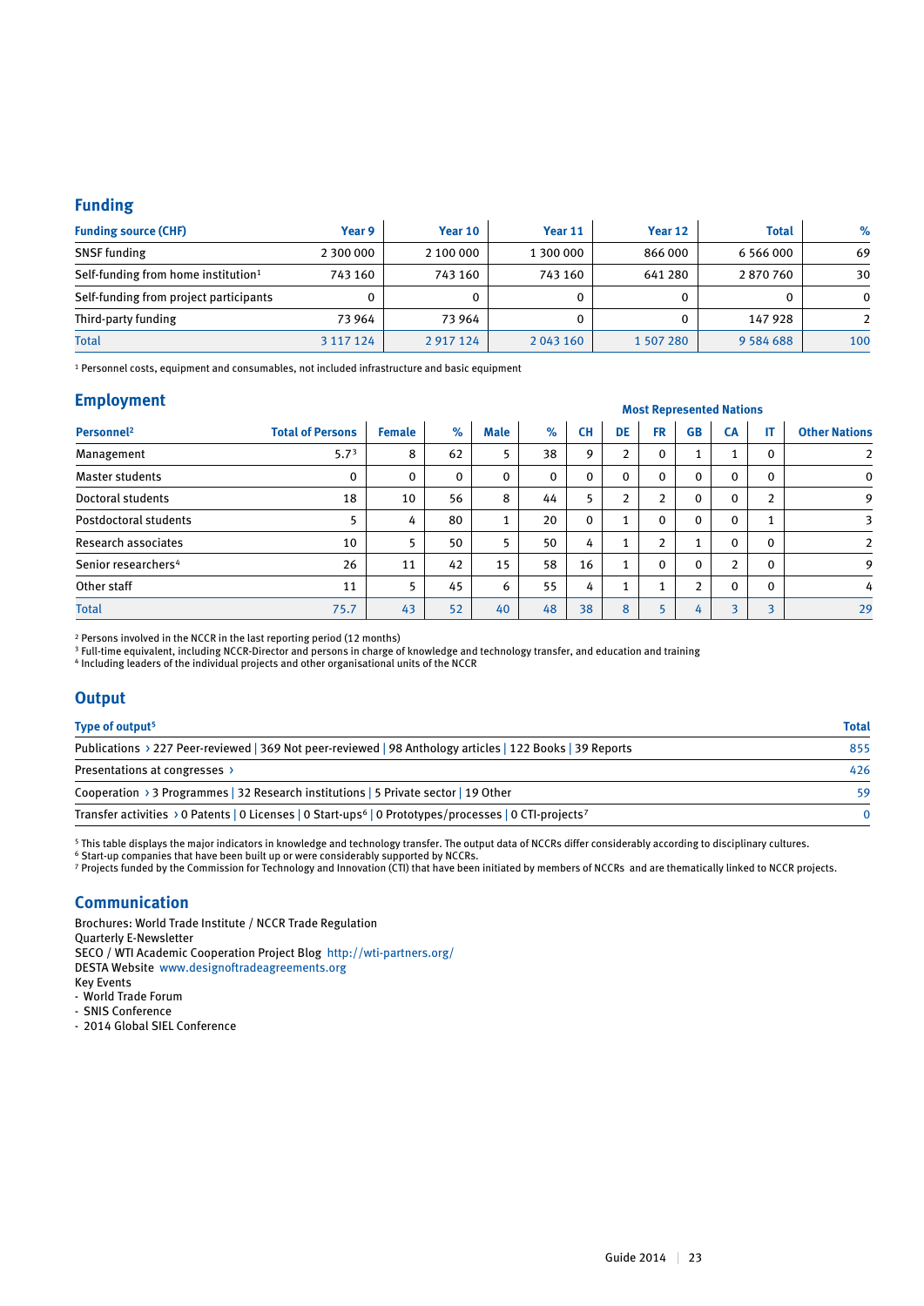## Funding

| Funding source (CHF) | Year 9 | Year 10 | Year 11 | Year 12 | Total | % |
|---|---|---|---|---|---|---|
| SNSF funding | 2 300 000 | 2 100 000 | 1 300 000 | 866 000 | 6 566 000 | 69 |
| Self-funding from home institution[1] | 743 160 | 743 160 | 743 160 | 641 280 | 2 870 760 | 30 |
| Self-funding from project participants | 0 | 0 | 0 | 0 | 0 | 0 |
| Third-party funding | 73 964 | 73 964 | 0 | 0 | 147 928 | 2 |
| Total | 3 117 124 | 2 917 124 | 2 043 160 | 1 507 280 | 9 584 688 | 100 |

[1] Personnel costs, equipment and consumables, not included infrastructure and basic equipment

## Employment

| Personnel[2] | Total of Persons | Female | % | Male | % | Most Represented Nations | | | | | | Other Nations |
|---|---|---|---|---|---|---|---|---|---|---|---|---|
| | | | | | | CH | DE | FR | GB | CA | IT | |
| Management | 5.7[3] | 8 | 62 | 5 | 38 | 9 | 2 | 0 | 1 | 1 | 0 | 2 |
| Master students | 0 | 0 | 0 | 0 | 0 | 0 | 0 | 0 | 0 | 0 | 0 | 0 |
| Doctoral students | 18 | 10 | 56 | 8 | 44 | 5 | 2 | 2 | 0 | 0 | 2 | 9 |
| Postdoctoral students | 5 | 4 | 80 | 1 | 20 | 0 | 1 | 0 | 0 | 0 | 1 | 3 |
| Research associates | 10 | 5 | 50 | 5 | 50 | 4 | 1 | 2 | 1 | 0 | 0 | 2 |
| Senior researchers[4] | 26 | 11 | 42 | 15 | 58 | 16 | 1 | 0 | 0 | 2 | 0 | 9 |
| Other staff | 11 | 5 | 45 | 6 | 55 | 4 | 1 | 1 | 2 | 0 | 0 | 4 |
| Total | 75.7 | 43 | 52 | 40 | 48 | 38 | 8 | 5 | 4 | 3 | 3 | 29 |

[2] Persons involved in the NCCR in the last reporting period (12 months)
[3] Full-time equivalent, including NCCR-Director and persons in charge of knowledge and technology transfer, and education and training
[4] Including leaders of the individual projects and other organisational units of the NCCR

## Output

| Type of output[5] | Total |
|---|---|
| Publications › 227 Peer-reviewed \| 369 Not peer-reviewed \| 98 Anthology articles \| 122 Books \| 39 Reports | 855 |
| Presentations at congresses › | 426 |
| Cooperation › 3 Programmes \| 32 Research institutions \| 5 Private sector \| 19 Other | 59 |
| Transfer activities › 0 Patents \| 0 Licenses \| 0 Start-ups[6] \| 0 Prototypes/processes \| 0 CTI-projects[7] | 0 |

[5] This table displays the major indicators in knowledge and technology transfer. The output data of NCCRs differ considerably according to disciplinary cultures.
[6] Start-up companies that have been built up or were considerably supported by NCCRs.
[7] Projects funded by the Commission for Technology and Innovation (CTI) that have been initiated by members of NCCRs and are thematically linked to NCCR projects.

## Communication

Brochures: World Trade Institute / NCCR Trade Regulation
Quarterly E-Newsletter
SECO / WTI Academic Cooperation Project Blog http://wti-partners.org/
DESTA Website www.designoftradeagreements.org
Key Events
- World Trade Forum
- SNIS Conference
- 2014 Global SIEL Conference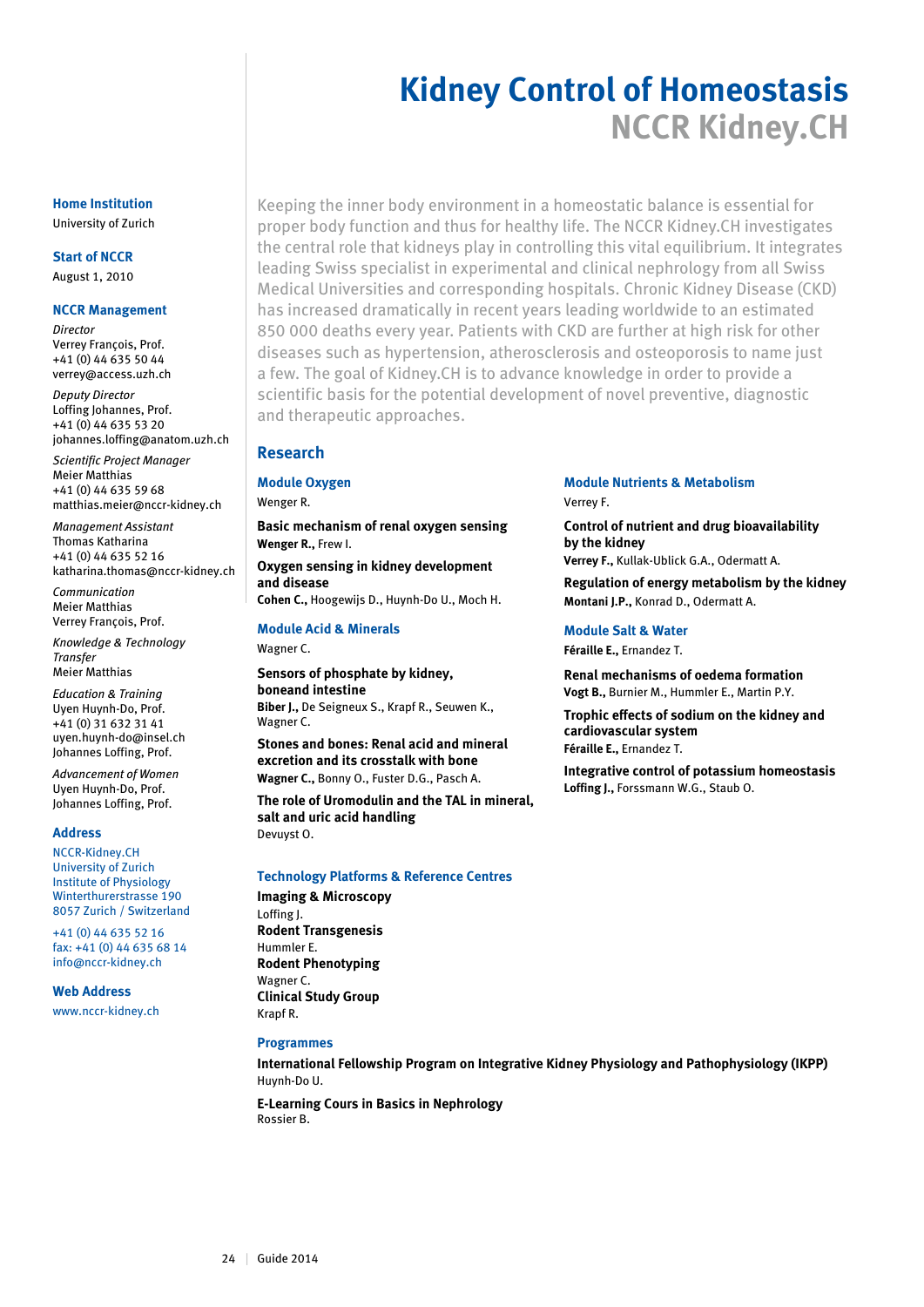# Kidney Control of Homeostasis

## NCCR Kidney.CH

**Home Institution**
University of Zurich

**Start of NCCR**
August 1, 2010

**NCCR Management**

*Director*
Verrey François, Prof.
+41 (0) 44 635 50 44
verrey@access.uzh.ch

*Deputy Director*
Loffing Johannes, Prof.
+41 (0) 44 635 53 20
johannes.loffing@anatom.uzh.ch

*Scientific Project Manager*
Meier Matthias
+41 (0) 44 635 59 68
matthias.meier@nccr-kidney.ch

*Management Assistant*
Thomas Katharina
+41 (0) 44 635 52 16
katharina.thomas@nccr-kidney.ch

*Communication*
Meier Matthias
Verrey François, Prof.

*Knowledge & Technology Transfer*
Meier Matthias

*Education & Training*
Uyen Huynh-Do, Prof.
+41 (0) 31 632 31 41
uyen.huynh-do@insel.ch
Johannes Loffing, Prof.

*Advancement of Women*
Uyen Huynh-Do, Prof.
Johannes Loffing, Prof.

**Address**
NCCR-Kidney.CH
University of Zurich
Institute of Physiology
Winterthurerstrasse 190
8057 Zurich / Switzerland

+41 (0) 44 635 52 16
fax: +41 (0) 44 635 68 14
info@nccr-kidney.ch

**Web Address**
www.nccr-kidney.ch

Keeping the inner body environment in a homeostatic balance is essential for proper body function and thus for healthy life. The NCCR Kidney.CH investigates the central role that kidneys play in controlling this vital equilibrium. It integrates leading Swiss specialist in experimental and clinical nephrology from all Swiss Medical Universities and corresponding hospitals. Chronic Kidney Disease (CKD) has increased dramatically in recent years leading worldwide to an estimated 850 000 deaths every year. Patients with CKD are further at high risk for other diseases such as hypertension, atherosclerosis and osteoporosis to name just a few. The goal of Kidney.CH is to advance knowledge in order to provide a scientific basis for the potential development of novel preventive, diagnostic and therapeutic approaches.

### Research

#### Module Oxygen
Wenger R.

**Basic mechanism of renal oxygen sensing**
**Wenger R.,** Frew I.

**Oxygen sensing in kidney development and disease**
**Cohen C.,** Hoogewijs D., Huynh-Do U., Moch H.

#### Module Acid & Minerals
Wagner C.

**Sensors of phosphate by kidney, boneand intestine**
**Biber J.,** De Seigneux S., Krapf R., Seuwen K., Wagner C.

**Stones and bones: Renal acid and mineral excretion and its crosstalk with bone**
**Wagner C.,** Bonny O., Fuster D.G., Pasch A.

**The role of Uromodulin and the TAL in mineral, salt and uric acid handling**
Devuyst O.

#### Module Nutrients & Metabolism
Verrey F.

**Control of nutrient and drug bioavailability by the kidney**
**Verrey F.,** Kullak-Ublick G.A., Odermatt A.

**Regulation of energy metabolism by the kidney**
**Montani J.P.,** Konrad D., Odermatt A.

#### Module Salt & Water
**Féraille E.,** Ernandez T.

**Renal mechanisms of oedema formation**
**Vogt B.,** Burnier M., Hummler E., Martin P.Y.

**Trophic effects of sodium on the kidney and cardiovascular system**
**Féraille E.,** Ernandez T.

**Integrative control of potassium homeostasis**
**Loffing J.,** Forssmann W.G., Staub O.

#### Technology Platforms & Reference Centres

**Imaging & Microscopy**
Loffing J.

**Rodent Transgenesis**
Hummler E.

**Rodent Phenotyping**
Wagner C.

**Clinical Study Group**
Krapf R.

#### Programmes

**International Fellowship Program on Integrative Kidney Physiology and Pathophysiology (IKPP)**
Huynh-Do U.

**E-Learning Cours in Basics in Nephrology**
Rossier B.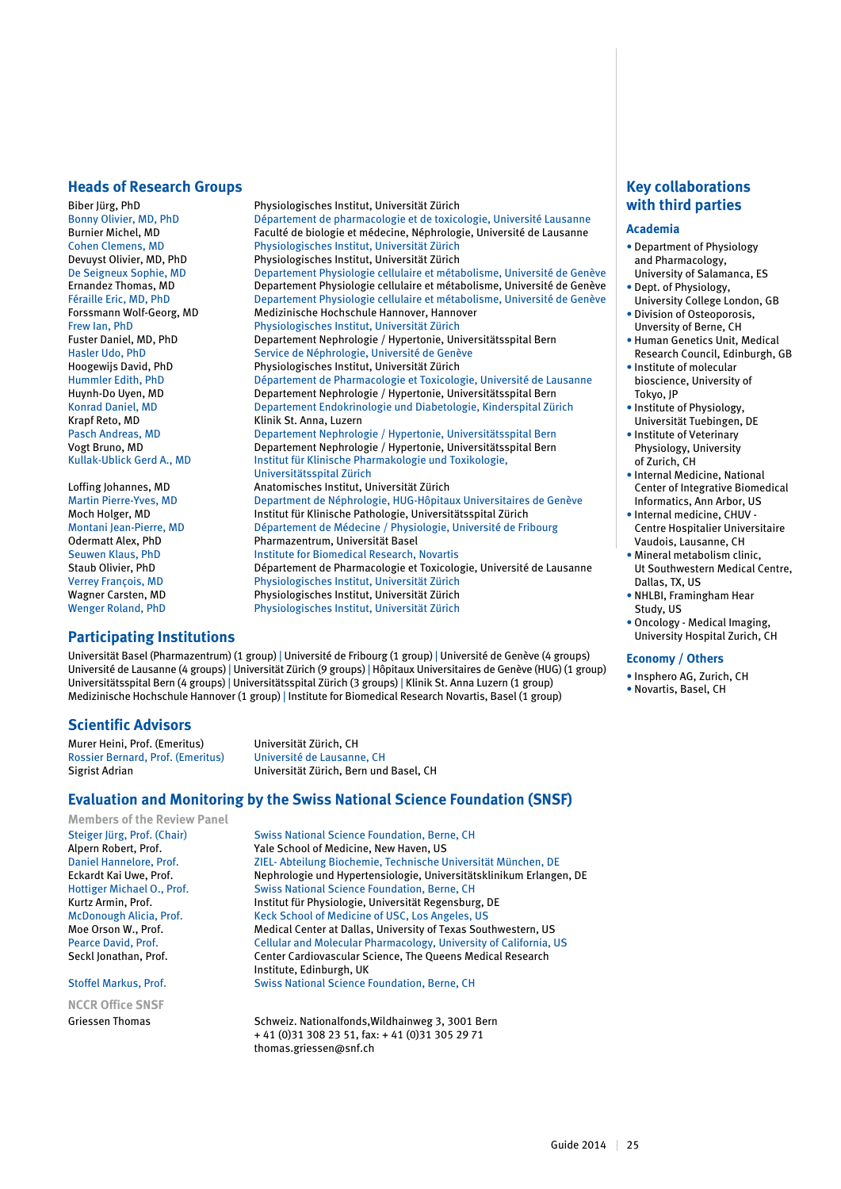## Heads of Research Groups

| | |
|---|---|
| Biber Jürg, PhD | Physiologisches Institut, Universität Zürich |
| Bonny Olivier, MD, PhD | Département de pharmacologie et de toxicologie, Université Lausanne |
| Burnier Michel, MD | Faculté de biologie et médecine, Néphrologie, Université de Lausanne |
| Cohen Clemens, MD | Physiologisches Institut, Universität Zürich |
| Devuyst Olivier, MD, PhD | Physiologisches Institut, Universität Zürich |
| De Seigneux Sophie, MD | Departement Physiologie cellulaire et métabolisme, Université de Genève |
| Ernandez Thomas, MD | Departement Physiologie cellulaire et métabolisme, Université de Genève |
| Féraille Eric, MD, PhD | Departement Physiologie cellulaire et métabolisme, Université de Genève |
| Forssmann Wolf-Georg, MD | Medizinische Hochschule Hannover, Hannover |
| Frew Ian, PhD | Physiologisches Institut, Universität Zürich |
| Fuster Daniel, MD, PhD | Departement Nephrologie / Hypertonie, Universitätsspital Bern |
| Hasler Udo, PhD | Service de Néphrologie, Université de Genève |
| Hoogewijs David, PhD | Physiologisches Institut, Universität Zürich |
| Hummler Edith, PhD | Département de Pharmacologie et Toxicologie, Université de Lausanne |
| Huynh-Do Uyen, MD | Departement Nephrologie / Hypertonie, Universitätsspital Bern |
| Konrad Daniel, MD | Departement Endokrinologie und Diabetologie, Kinderspital Zürich |
| Krapf Reto, MD | Klinik St. Anna, Luzern |
| Pasch Andreas, MD | Departement Nephrologie / Hypertonie, Universitätsspital Bern |
| Vogt Bruno, MD | Departement Nephrologie / Hypertonie, Universitätsspital Bern |
| Kullak-Ublick Gerd A., MD | Institut für Klinische Pharmakologie und Toxikologie, Universitätsspital Zürich |
| Loffing Johannes, MD | Anatomisches Institut, Universität Zürich |
| Martin Pierre-Yves, MD | Department de Néphrologie, HUG-Hôpitaux Universitaires de Genève |
| Moch Holger, MD | Institut für Klinische Pathologie, Universitätsspital Zürich |
| Montani Jean-Pierre, MD | Département de Médecine / Physiologie, Université de Fribourg |
| Odermatt Alex, PhD | Pharmazentrum, Universität Basel |
| Seuwen Klaus, PhD | Institute for Biomedical Research, Novartis |
| Staub Olivier, PhD | Département de Pharmacologie et Toxicologie, Université de Lausanne |
| Verrey François, MD | Physiologisches Institut, Universität Zürich |
| Wagner Carsten, MD | Physiologisches Institut, Universität Zürich |
| Wenger Roland, PhD | Physiologisches Institut, Universität Zürich |

## Participating Institutions

Universität Basel (Pharmazentrum) (1 group) | Université de Fribourg (1 group) | Université de Genève (4 groups) Université de Lausanne (4 groups) | Universität Zürich (9 groups) | Hôpitaux Universitaires de Genève (HUG) (1 group) Universitätsspital Bern (4 groups) | Universitätsspital Zürich (3 groups) | Klinik St. Anna Luzern (1 group) Medizinische Hochschule Hannover (1 group) | Institute for Biomedical Research Novartis, Basel (1 group)

## Scientific Advisors

| | |
|---|---|
| Murer Heini, Prof. (Emeritus) | Universität Zürich, CH |
| Rossier Bernard, Prof. (Emeritus) | Université de Lausanne, CH |
| Sigrist Adrian | Universität Zürich, Bern und Basel, CH |

## Evaluation and Monitoring by the Swiss National Science Foundation (SNSF)

### Members of the Review Panel

| | |
|---|---|
| Steiger Jürg, Prof. (Chair) | Swiss National Science Foundation, Berne, CH |
| Alpern Robert, Prof. | Yale School of Medicine, New Haven, US |
| Daniel Hannelore, Prof. | ZIEL- Abteilung Biochemie, Technische Universität München, DE |
| Eckardt Kai Uwe, Prof. | Nephrologie und Hypertensiologie, Universitätsklinikum Erlangen, DE |
| Hottiger Michael O., Prof. | Swiss National Science Foundation, Berne, CH |
| Kurtz Armin, Prof. | Institut für Physiologie, Universität Regensburg, DE |
| McDonough Alicia, Prof. | Keck School of Medicine of USC, Los Angeles, US |
| Moe Orson W., Prof. | Medical Center at Dallas, University of Texas Southwestern, US |
| Pearce David, Prof. | Cellular and Molecular Pharmacology, University of California, US |
| Seckl Jonathan, Prof. | Center Cardiovascular Science, The Queens Medical Research Institute, Edinburgh, UK |
| Stoffel Markus, Prof. | Swiss National Science Foundation, Berne, CH |

### NCCR Office SNSF

Griessen Thomas
Schweiz. Nationalfonds,Wildhainweg 3, 3001 Bern
+ 41 (0)31 308 23 51, fax: + 41 (0)31 305 29 71
thomas.griessen@snf.ch

## Key collaborations with third parties

### Academia

- Department of Physiology and Pharmacology, University of Salamanca, ES
- Dept. of Physiology, University College London, GB
- Division of Osteoporosis, Unversity of Berne, CH
- Human Genetics Unit, Medical Research Council, Edinburgh, GB
- Institute of molecular bioscience, University of Tokyo, JP
- Institute of Physiology, Universität Tuebingen, DE
- Institute of Veterinary Physiology, University of Zurich, CH
- Internal Medicine, National Center of Integrative Biomedical Informatics, Ann Arbor, US
- Internal medicine, CHUV - Centre Hospitalier Universitaire Vaudois, Lausanne, CH
- Mineral metabolism clinic, Ut Southwestern Medical Centre, Dallas, TX, US
- NHLBI, Framingham Hear Study, US
- Oncology - Medical Imaging, University Hospital Zurich, CH

### Economy / Others

- Insphero AG, Zurich, CH
- Novartis, Basel, CH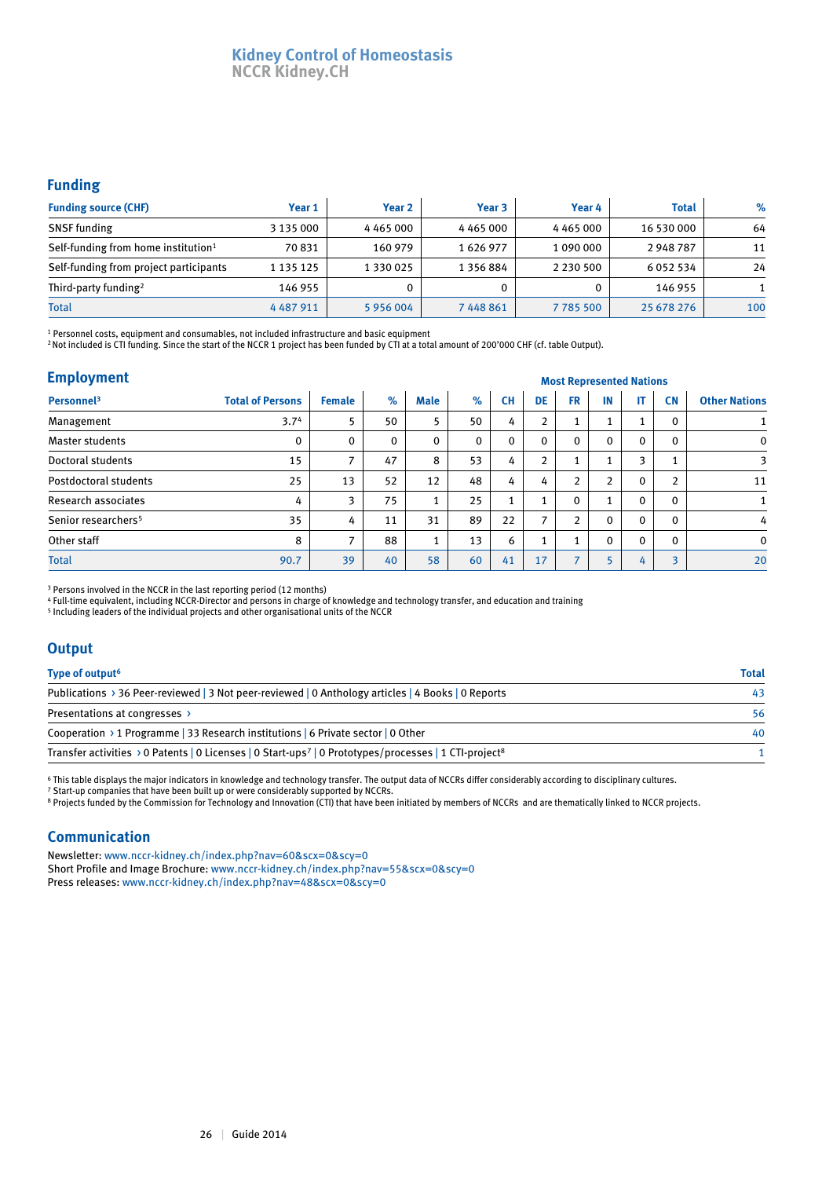**Kidney Control of Homeostasis**
**NCCR Kidney.CH**

## Funding

| Funding source (CHF) | Year 1 | Year 2 | Year 3 | Year 4 | Total | % |
|---|---|---|---|---|---|---|
| SNSF funding | 3 135 000 | 4 465 000 | 4 465 000 | 4 465 000 | 16 530 000 | 64 |
| Self-funding from home institution[1] | 70 831 | 160 979 | 1 626 977 | 1 090 000 | 2 948 787 | 11 |
| Self-funding from project participants | 1 135 125 | 1 330 025 | 1 356 884 | 2 230 500 | 6 052 534 | 24 |
| Third-party funding[2] | 146 955 | 0 | 0 | 0 | 146 955 | 1 |
| Total | 4 487 911 | 5 956 004 | 7 448 861 | 7 785 500 | 25 678 276 | 100 |

[1] Personnel costs, equipment and consumables, not included infrastructure and basic equipment
[2] Not included is CTI funding. Since the start of the NCCR 1 project has been funded by CTI at a total amount of 200'000 CHF (cf. table Output).

## Employment

| Personnel[3] | Total of Persons | Female | % | Male | % | Most Represented Nations: CH | DE | FR | IN | IT | CN | Other Nations |
|---|---|---|---|---|---|---|---|---|---|---|---|---|
| Management | 3.7[4] | 5 | 50 | 5 | 50 | 4 | 2 | 1 | 1 | 1 | 0 | 1 |
| Master students | 0 | 0 | 0 | 0 | 0 | 0 | 0 | 0 | 0 | 0 | 0 | 0 |
| Doctoral students | 15 | 7 | 47 | 8 | 53 | 4 | 2 | 1 | 1 | 3 | 1 | 3 |
| Postdoctoral students | 25 | 13 | 52 | 12 | 48 | 4 | 4 | 2 | 2 | 0 | 2 | 11 |
| Research associates | 4 | 3 | 75 | 1 | 25 | 1 | 1 | 0 | 1 | 0 | 0 | 1 |
| Senior researchers[5] | 35 | 4 | 11 | 31 | 89 | 22 | 7 | 2 | 0 | 0 | 0 | 4 |
| Other staff | 8 | 7 | 88 | 1 | 13 | 6 | 1 | 1 | 0 | 0 | 0 | 0 |
| Total | 90.7 | 39 | 40 | 58 | 60 | 41 | 17 | 7 | 5 | 4 | 3 | 20 |

[3] Persons involved in the NCCR in the last reporting period (12 months)
[4] Full-time equivalent, including NCCR-Director and persons in charge of knowledge and technology transfer, and education and training
[5] Including leaders of the individual projects and other organisational units of the NCCR

## Output

| Type of output[6] | Total |
|---|---|
| Publications › 36 Peer-reviewed \| 3 Not peer-reviewed \| 0 Anthology articles \| 4 Books \| 0 Reports | 43 |
| Presentations at congresses › | 56 |
| Cooperation › 1 Programme \| 33 Research institutions \| 6 Private sector \| 0 Other | 40 |
| Transfer activities › 0 Patents \| 0 Licenses \| 0 Start-ups[7] \| 0 Prototypes/processes \| 1 CTI-project[8] | 1 |

[6] This table displays the major indicators in knowledge and technology transfer. The output data of NCCRs differ considerably according to disciplinary cultures.
[7] Start-up companies that have been built up or were considerably supported by NCCRs.
[8] Projects funded by the Commission for Technology and Innovation (CTI) that have been initiated by members of NCCRs and are thematically linked to NCCR projects.

## Communication

Newsletter: www.nccr-kidney.ch/index.php?nav=60&scx=0&scy=0
Short Profile and Image Brochure: www.nccr-kidney.ch/index.php?nav=55&scx=0&scy=0
Press releases: www.nccr-kidney.ch/index.php?nav=48&scx=0&scy=0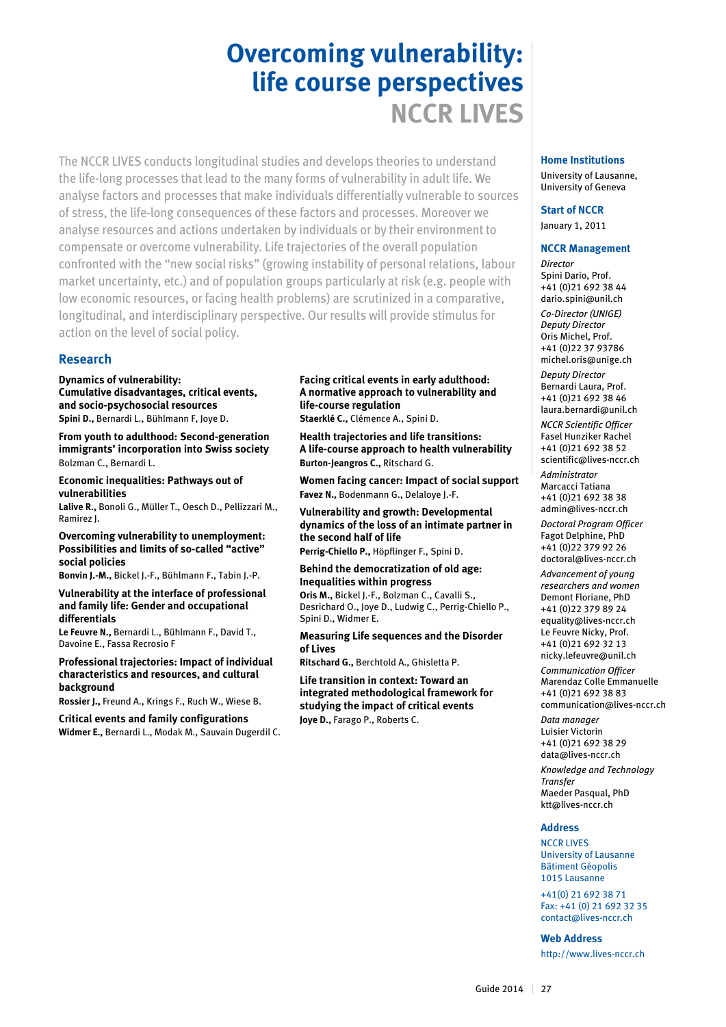# Overcoming vulnerability: life course perspectives

## NCCR LIVES

The NCCR LIVES conducts longitudinal studies and develops theories to understand the life-long processes that lead to the many forms of vulnerability in adult life. We analyse factors and processes that make individuals differentially vulnerable to sources of stress, the life-long consequences of these factors and processes. Moreover we analyse resources and actions undertaken by individuals or by their environment to compensate or overcome vulnerability. Life trajectories of the overall population confronted with the "new social risks" (growing instability of personal relations, labour market uncertainty, etc.) and of population groups particularly at risk (e.g. people with low economic resources, or facing health problems) are scrutinized in a comparative, longitudinal, and interdisciplinary perspective. Our results will provide stimulus for action on the level of social policy.

### Research

**Dynamics of vulnerability: Cumulative disadvantages, critical events, and socio-psychosocial resources**
**Spini D.,** Bernardi L., Bühlmann F, Joye D.

**From youth to adulthood: Second-generation immigrants' incorporation into Swiss society**
Bolzman C., Bernardi L.

**Economic inequalities: Pathways out of vulnerabilities**
**Lalive R.,** Bonoli G., Müller T., Oesch D., Pellizzari M., Ramirez J.

**Overcoming vulnerability to unemployment: Possibilities and limits of so-called "active" social policies**
**Bonvin J.-M.,** Bickel J.-F., Bühlmann F., Tabin J.-P.

**Vulnerability at the interface of professional and family life: Gender and occupational differentials**
**Le Feuvre N.,** Bernardi L., Bühlmann F., David T., Davoine E., Fassa Recrosio F

**Professional trajectories: Impact of individual characteristics and resources, and cultural background**
**Rossier J.,** Freund A., Krings F., Ruch W., Wiese B.

**Critical events and family configurations**
**Widmer E.,** Bernardi L., Modak M., Sauvain Dugerdil C.

**Facing critical events in early adulthood: A normative approach to vulnerability and life-course regulation**
**Staerklé C.,** Clémence A., Spini D.

**Health trajectories and life transitions: A life-course approach to health vulnerability**
**Burton-Jeangros C.,** Ritschard G.

**Women facing cancer: Impact of social support**
**Favez N.,** Bodenmann G., Delaloye J.-F.

**Vulnerability and growth: Developmental dynamics of the loss of an intimate partner in the second half of life**
**Perrig-Chiello P.,** Höpflinger F., Spini D.

**Behind the democratization of old age: Inequalities within progress**
**Oris M.,** Bickel J.-F., Bolzman C., Cavalli S., Desrichard O., Joye D., Ludwig C., Perrig-Chiello P., Spini D., Widmer E.

**Measuring Life sequences and the Disorder of Lives**
**Ritschard G.,** Berchtold A., Ghisletta P.

**Life transition in context: Toward an integrated methodological framework for studying the impact of critical events**
**Joye D.,** Farago P., Roberts C.

### Home Institutions

University of Lausanne, University of Geneva

### Start of NCCR

January 1, 2011

### NCCR Management

*Director*
Spini Dario, Prof.
+41 (0)21 692 38 44
dario.spini@unil.ch

*Co-Director (UNIGE)*
*Deputy Director*
Oris Michel, Prof.
+41 (0)22 37 93786
michel.oris@unige.ch

*Deputy Director*
Bernardi Laura, Prof.
+41 (0)21 692 38 46
laura.bernardi@unil.ch

*NCCR Scientific Officer*
Fasel Hunziker Rachel
+41 (0)21 692 38 52
scientific@lives-nccr.ch

*Administrator*
Marcacci Tatiana
+41 (0)21 692 38 38
admin@lives-nccr.ch

*Doctoral Program Officer*
Fagot Delphine, PhD
+41 (0)22 379 92 26
doctoral@lives-nccr.ch

*Advancement of young researchers and women*
Demont Floriane, PhD
+41 (0)22 379 89 24
equality@lives-nccr.ch
Le Feuvre Nicky, Prof.
+41 (0)21 692 32 13
nicky.lefeuvre@unil.ch

*Communication Officer*
Marendaz Colle Emmanuelle
+41 (0)21 692 38 83
communication@lives-nccr.ch

*Data manager*
Luisier Victorin
+41 (0)21 692 38 29
data@lives-nccr.ch

*Knowledge and Technology Transfer*
Maeder Pasqual, PhD
ktt@lives-nccr.ch

### Address

NCCR LIVES
University of Lausanne
Bâtiment Géopolis
1015 Lausanne

+41(0) 21 692 38 71
Fax: +41 (0) 21 692 32 35
contact@lives-nccr.ch

### Web Address

http://www.lives-nccr.ch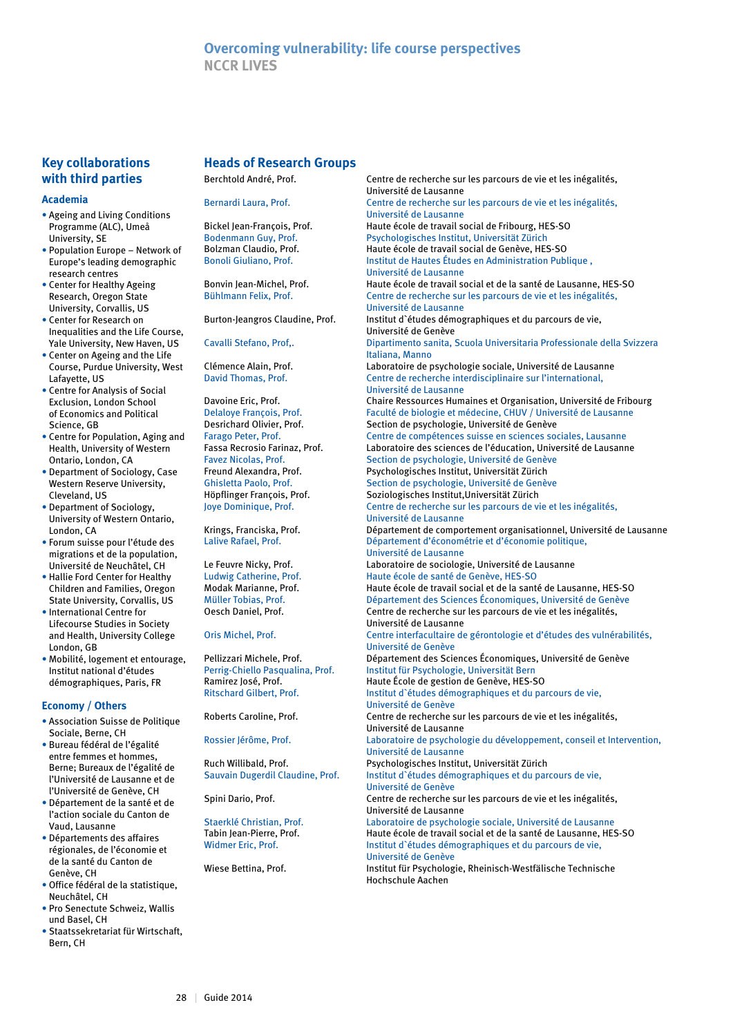## Key collaborations with third parties

### Academia

- Ageing and Living Conditions Programme (ALC), Umeå University, SE
- Population Europe – Network of Europe's leading demographic research centres
- Center for Healthy Ageing Research, Oregon State University, Corvallis, US
- Center for Research on Inequalities and the Life Course, Yale University, New Haven, US
- Center on Ageing and the Life Course, Purdue University, West Lafayette, US
- Centre for Analysis of Social Exclusion, London School of Economics and Political Science, GB
- Centre for Population, Aging and Health, University of Western Ontario, London, CA
- Department of Sociology, Case Western Reserve University, Cleveland, US
- Department of Sociology, University of Western Ontario, London, CA
- Forum suisse pour l'étude des migrations et de la population, Université de Neuchâtel, CH
- Hallie Ford Center for Healthy Children and Families, Oregon State University, Corvallis, US
- International Centre for Lifecourse Studies in Society and Health, University College London, GB
- Mobilité, logement et entourage, Institut national d'études démographiques, Paris, FR

### Economy / Others

- Association Suisse de Politique Sociale, Berne, CH
- Bureau fédéral de l'égalité entre femmes et hommes, Berne; Bureaux de l'égalité de l'Université de Lausanne et de l'Université de Genève, CH
- Département de la santé et de l'action sociale du Canton de Vaud, Lausanne
- Départements des affaires régionales, de l'économie et de la santé du Canton de Genève, CH
- Office fédéral de la statistique, Neuchâtel, CH
- Pro Senectute Schweiz, Wallis und Basel, CH
- Staatssekretariat für Wirtschaft, Bern, CH

## Heads of Research Groups

| Name | Institution |
|---|---|
| Berchtold André, Prof. | Centre de recherche sur les parcours de vie et les inégalités, Université de Lausanne |
| Bernardi Laura, Prof. | Centre de recherche sur les parcours de vie et les inégalités, Université de Lausanne |
| Bickel Jean-François, Prof. | Haute école de travail social de Fribourg, HES-SO |
| Bodenmann Guy, Prof. | Psychologisches Institut, Universität Zürich |
| Bolzman Claudio, Prof. | Haute école de travail social de Genève, HES-SO |
| Bonoli Giuliano, Prof. | Institut de Hautes Études en Administration Publique , Université de Lausanne |
| Bonvin Jean-Michel, Prof. | Haute école de travail social et de la santé de Lausanne, HES-SO |
| Bühlmann Felix, Prof. | Centre de recherche sur les parcours de vie et les inégalités, Université de Lausanne |
| Burton-Jeangros Claudine, Prof. | Institut d`études démographiques et du parcours de vie, Université de Genève |
| Cavalli Stefano, Prof,. | Dipartimento sanita, Scuola Universitaria Professionale della Svizzera Italiana, Manno |
| Clémence Alain, Prof. | Laboratoire de psychologie sociale, Université de Lausanne |
| David Thomas, Prof. | Centre de recherche interdisciplinaire sur l'international, Université de Lausanne |
| Davoine Eric, Prof. | Chaire Ressources Humaines et Organisation, Université de Fribourg |
| Delaloye François, Prof. | Faculté de biologie et médecine, CHUV / Université de Lausanne |
| Desrichard Olivier, Prof. | Section de psychologie, Université de Genève |
| Farago Peter, Prof. | Centre de compétences suisse en sciences sociales, Lausanne |
| Fassa Recrosio Farinaz, Prof. | Laboratoire des sciences de l'éducation, Université de Lausanne |
| Favez Nicolas, Prof. | Section de psychologie, Université de Genève |
| Freund Alexandra, Prof. | Psychologisches Institut, Universität Zürich |
| Ghisletta Paolo, Prof. | Section de psychologie, Université de Genève |
| Höpflinger François, Prof. | Soziologisches Institut,Universität Zürich |
| Joye Dominique, Prof. | Centre de recherche sur les parcours de vie et les inégalités, Université de Lausanne |
| Krings, Franciska, Prof. | Département de comportement organisationnel, Université de Lausanne |
| Lalive Rafael, Prof. | Département d'économétrie et d'économie politique, Université de Lausanne |
| Le Feuvre Nicky, Prof. | Laboratoire de sociologie, Université de Lausanne |
| Ludwig Catherine, Prof. | Haute école de santé de Genève, HES-SO |
| Modak Marianne, Prof. | Haute école de travail social et de la santé de Lausanne, HES-SO |
| Müller Tobias, Prof. | Département des Sciences Économiques, Université de Genève |
| Oesch Daniel, Prof. | Centre de recherche sur les parcours de vie et les inégalités, Université de Lausanne |
| Oris Michel, Prof. | Centre interfacultaire de gérontologie et d'études des vulnérabilités, Université de Genève |
| Pellizzari Michele, Prof. | Département des Sciences Économiques, Université de Genève |
| Perrig-Chiello Pasqualina, Prof. | Institut für Psychologie, Universität Bern |
| Ramirez José, Prof. | Haute École de gestion de Genève, HES-SO |
| Ritschard Gilbert, Prof. | Institut d`études démographiques et du parcours de vie, Université de Genève |
| Roberts Caroline, Prof. | Centre de recherche sur les parcours de vie et les inégalités, Université de Lausanne |
| Rossier Jérôme, Prof. | Laboratoire de psychologie du développement, conseil et Intervention, Université de Lausanne |
| Ruch Willibald, Prof. | Psychologisches Institut, Universität Zürich |
| Sauvain Dugerdil Claudine, Prof. | Institut d`études démographiques et du parcours de vie, Université de Genève |
| Spini Dario, Prof. | Centre de recherche sur les parcours de vie et les inégalités, Université de Lausanne |
| Staerklé Christian, Prof. | Laboratoire de psychologie sociale, Université de Lausanne |
| Tabin Jean-Pierre, Prof. | Haute école de travail social et de la santé de Lausanne, HES-SO |
| Widmer Eric, Prof. | Institut d`études démographiques et du parcours de vie, Université de Genève |
| Wiese Bettina, Prof. | Institut für Psychologie, Rheinisch-Westfälische Technische Hochschule Aachen |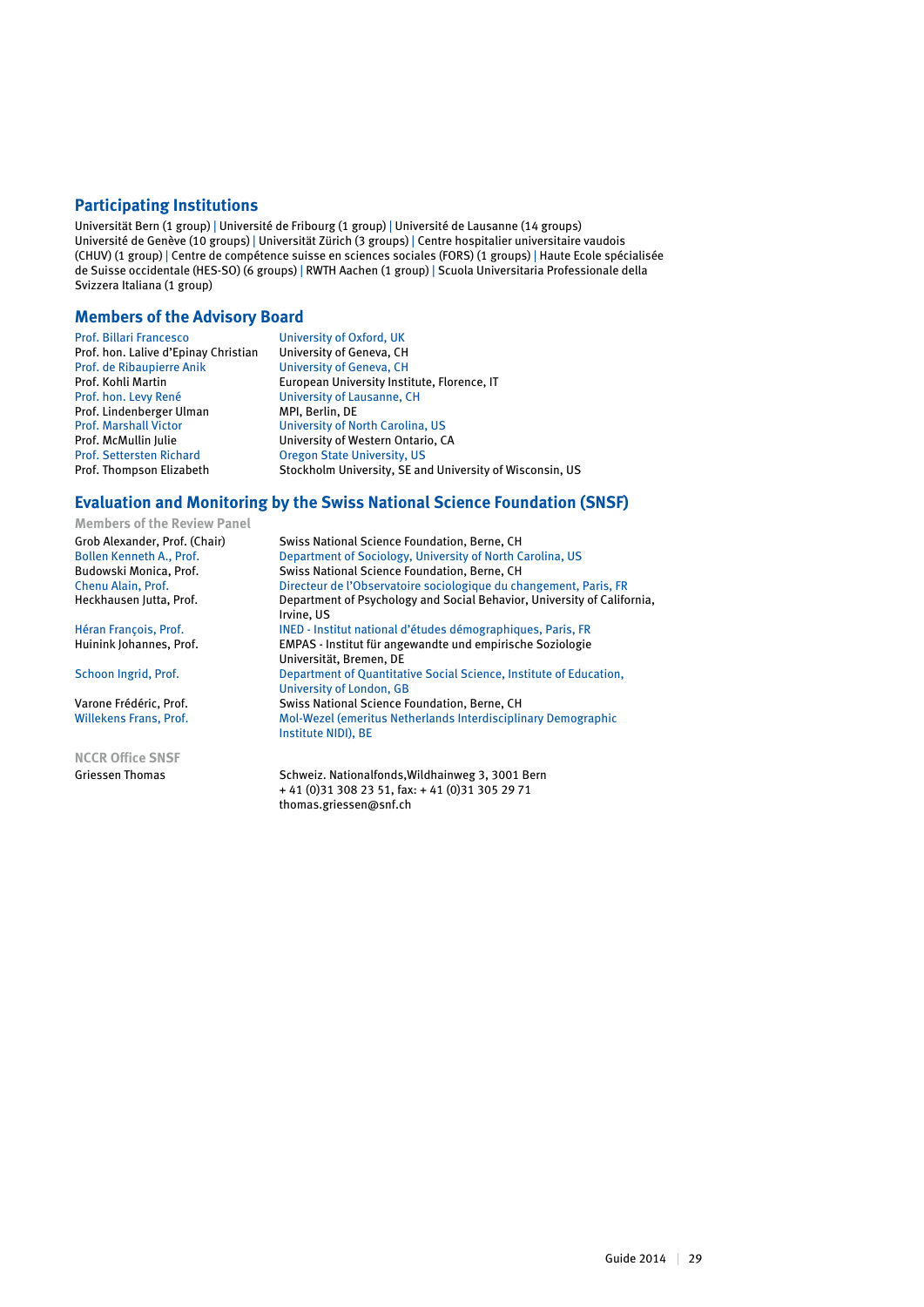## Participating Institutions

Universität Bern (1 group) | Université de Fribourg (1 group) | Université de Lausanne (14 groups) Université de Genève (10 groups) | Universität Zürich (3 groups) | Centre hospitalier universitaire vaudois (CHUV) (1 group) | Centre de compétence suisse en sciences sociales (FORS) (1 groups) | Haute Ecole spécialisée de Suisse occidentale (HES-SO) (6 groups) | RWTH Aachen (1 group) | Scuola Universitaria Professionale della Svizzera Italiana (1 group)

## Members of the Advisory Board

| | |
|---|---|
| Prof. Billari Francesco | University of Oxford, UK |
| Prof. hon. Lalive d'Epinay Christian | University of Geneva, CH |
| Prof. de Ribaupierre Anik | University of Geneva, CH |
| Prof. Kohli Martin | European University Institute, Florence, IT |
| Prof. hon. Levy René | University of Lausanne, CH |
| Prof. Lindenberger Ulman | MPI, Berlin, DE |
| Prof. Marshall Victor | University of North Carolina, US |
| Prof. McMullin Julie | University of Western Ontario, CA |
| Prof. Settersten Richard | Oregon State University, US |
| Prof. Thompson Elizabeth | Stockholm University, SE and University of Wisconsin, US |

## Evaluation and Monitoring by the Swiss National Science Foundation (SNSF)

### Members of the Review Panel

| | |
|---|---|
| Grob Alexander, Prof. (Chair) | Swiss National Science Foundation, Berne, CH |
| Bollen Kenneth A., Prof. | Department of Sociology, University of North Carolina, US |
| Budowski Monica, Prof. | Swiss National Science Foundation, Berne, CH |
| Chenu Alain, Prof. | Directeur de l'Observatoire sociologique du changement, Paris, FR |
| Heckhausen Jutta, Prof. | Department of Psychology and Social Behavior, University of California, Irvine, US |
| Héran François, Prof. | INED - Institut national d'études démographiques, Paris, FR |
| Huinink Johannes, Prof. | EMPAS - Institut für angewandte und empirische Soziologie Universität, Bremen, DE |
| Schoon Ingrid, Prof. | Department of Quantitative Social Science, Institute of Education, University of London, GB |
| Varone Frédéric, Prof. | Swiss National Science Foundation, Berne, CH |
| Willekens Frans, Prof. | Mol-Wezel (emeritus Netherlands Interdisciplinary Demographic Institute NIDI), BE |

### NCCR Office SNSF

| | |
|---|---|
| Griessen Thomas | Schweiz. Nationalfonds,Wildhainweg 3, 3001 Bern<br>+ 41 (0)31 308 23 51, fax: + 41 (0)31 305 29 71<br>thomas.griessen@snf.ch |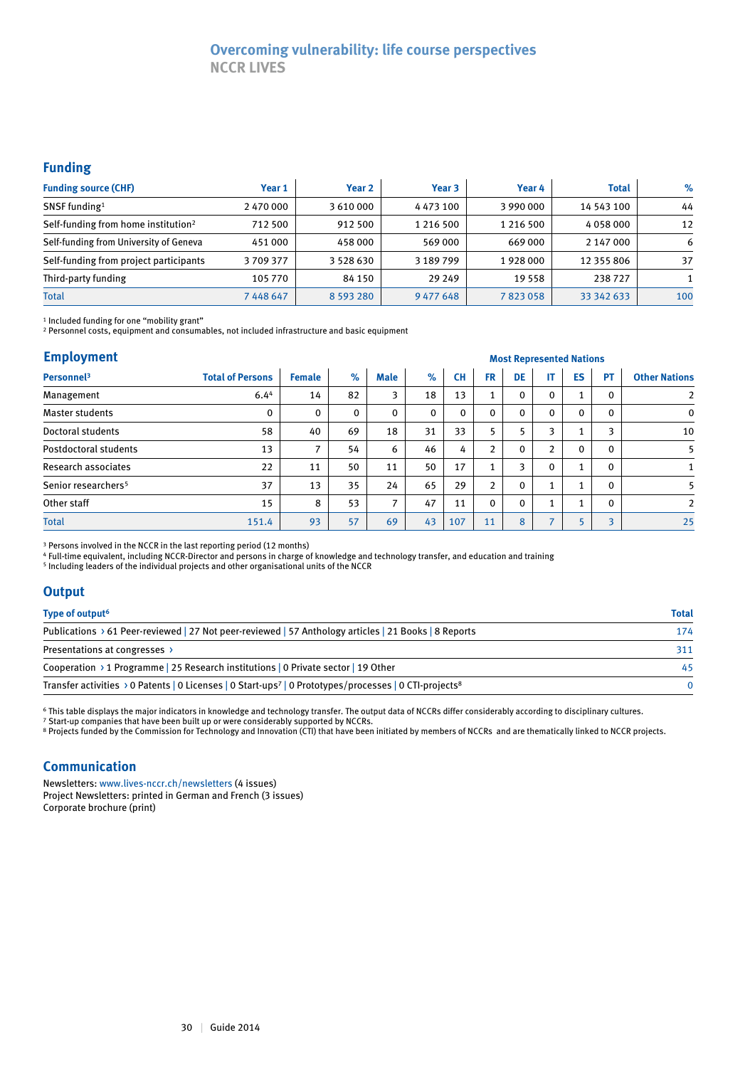# Overcoming vulnerability: life course perspectives

## NCCR LIVES

### Funding

| Funding source (CHF) | Year 1 | Year 2 | Year 3 | Year 4 | Total | % |
|---|---|---|---|---|---|---|
| SNSF funding[1] | 2 470 000 | 3 610 000 | 4 473 100 | 3 990 000 | 14 543 100 | 44 |
| Self-funding from home institution[2] | 712 500 | 912 500 | 1 216 500 | 1 216 500 | 4 058 000 | 12 |
| Self-funding from University of Geneva | 451 000 | 458 000 | 569 000 | 669 000 | 2 147 000 | 6 |
| Self-funding from project participants | 3 709 377 | 3 528 630 | 3 189 799 | 1 928 000 | 12 355 806 | 37 |
| Third-party funding | 105 770 | 84 150 | 29 249 | 19 558 | 238 727 | 1 |
| Total | 7 448 647 | 8 593 280 | 9 477 648 | 7 823 058 | 33 342 633 | 100 |

[1] Included funding for one "mobility grant"
[2] Personnel costs, equipment and consumables, not included infrastructure and basic equipment

### Employment

| Personnel[3] | Total of Persons | Female | % | Male | % | Most Represented Nations: CH | FR | DE | IT | ES | PT | Other Nations |
|---|---|---|---|---|---|---|---|---|---|---|---|---|
| Management | 6.4[4] | 14 | 82 | 3 | 18 | 13 | 1 | 0 | 0 | 1 | 0 | 2 |
| Master students | 0 | 0 | 0 | 0 | 0 | 0 | 0 | 0 | 0 | 0 | 0 | 0 |
| Doctoral students | 58 | 40 | 69 | 18 | 31 | 33 | 5 | 5 | 3 | 1 | 3 | 10 |
| Postdoctoral students | 13 | 7 | 54 | 6 | 46 | 4 | 2 | 0 | 2 | 0 | 0 | 5 |
| Research associates | 22 | 11 | 50 | 11 | 50 | 17 | 1 | 3 | 0 | 1 | 0 | 1 |
| Senior researchers[5] | 37 | 13 | 35 | 24 | 65 | 29 | 2 | 0 | 1 | 1 | 0 | 5 |
| Other staff | 15 | 8 | 53 | 7 | 47 | 11 | 0 | 0 | 1 | 1 | 0 | 2 |
| Total | 151.4 | 93 | 57 | 69 | 43 | 107 | 11 | 8 | 7 | 5 | 3 | 25 |

[3] Persons involved in the NCCR in the last reporting period (12 months)
[4] Full-time equivalent, including NCCR-Director and persons in charge of knowledge and technology transfer, and education and training
[5] Including leaders of the individual projects and other organisational units of the NCCR

### Output

| Type of output[6] | Total |
|---|---|
| Publications › 61 Peer-reviewed \| 27 Not peer-reviewed \| 57 Anthology articles \| 21 Books \| 8 Reports | 174 |
| Presentations at congresses › | 311 |
| Cooperation › 1 Programme \| 25 Research institutions \| 0 Private sector \| 19 Other | 45 |
| Transfer activities › 0 Patents \| 0 Licenses \| 0 Start-ups[7] \| 0 Prototypes/processes \| 0 CTI-projects[8] | 0 |

[6] This table displays the major indicators in knowledge and technology transfer. The output data of NCCRs differ considerably according to disciplinary cultures.
[7] Start-up companies that have been built up or were considerably supported by NCCRs.
[8] Projects funded by the Commission for Technology and Innovation (CTI) that have been initiated by members of NCCRs and are thematically linked to NCCR projects.

### Communication

Newsletters: www.lives-nccr.ch/newsletters (4 issues)
Project Newsletters: printed in German and French (3 issues)
Corporate brochure (print)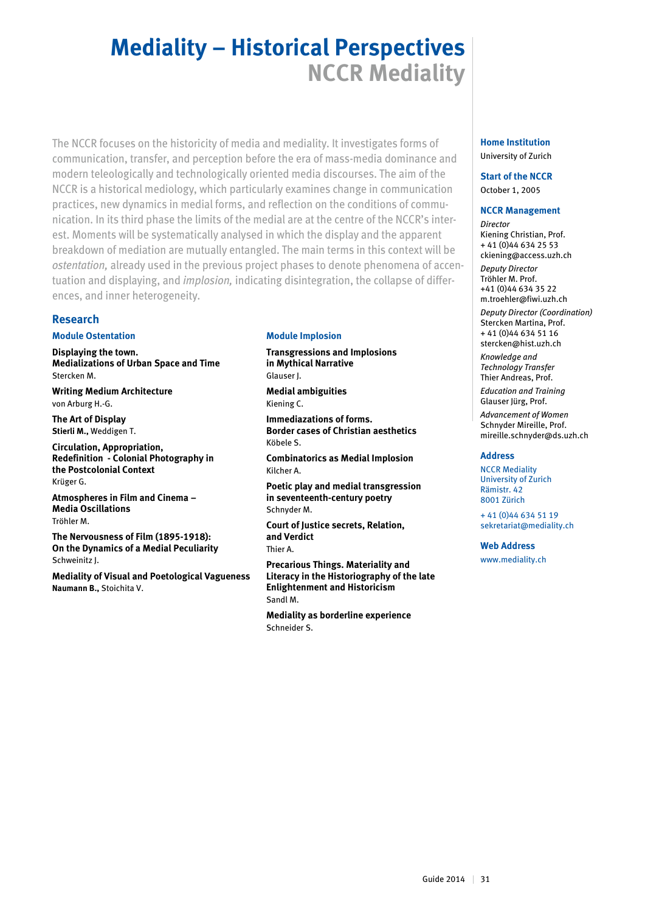# Mediality – Historical Perspectives

## NCCR Mediality

The NCCR focuses on the historicity of media and mediality. It investigates forms of communication, transfer, and perception before the era of mass-media dominance and modern teleologically and technologically oriented media discourses. The aim of the NCCR is a historical mediology, which particularly examines change in communication practices, new dynamics in medial forms, and reflection on the conditions of communication. In its third phase the limits of the medial are at the centre of the NCCR's interest. Moments will be systematically analysed in which the display and the apparent breakdown of mediation are mutually entangled. The main terms in this context will be *ostentation,* already used in the previous project phases to denote phenomena of accentuation and displaying, and *implosion,* indicating disintegration, the collapse of differences, and inner heterogeneity.

### Research

#### Module Ostentation

**Displaying the town. Medializations of Urban Space and Time**
Stercken M.

**Writing Medium Architecture**
von Arburg H.-G.

**The Art of Display**
**Stierli M.,** Weddigen T.

**Circulation, Appropriation, Redefinition - Colonial Photography in the Postcolonial Context**
Krüger G.

**Atmospheres in Film and Cinema – Media Oscillations**
Tröhler M.

**The Nervousness of Film (1895-1918): On the Dynamics of a Medial Peculiarity**
Schweinitz J.

**Mediality of Visual and Poetological Vagueness**
**Naumann B.,** Stoichita V.

#### Module Implosion

**Transgressions and Implosions in Mythical Narrative**
Glauser J.

**Medial ambiguities**
Kiening C.

**Immediazations of forms. Border cases of Christian aesthetics**
Köbele S.

**Combinatorics as Medial Implosion**
Kilcher A.

**Poetic play and medial transgression in seventeenth-century poetry**
Schnyder M.

**Court of Justice secrets, Relation, and Verdict**
Thier A.

**Precarious Things. Materiality and Literacy in the Historiography of the late Enlightenment and Historicism**
Sandl M.

**Mediality as borderline experience**
Schneider S.

#### Home Institution

University of Zurich

#### Start of the NCCR

October 1, 2005

#### NCCR Management

*Director*
Kiening Christian, Prof.
+ 41 (0)44 634 25 53
ckiening@access.uzh.ch

*Deputy Director*
Tröhler M. Prof.
+41 (0)44 634 35 22
m.troehler@fiwi.uzh.ch

*Deputy Director (Coordination)*
Stercken Martina, Prof.
+ 41 (0)44 634 51 16
stercken@hist.uzh.ch

*Knowledge and Technology Transfer*
Thier Andreas, Prof.

*Education and Training*
Glauser Jürg, Prof.

*Advancement of Women*
Schnyder Mireille, Prof.
mireille.schnyder@ds.uzh.ch

#### Address

NCCR Mediality
University of Zurich
Rämistr. 42
8001 Zürich

+ 41 (0)44 634 51 19
sekretariat@mediality.ch

#### Web Address

www.mediality.ch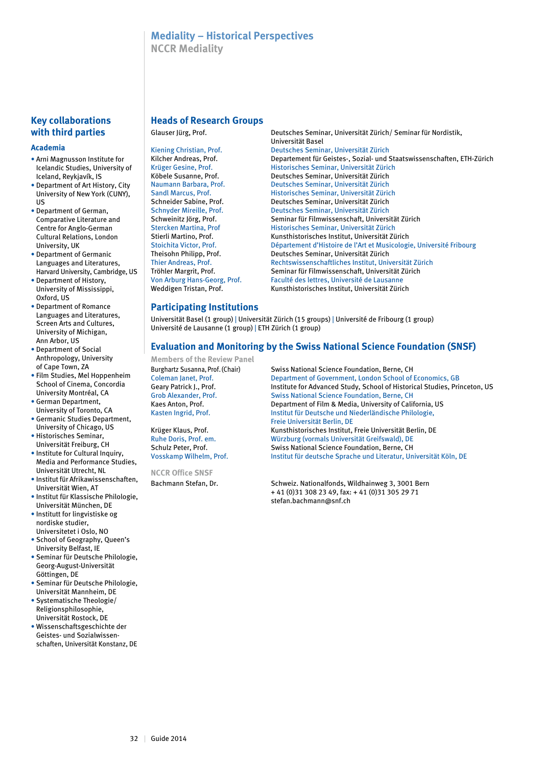# Mediality – Historical Perspectives

## NCCR Mediality

## Heads of Research Groups

| | |
|---|---|
| Glauser Jürg, Prof. | Deutsches Seminar, Universität Zürich/ Seminar für Nordistik, Universität Basel |
| Kiening Christian, Prof. | Deutsches Seminar, Universität Zürich |
| Kilcher Andreas, Prof. | Departement für Geistes-, Sozial- und Staatswissenschaften, ETH-Zürich |
| Krüger Gesine, Prof. | Historisches Seminar, Universität Zürich |
| Köbele Susanne, Prof. | Deutsches Seminar, Universität Zürich |
| Naumann Barbara, Prof. | Deutsches Seminar, Universität Zürich |
| Sandl Marcus, Prof. | Historisches Seminar, Universität Zürich |
| Schneider Sabine, Prof. | Deutsches Seminar, Universität Zürich |
| Schnyder Mireille, Prof. | Deutsches Seminar, Universität Zürich |
| Schweinitz Jörg, Prof. | Seminar für Filmwissenschaft, Universität Zürich |
| Stercken Martina, Prof | Historisches Seminar, Universität Zürich |
| Stierli Martino, Prof. | Kunsthistorisches Institut, Universität Zürich |
| Stoichita Victor, Prof. | Département d'Histoire de l'Art et Musicologie, Université Fribourg |
| Theisohn Philipp, Prof. | Deutsches Seminar, Universität Zürich |
| Thier Andreas, Prof. | Rechtswissenschaftliches Institut, Universität Zürich |
| Tröhler Margrit, Prof. | Seminar für Filmwissenschaft, Universität Zürich |
| Von Arburg Hans-Georg, Prof. | Faculté des lettres, Université de Lausanne |
| Weddigen Tristan, Prof. | Kunsthistorisches Institut, Universität Zürich |

## Participating Institutions

Universität Basel (1 group) | Universität Zürich (15 groups) | Université de Fribourg (1 group)
Université de Lausanne (1 group) | ETH Zürich (1 group)

## Evaluation and Monitoring by the Swiss National Science Foundation (SNSF)

### Members of the Review Panel

| | |
|---|---|
| Burghartz Susanna, Prof. (Chair) | Swiss National Science Foundation, Berne, CH |
| Coleman Janet, Prof. | Department of Government, London School of Economics, GB |
| Geary Patrick J., Prof. | Institute for Advanced Study, School of Historical Studies, Princeton, US |
| Grob Alexander, Prof. | Swiss National Science Foundation, Berne, CH |
| Kaes Anton, Prof. | Department of Film & Media, University of California, US |
| Kasten Ingrid, Prof. | Institut für Deutsche und Niederländische Philologie, Freie Universität Berlin, DE |
| Krüger Klaus, Prof. | Kunsthistorisches Institut, Freie Universität Berlin, DE |
| Ruhe Doris, Prof. em. | Würzburg (vormals Universität Greifswald), DE |
| Schulz Peter, Prof. | Swiss National Science Foundation, Berne, CH |
| Vosskamp Wilhelm, Prof. | Institut für deutsche Sprache und Literatur, Universität Köln, DE |

### NCCR Office SNSF

| | |
|---|---|
| Bachmann Stefan, Dr. | Schweiz. Nationalfonds, Wildhainweg 3, 3001 Bern<br>+ 41 (0)31 308 23 49, fax: + 41 (0)31 305 29 71<br>stefan.bachmann@snf.ch |

## Key collaborations with third parties

### Academia

- Arni Magnusson Institute for Icelandic Studies, University of Iceland, Reykjavík, IS
- Department of Art History, City University of New York (CUNY), US
- Department of German, Comparative Literature and Centre for Anglo-German Cultural Relations, London University, UK
- Department of Germanic Languages and Literatures, Harvard University, Cambridge, US
- Department of History, University of Mississippi, Oxford, US
- Department of Romance Languages and Literatures, Screen Arts and Cultures, University of Michigan, Ann Arbor, US
- Department of Social Anthropology, University of Cape Town, ZA
- Film Studies, Mel Hoppenheim School of Cinema, Concordia University Montréal, CA
- German Department, University of Toronto, CA
- Germanic Studies Department, University of Chicago, US
- Historisches Seminar, Universität Freiburg, CH
- Institute for Cultural Inquiry, Media and Performance Studies, Universität Utrecht, NL
- Institut für Afrikawissenschaften, Universität Wien, AT
- Institut für Klassische Philologie, Universität München, DE
- Institutt for lingvistiske og nordiske studier, Universitetet i Oslo, NO
- School of Geography, Queen's University Belfast, IE
- Seminar für Deutsche Philologie, Georg-August-Universität Göttingen, DE
- Seminar für Deutsche Philologie, Universität Mannheim, DE
- Systematische Theologie/ Religionsphilosophie, Universität Rostock, DE
- Wissenschaftsgeschichte der Geistes- und Sozialwissenschaften, Universität Konstanz, DE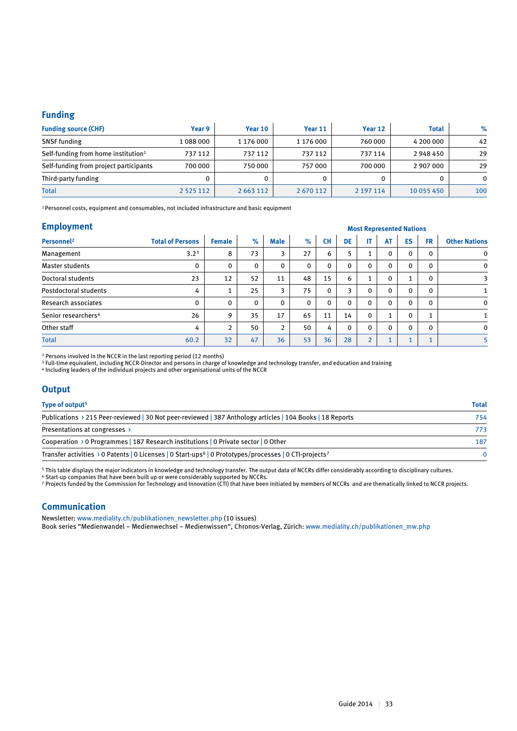## Funding

| Funding source (CHF) | Year 9 | Year 10 | Year 11 | Year 12 | Total | % |
|---|---|---|---|---|---|---|
| SNSF funding | 1 088 000 | 1 176 000 | 1 176 000 | 760 000 | 4 200 000 | 42 |
| Self-funding from home institution[1] | 737 112 | 737 112 | 737 112 | 737 114 | 2 948 450 | 29 |
| Self-funding from project participants | 700 000 | 750 000 | 757 000 | 700 000 | 2 907 000 | 29 |
| Third-party funding | 0 | 0 | 0 | 0 | 0 | 0 |
| Total | 2 525 112 | 2 663 112 | 2 670 112 | 2 197 114 | 10 055 450 | 100 |

[1] Personnel costs, equipment and consumables, not included infrastructure and basic equipment

## Employment

| Personnel[2] | Total of Persons | Female | % | Male | % | Most Represented Nations: CH | DE | IT | AT | ES | FR | Other Nations |
|---|---|---|---|---|---|---|---|---|---|---|---|---|
| Management | 3.2[3] | 8 | 73 | 3 | 27 | 6 | 5 | 1 | 0 | 0 | 0 | 0 |
| Master students | 0 | 0 | 0 | 0 | 0 | 0 | 0 | 0 | 0 | 0 | 0 | 0 |
| Doctoral students | 23 | 12 | 52 | 11 | 48 | 15 | 6 | 1 | 0 | 1 | 0 | 3 |
| Postdoctoral students | 4 | 1 | 25 | 3 | 75 | 0 | 3 | 0 | 0 | 0 | 0 | 1 |
| Research associates | 0 | 0 | 0 | 0 | 0 | 0 | 0 | 0 | 0 | 0 | 0 | 0 |
| Senior researchers[4] | 26 | 9 | 35 | 17 | 65 | 11 | 14 | 0 | 1 | 0 | 1 | 1 |
| Other staff | 4 | 2 | 50 | 2 | 50 | 4 | 0 | 0 | 0 | 0 | 0 | 0 |
| Total | 60.2 | 32 | 47 | 36 | 53 | 36 | 28 | 2 | 1 | 1 | 1 | 5 |

[2] Persons involved in the NCCR in the last reporting period (12 months)
[3] Full-time equivalent, including NCCR-Director and persons in charge of knowledge and technology transfer, and education and training
[4] Including leaders of the individual projects and other organisational units of the NCCR

## Output

| Type of output[5] | Total |
|---|---|
| Publications › 215 Peer-reviewed \| 30 Not peer-reviewed \| 387 Anthology articles \| 104 Books \| 18 Reports | 754 |
| Presentations at congresses › | 773 |
| Cooperation › 0 Programmes \| 187 Research institutions \| 0 Private sector \| 0 Other | 187 |
| Transfer activities › 0 Patents \| 0 Licenses \| 0 Start-ups[6] \| 0 Prototypes/processes \| 0 CTI-projects[7] | 0 |

[5] This table displays the major indicators in knowledge and technology transfer. The output data of NCCRs differ considerably according to disciplinary cultures.
[6] Start-up companies that have been built up or were considerably supported by NCCRs.
[7] Projects funded by the Commission for Technology and Innovation (CTI) that have been initiated by members of NCCRs and are thematically linked to NCCR projects.

## Communication

Newsletter: www.mediality.ch/publikationen_newsletter.php (10 issues)
Book series "Medienwandel – Medienwechsel – Medienwissen", Chronos-Verlag, Zürich: www.mediality.ch/publikationen_mw.php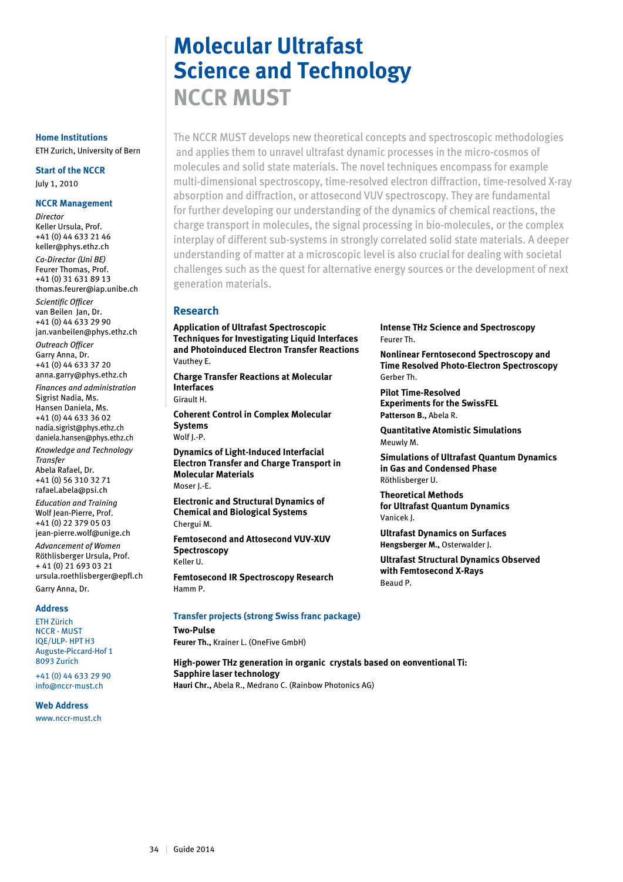# Molecular Ultrafast Science and Technology

## NCCR MUST

**Home Institutions**
ETH Zurich, University of Bern

**Start of the NCCR**
July 1, 2010

**NCCR Management**

*Director*
Keller Ursula, Prof.
+41 (0) 44 633 21 46
keller@phys.ethz.ch

*Co-Director (Uni BE)*
Feurer Thomas, Prof.
+41 (0) 31 631 89 13
thomas.feurer@iap.unibe.ch

*Scientific Officer*
van Beilen Jan, Dr.
+41 (0) 44 633 29 90
jan.vanbeilen@phys.ethz.ch

*Outreach Officer*
Garry Anna, Dr.
+41 (0) 44 633 37 20
anna.garry@phys.ethz.ch

*Finances and administration*
Sigrist Nadia, Ms.
Hansen Daniela, Ms.
+41 (0) 44 633 36 02
nadia.sigrist@phys.ethz.ch
daniela.hansen@phys.ethz.ch

*Knowledge and Technology Transfer*
Abela Rafael, Dr.
+41 (0) 56 310 32 71
rafael.abela@psi.ch

*Education and Training*
Wolf Jean-Pierre, Prof.
+41 (0) 22 379 05 03
jean-pierre.wolf@unige.ch

*Advancement of Women*
Röthlisberger Ursula, Prof.
+ 41 (0) 21 693 03 21
ursula.roethlisberger@epfl.ch
Garry Anna, Dr.

**Address**
ETH Zürich
NCCR - MUST
IQE/ULP- HPT H3
Auguste-Piccard-Hof 1
8093 Zurich

+41 (0) 44 633 29 90
info@nccr-must.ch

**Web Address**
www.nccr-must.ch

The NCCR MUST develops new theoretical concepts and spectroscopic methodologies and applies them to unravel ultrafast dynamic processes in the micro-cosmos of molecules and solid state materials. The novel techniques encompass for example multi-dimensional spectroscopy, time-resolved electron diffraction, time-resolved X-ray absorption and diffraction, or attosecond VUV spectroscopy. They are fundamental for further developing our understanding of the dynamics of chemical reactions, the charge transport in molecules, the signal processing in bio-molecules, or the complex interplay of different sub-systems in strongly correlated solid state materials. A deeper understanding of matter at a microscopic level is also crucial for dealing with societal challenges such as the quest for alternative energy sources or the development of next generation materials.

### Research

**Application of Ultrafast Spectroscopic Techniques for Investigating Liquid Interfaces and Photoinduced Electron Transfer Reactions**
Vauthey E.

**Charge Transfer Reactions at Molecular Interfaces**
Girault H.

**Coherent Control in Complex Molecular Systems**
Wolf J.-P.

**Dynamics of Light-Induced Interfacial Electron Transfer and Charge Transport in Molecular Materials**
Moser J.-E.

**Electronic and Structural Dynamics of Chemical and Biological Systems**
Chergui M.

**Femtosecond and Attosecond VUV-XUV Spectroscopy**
Keller U.

**Femtosecond IR Spectroscopy Research**
Hamm P.

**Intense THz Science and Spectroscopy**
Feurer Th.

**Nonlinear Ferntosecond Spectroscopy and Time Resolved Photo-Electron Spectroscopy**
Gerber Th.

**Pilot Time-Resolved Experiments for the SwissFEL**
**Patterson B.,** Abela R.

**Quantitative Atomistic Simulations**
Meuwly M.

**Simulations of Ultrafast Quantum Dynamics in Gas and Condensed Phase**
Röthlisberger U.

**Theoretical Methods for Ultrafast Quantum Dynamics**
Vanicek J.

**Ultrafast Dynamics on Surfaces**
**Hengsberger M.,** Osterwalder J.

**Ultrafast Structural Dynamics Observed with Femtosecond X-Rays**
Beaud P.

### Transfer projects (strong Swiss franc package)

**Two-Pulse**
**Feurer Th.,** Krainer L. (OneFive GmbH)

**High-power THz generation in organic crystals based on eonventional Ti: Sapphire laser technology**
**Hauri Chr.,** Abela R., Medrano C. (Rainbow Photonics AG)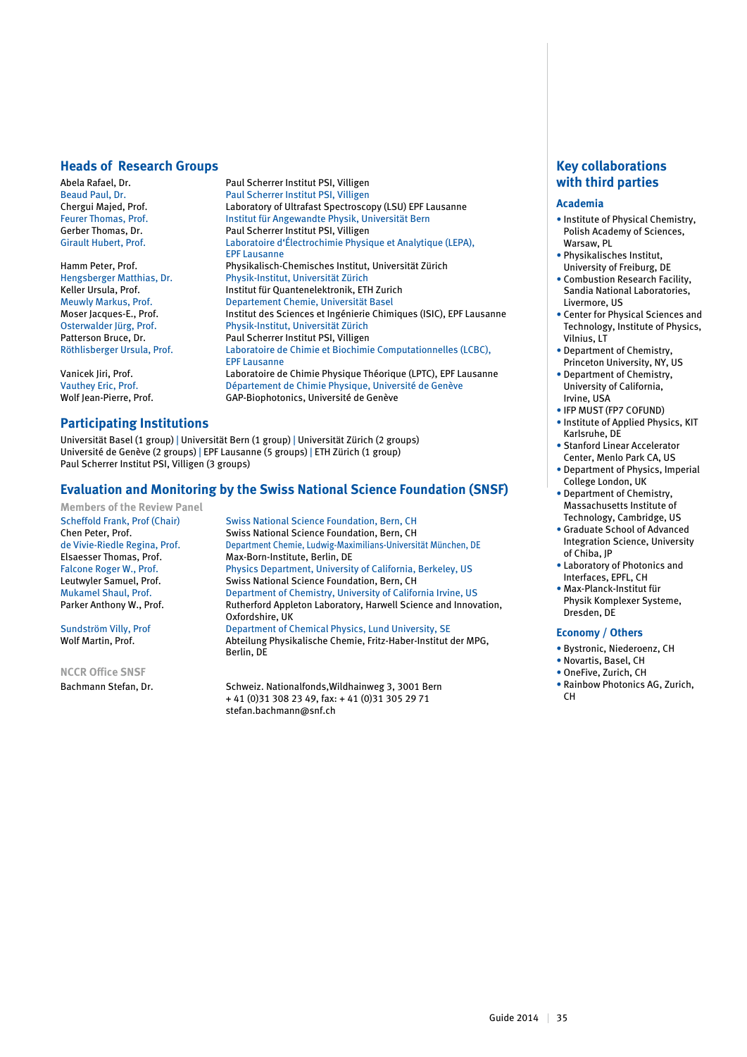## Heads of Research Groups

| | |
|---|---|
| Abela Rafael, Dr. | Paul Scherrer Institut PSI, Villigen |
| Beaud Paul, Dr. | Paul Scherrer Institut PSI, Villigen |
| Chergui Majed, Prof. | Laboratory of Ultrafast Spectroscopy (LSU) EPF Lausanne |
| Feurer Thomas, Prof. | Institut für Angewandte Physik, Universität Bern |
| Gerber Thomas, Dr. | Paul Scherrer Institut PSI, Villigen |
| Girault Hubert, Prof. | Laboratoire d'Électrochimie Physique et Analytique (LEPA), EPF Lausanne |
| Hamm Peter, Prof. | Physikalisch-Chemisches Institut, Universität Zürich |
| Hengsberger Matthias, Dr. | Physik-Institut, Universität Zürich |
| Keller Ursula, Prof. | Institut für Quantenelektronik, ETH Zurich |
| Meuwly Markus, Prof. | Departement Chemie, Universität Basel |
| Moser Jacques-E., Prof. | Institut des Sciences et Ingénierie Chimiques (ISIC), EPF Lausanne |
| Osterwalder Jürg, Prof. | Physik-Institut, Universität Zürich |
| Patterson Bruce, Dr. | Paul Scherrer Institut PSI, Villigen |
| Röthlisberger Ursula, Prof. | Laboratoire de Chimie et Biochimie Computationnelles (LCBC), EPF Lausanne |
| Vanicek Jiri, Prof. | Laboratoire de Chimie Physique Théorique (LPTC), EPF Lausanne |
| Vauthey Eric, Prof. | Département de Chimie Physique, Université de Genève |
| Wolf Jean-Pierre, Prof. | GAP-Biophotonics, Université de Genève |

## Participating Institutions

Universität Basel (1 group) | Universität Bern (1 group) | Universität Zürich (2 groups) | Université de Genève (2 groups) | EPF Lausanne (5 groups) | ETH Zürich (1 group) | Paul Scherrer Institut PSI, Villigen (3 groups)

## Evaluation and Monitoring by the Swiss National Science Foundation (SNSF)

### Members of the Review Panel

| | |
|---|---|
| Scheffold Frank, Prof (Chair) | Swiss National Science Foundation, Bern, CH |
| Chen Peter, Prof. | Swiss National Science Foundation, Bern, CH |
| de Vivie-Riedle Regina, Prof. | Department Chemie, Ludwig-Maximilians-Universität München, DE |
| Elsaesser Thomas, Prof. | Max-Born-Institute, Berlin, DE |
| Falcone Roger W., Prof. | Physics Department, University of California, Berkeley, US |
| Leutwyler Samuel, Prof. | Swiss National Science Foundation, Bern, CH |
| Mukamel Shaul, Prof. | Department of Chemistry, University of California Irvine, US |
| Parker Anthony W., Prof. | Rutherford Appleton Laboratory, Harwell Science and Innovation, Oxfordshire, UK |
| Sundström Villy, Prof | Department of Chemical Physics, Lund University, SE |
| Wolf Martin, Prof. | Abteilung Physikalische Chemie, Fritz-Haber-Institut der MPG, Berlin, DE |

### NCCR Office SNSF

| | |
|---|---|
| Bachmann Stefan, Dr. | Schweiz. Nationalfonds,Wildhainweg 3, 3001 Bern<br>+ 41 (0)31 308 23 49, fax: + 41 (0)31 305 29 71<br>stefan.bachmann@snf.ch |

## Key collaborations with third parties

### Academia

- Institute of Physical Chemistry, Polish Academy of Sciences, Warsaw, PL
- Physikalisches Institut, University of Freiburg, DE
- Combustion Research Facility, Sandia National Laboratories, Livermore, US
- Center for Physical Sciences and Technology, Institute of Physics, Vilnius, LT
- Department of Chemistry, Princeton University, NY, US
- Department of Chemistry, University of California, Irvine, USA
- IFP MUST (FP7 COFUND)
- Institute of Applied Physics, KIT Karlsruhe, DE
- Stanford Linear Accelerator Center, Menlo Park CA, US
- Department of Physics, Imperial College London, UK
- Department of Chemistry, Massachusetts Institute of Technology, Cambridge, US
- Graduate School of Advanced Integration Science, University of Chiba, JP
- Laboratory of Photonics and Interfaces, EPFL, CH
- Max-Planck-Institut für Physik Komplexer Systeme, Dresden, DE

### Economy / Others

- Bystronic, Niederoenz, CH
- Novartis, Basel, CH
- OneFive, Zurich, CH
- Rainbow Photonics AG, Zurich, CH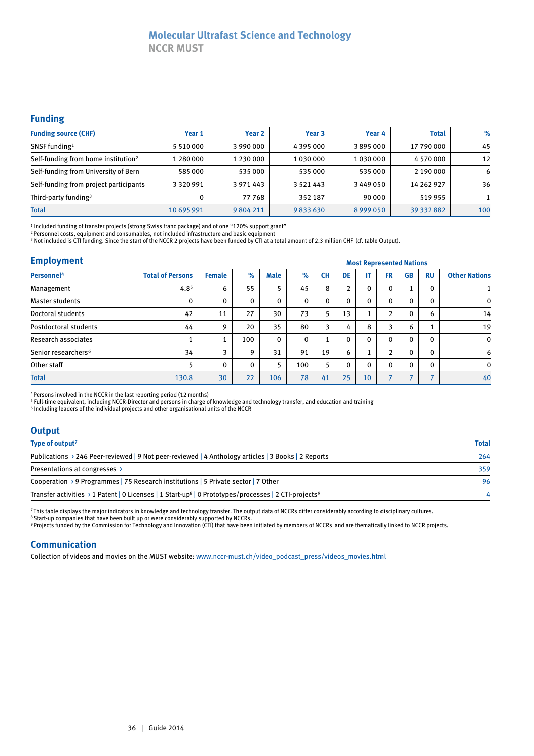# Molecular Ultrafast Science and Technology

## NCCR MUST

## Funding

| Funding source (CHF) | Year 1 | Year 2 | Year 3 | Year 4 | Total | % |
|---|---|---|---|---|---|---|
| SNSF funding[1] | 5 510 000 | 3 990 000 | 4 395 000 | 3 895 000 | 17 790 000 | 45 |
| Self-funding from home institution[2] | 1 280 000 | 1 230 000 | 1 030 000 | 1 030 000 | 4 570 000 | 12 |
| Self-funding from University of Bern | 585 000 | 535 000 | 535 000 | 535 000 | 2 190 000 | 6 |
| Self-funding from project participants | 3 320 991 | 3 971 443 | 3 521 443 | 3 449 050 | 14 262 927 | 36 |
| Third-party funding[3] | 0 | 77 768 | 352 187 | 90 000 | 519 955 | 1 |
| Total | 10 695 991 | 9 804 211 | 9 833 630 | 8 999 050 | 39 332 882 | 100 |

[1] Included funding of transfer projects (strong Swiss franc package) and of one "120% support grant"
[2] Personnel costs, equipment and consumables, not included infrastructure and basic equipment
[3] Not included is CTI funding. Since the start of the NCCR 2 projects have been funded by CTI at a total amount of 2.3 million CHF (cf. table Output).

## Employment

| Personnel[4] | Total of Persons | Female | % | Male | % | Most Represented Nations: CH | DE | IT | FR | GB | RU | Other Nations |
|---|---|---|---|---|---|---|---|---|---|---|---|---|
| Management | 4.8[5] | 6 | 55 | 5 | 45 | 8 | 2 | 0 | 0 | 1 | 0 | 1 |
| Master students | 0 | 0 | 0 | 0 | 0 | 0 | 0 | 0 | 0 | 0 | 0 | 0 |
| Doctoral students | 42 | 11 | 27 | 30 | 73 | 5 | 13 | 1 | 2 | 0 | 6 | 14 |
| Postdoctoral students | 44 | 9 | 20 | 35 | 80 | 3 | 4 | 8 | 3 | 6 | 1 | 19 |
| Research associates | 1 | 1 | 100 | 0 | 0 | 1 | 0 | 0 | 0 | 0 | 0 | 0 |
| Senior researchers[6] | 34 | 3 | 9 | 31 | 91 | 19 | 6 | 1 | 2 | 0 | 0 | 6 |
| Other staff | 5 | 0 | 0 | 5 | 100 | 5 | 0 | 0 | 0 | 0 | 0 | 0 |
| Total | 130.8 | 30 | 22 | 106 | 78 | 41 | 25 | 10 | 7 | 7 | 7 | 40 |

[4] Persons involved in the NCCR in the last reporting period (12 months)
[5] Full-time equivalent, including NCCR-Director and persons in charge of knowledge and technology transfer, and education and training
[6] Including leaders of the individual projects and other organisational units of the NCCR

## Output

| Type of output[7] | Total |
|---|---|
| Publications › 246 Peer-reviewed \| 9 Not peer-reviewed \| 4 Anthology articles \| 3 Books \| 2 Reports | 264 |
| Presentations at congresses › | 359 |
| Cooperation › 9 Programmes \| 75 Research institutions \| 5 Private sector \| 7 Other | 96 |
| Transfer activities › 1 Patent \| 0 Licenses \| 1 Start-up[8] \| 0 Prototypes/processes \| 2 CTI-projects[9] | 4 |

[7] This table displays the major indicators in knowledge and technology transfer. The output data of NCCRs differ considerably according to disciplinary cultures.
[8] Start-up companies that have been built up or were considerably supported by NCCRs.
[9] Projects funded by the Commission for Technology and Innovation (CTI) that have been initiated by members of NCCRs and are thematically linked to NCCR projects.

## Communication

Collection of videos and movies on the MUST website: www.nccr-must.ch/video_podcast_press/videos_movies.html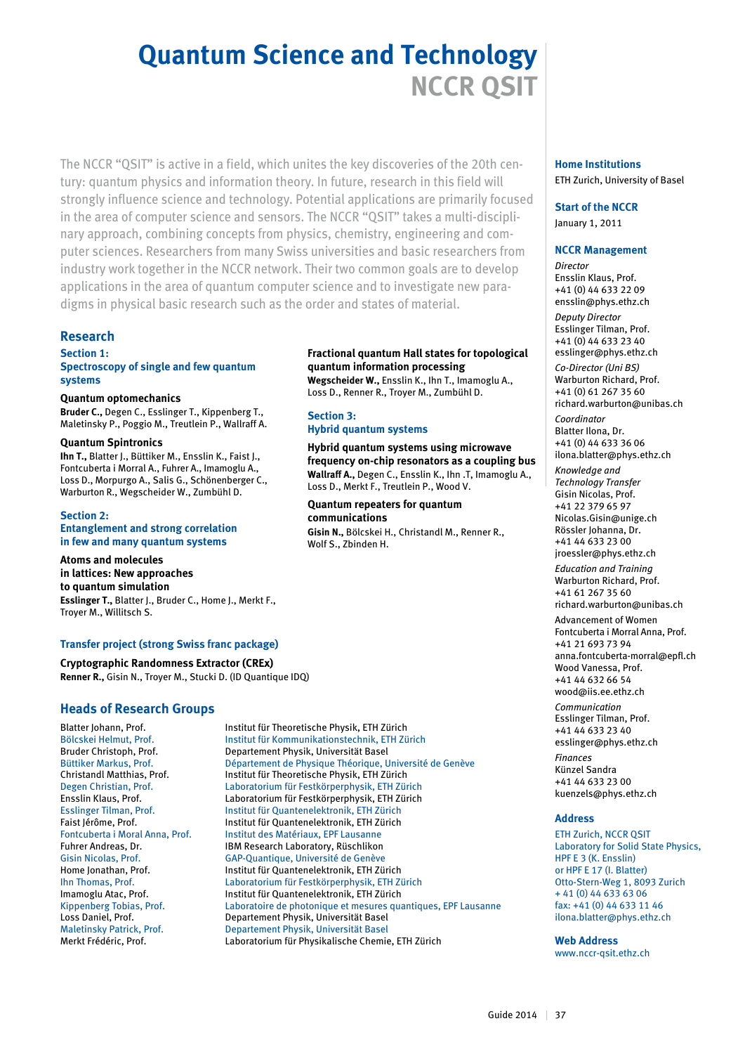# Quantum Science and Technology
## NCCR QSIT

The NCCR "QSIT" is active in a field, which unites the key discoveries of the 20th century: quantum physics and information theory. In future, research in this field will strongly influence science and technology. Potential applications are primarily focused in the area of computer science and sensors. The NCCR "QSIT" takes a multi-disciplinary approach, combining concepts from physics, chemistry, engineering and computer sciences. Researchers from many Swiss universities and basic researchers from industry work together in the NCCR network. Their two common goals are to develop applications in the area of quantum computer science and to investigate new paradigms in physical basic research such as the order and states of material.

### Research

#### Section 1: Spectroscopy of single and few quantum systems

**Quantum optomechanics**
**Bruder C.,** Degen C., Esslinger T., Kippenberg T., Maletinsky P., Poggio M., Treutlein P., Wallraff A.

**Quantum Spintronics**
**Ihn T.,** Blatter J., Büttiker M., Ensslin K., Faist J., Fontcuberta i Morral A., Fuhrer A., Imamoglu A., Loss D., Morpurgo A., Salis G., Schönenberger C., Warburton R., Wegscheider W., Zumbühl D.

#### Section 2: Entanglement and strong correlation in few and many quantum systems

**Atoms and molecules in lattices: New approaches to quantum simulation**
**Esslinger T.,** Blatter J., Bruder C., Home J., Merkt F., Troyer M., Willitsch S.

**Fractional quantum Hall states for topological quantum information processing**
**Wegscheider W.,** Ensslin K., Ihn T., Imamoglu A., Loss D., Renner R., Troyer M., Zumbühl D.

#### Section 3: Hybrid quantum systems

**Hybrid quantum systems using microwave frequency on-chip resonators as a coupling bus**
**Wallraff A.,** Degen C., Ensslin K., Ihn .T, Imamoglu A., Loss D., Merkt F., Treutlein P., Wood V.

**Quantum repeaters for quantum communications**
**Gisin N.,** Bölcskei H., Christandl M., Renner R., Wolf S., Zbinden H.

#### Transfer project (strong Swiss franc package)

**Cryptographic Randomness Extractor (CREx)**
**Renner R.,** Gisin N., Troyer M., Stucki D. (ID Quantique IDQ)

### Heads of Research Groups

| | |
|---|---|
| Blatter Johann, Prof. | Institut für Theoretische Physik, ETH Zürich |
| Bölcskei Helmut, Prof. | Institut für Kommunikationstechnik, ETH Zürich |
| Bruder Christoph, Prof. | Departement Physik, Universität Basel |
| Büttiker Markus, Prof. | Département de Physique Théorique, Université de Genève |
| Christandl Matthias, Prof. | Institut für Theoretische Physik, ETH Zürich |
| Degen Christian, Prof. | Laboratorium für Festkörperphysik, ETH Zürich |
| Ensslin Klaus, Prof. | Laboratorium für Festkörperphysik, ETH Zürich |
| Esslinger Tilman, Prof. | Institut für Quantenelektronik, ETH Zürich |
| Faist Jérôme, Prof. | Institut für Quantenelektronik, ETH Zürich |
| Fontcuberta i Moral Anna, Prof. | Institut des Matériaux, EPF Lausanne |
| Fuhrer Andreas, Dr. | IBM Research Laboratory, Rüschlikon |
| Gisin Nicolas, Prof. | GAP-Quantique, Université de Genève |
| Home Jonathan, Prof. | Institut für Quantenelektronik, ETH Zürich |
| Ihn Thomas, Prof. | Laboratorium für Festkörperphysik, ETH Zürich |
| Imamoglu Atac, Prof. | Institut für Quantenelektronik, ETH Zürich |
| Kippenberg Tobias, Prof. | Laboratoire de photonique et mesures quantiques, EPF Lausanne |
| Loss Daniel, Prof. | Departement Physik, Universität Basel |
| Maletinsky Patrick, Prof. | Departement Physik, Universität Basel |
| Merkt Frédéric, Prof. | Laboratorium für Physikalische Chemie, ETH Zürich |

### Home Institutions
ETH Zurich, University of Basel

### Start of the NCCR
January 1, 2011

### NCCR Management

*Director*
Ensslin Klaus, Prof.
+41 (0) 44 633 22 09
ensslin@phys.ethz.ch

*Deputy Director*
Esslinger Tilman, Prof.
+41 (0) 44 633 23 40
esslinger@phys.ethz.ch

*Co-Director (Uni BS)*
Warburton Richard, Prof.
+41 (0) 61 267 35 60
richard.warburton@unibas.ch

*Coordinator*
Blatter Ilona, Dr.
+41 (0) 44 633 36 06
ilona.blatter@phys.ethz.ch

*Knowledge and Technology Transfer*
Gisin Nicolas, Prof.
+41 22 379 65 97
Nicolas.Gisin@unige.ch
Rössler Johanna, Dr.
+41 44 633 23 00
jroessler@phys.ethz.ch

*Education and Training*
Warburton Richard, Prof.
+41 61 267 35 60
richard.warburton@unibas.ch

Advancement of Women
Fontcuberta i Morral Anna, Prof.
+41 21 693 73 94
anna.fontcuberta-morral@epfl.ch
Wood Vanessa, Prof.
+41 44 632 66 54
wood@iis.ee.ethz.ch

*Communication*
Esslinger Tilman, Prof.
+41 44 633 23 40
esslinger@phys.ethz.ch

*Finances*
Künzel Sandra
+41 44 633 23 00
kuenzels@phys.ethz.ch

### Address
ETH Zurich, NCCR QSIT
Laboratory for Solid State Physics,
HPF E 3 (K. Ensslin)
or HPF E 17 (I. Blatter)
Otto-Stern-Weg 1, 8093 Zurich
+ 41 (0) 44 633 63 06
fax: +41 (0) 44 633 11 46
ilona.blatter@phys.ethz.ch

### Web Address
www.nccr-qsit.ethz.ch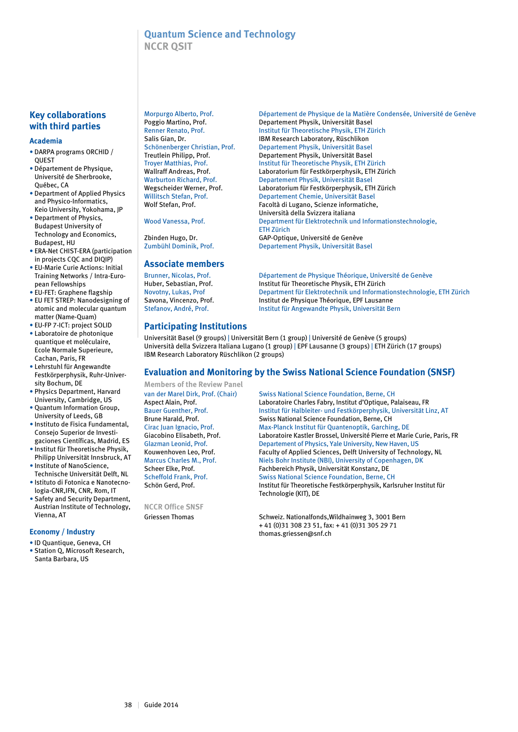# Quantum Science and Technology
## NCCR QSIT

## Key collaborations with third parties

### Academia

- DARPA programs ORCHID / QUEST
- Département de Physique, Université de Sherbrooke, Québec, CA
- Department of Applied Physics and Physico-Informatics, Keio University, Yokohama, JP
- Department of Physics, Budapest University of Technology and Economics, Budapest, HU
- ERA-Net CHIST-ERA (participation in projects CQC and DIQIP)
- EU-Marie Curie Actions: Initial Training Networks / Intra-European Fellowships
- EU-FET: Graphene flagship
- EU FET STREP: Nanodesigning of atomic and molecular quantum matter (Name-Quam)
- EU-FP 7-ICT: project SOLID
- Laboratoire de photonique quantique et moléculaire, Ecole Normale Superieure, Cachan, Paris, FR
- Lehrstuhl für Angewandte Festkörperphysik, Ruhr-University Bochum, DE
- Physics Department, Harvard University, Cambridge, US
- Quantum Information Group, University of Leeds, GB
- Instituto de Fisica Fundamental, Consejo Superior de Investigaciones Científicas, Madrid, ES
- Institut für Theoretische Physik, Philipp Universität Innsbruck, AT
- Institute of NanoScience, Technische Universität Delft, NL
- Istituto di Fotonica e Nanotecnologia-CNR,IFN, CNR, Rom, IT
- Safety and Security Department, Austrian Institute of Technology, Vienna, AT

### Economy / Industry

- ID Quantique, Geneva, CH
- Station Q, Microsoft Research, Santa Barbara, US

| | |
|---|---|
| Morpurgo Alberto, Prof. | Département de Physique de la Matière Condensée, Université de Genève |
| Poggio Martino, Prof. | Departement Physik, Universität Basel |
| Renner Renato, Prof. | Institut für Theoretische Physik, ETH Zürich |
| Salis Gian, Dr. | IBM Research Laboratory, Rüschlikon |
| Schönenberger Christian, Prof. | Departement Physik, Universität Basel |
| Treutlein Philipp, Prof. | Departement Physik, Universität Basel |
| Troyer Matthias, Prof. | Institut für Theoretische Physik, ETH Zürich |
| Wallraff Andreas, Prof. | Laboratorium für Festkörperphysik, ETH Zürich |
| Warburton Richard, Prof. | Departement Physik, Universität Basel |
| Wegscheider Werner, Prof. | Laboratorium für Festkörperphysik, ETH Zürich |
| Willitsch Stefan, Prof. | Departement Chemie, Universität Basel |
| Wolf Stefan, Prof. | Facoltà di Lugano, Scienze informatiche, Università della Svizzera italiana |
| Wood Vanessa, Prof. | Department für Elektrotechnik und Informationstechnologie, ETH Zürich |
| Zbinden Hugo, Dr. | GAP-Optique, Université de Genève |
| Zumbühl Dominik, Prof. | Departement Physik, Universität Basel |

## Associate members

| | |
|---|---|
| Brunner, Nicolas, Prof. | Département de Physique Théorique, Université de Genève |
| Huber, Sebastian, Prof. | Institut für Theoretische Physik, ETH Zürich |
| Novotny, Lukas, Prof | Department für Elektrotechnik und Informationstechnologie, ETH Zürich |
| Savona, Vincenzo, Prof. | Institut de Physique Théorique, EPF Lausanne |
| Stefanov, André, Prof. | Institut für Angewandte Physik, Universität Bern |

## Participating Institutions

Universität Basel (9 groups) | Universität Bern (1 group) | Université de Genève (5 groups) Università della Svizzera Italiana Lugano (1 group) | EPF Lausanne (3 groups) | ETH Zürich (17 groups) IBM Research Laboratory Rüschlikon (2 groups)

## Evaluation and Monitoring by the Swiss National Science Foundation (SNSF)

### Members of the Review Panel

| | |
|---|---|
| van der Marel Dirk, Prof. (Chair) | Swiss National Science Foundation, Berne, CH |
| Aspect Alain, Prof. | Laboratoire Charles Fabry, Institut d'Optique, Palaiseau, FR |
| Bauer Guenther, Prof. | Institut für Halbleiter- und Festkörperphysik, Universität Linz, AT |
| Brune Harald, Prof. | Swiss National Science Foundation, Berne, CH |
| Cirac Juan Ignacio, Prof. | Max-Planck Institut für Quantenoptik, Garching, DE |
| Giacobino Elisabeth, Prof. | Laboratoire Kastler Brossel, Université Pierre et Marie Curie, Paris, FR |
| Glazman Leonid, Prof. | Departement of Physics, Yale University, New Haven, US |
| Kouwenhoven Leo, Prof. | Faculty of Applied Sciences, Delft University of Technology, NL |
| Marcus Charles M., Prof. | Niels Bohr Institute (NBI), University of Copenhagen, DK |
| Scheer Elke, Prof. | Fachbereich Physik, Universität Konstanz, DE |
| Scheffold Frank, Prof. | Swiss National Science Foundation, Berne, CH |
| Schön Gerd, Prof. | Institut für Theoretische Festkörperphysik, Karlsruher Institut für Technologie (KIT), DE |

### NCCR Office SNSF

| | |
|---|---|
| Griessen Thomas | Schweiz. Nationalfonds,Wildhainweg 3, 3001 Bern<br>+ 41 (0)31 308 23 51, fax: + 41 (0)31 305 29 71<br>thomas.griessen@snf.ch |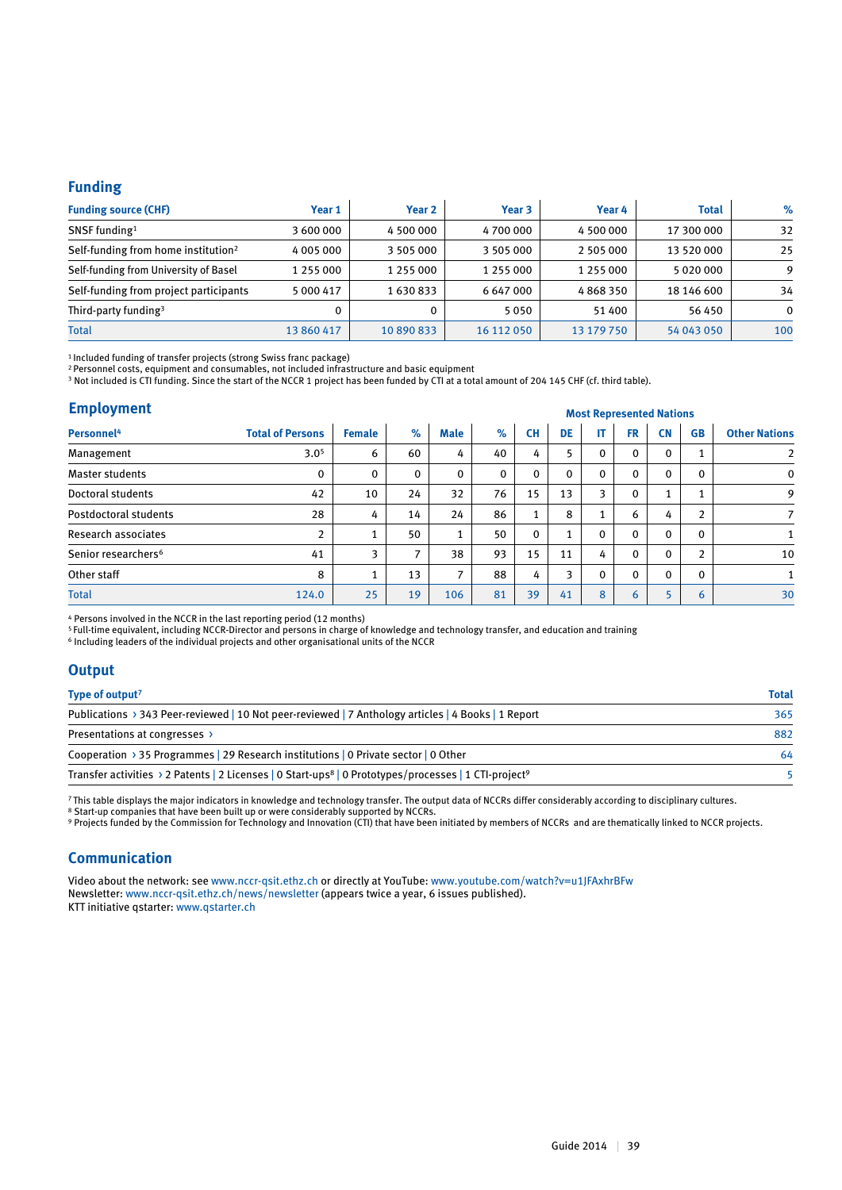## Funding

| Funding source (CHF) | Year 1 | Year 2 | Year 3 | Year 4 | Total | % |
|---|---|---|---|---|---|---|
| SNSF funding[1] | 3 600 000 | 4 500 000 | 4 700 000 | 4 500 000 | 17 300 000 | 32 |
| Self-funding from home institution[2] | 4 005 000 | 3 505 000 | 3 505 000 | 2 505 000 | 13 520 000 | 25 |
| Self-funding from University of Basel | 1 255 000 | 1 255 000 | 1 255 000 | 1 255 000 | 5 020 000 | 9 |
| Self-funding from project participants | 5 000 417 | 1 630 833 | 6 647 000 | 4 868 350 | 18 146 600 | 34 |
| Third-party funding[3] | 0 | 0 | 5 050 | 51 400 | 56 450 | 0 |
| Total | 13 860 417 | 10 890 833 | 16 112 050 | 13 179 750 | 54 043 050 | 100 |

[1] Included funding of transfer projects (strong Swiss franc package)
[2] Personnel costs, equipment and consumables, not included infrastructure and basic equipment
[3] Not included is CTI funding. Since the start of the NCCR 1 project has been funded by CTI at a total amount of 204 145 CHF (cf. third table).

## Employment

| | | | | | | Most Represented Nations | | | | | | |
|---|---|---|---|---|---|---|---|---|---|---|---|---|
| Personnel[4] | Total of Persons | Female | % | Male | % | CH | DE | IT | FR | CN | GB | Other Nations |
| Management | 3.0[5] | 6 | 60 | 4 | 40 | 4 | 5 | 0 | 0 | 0 | 1 | 2 |
| Master students | 0 | 0 | 0 | 0 | 0 | 0 | 0 | 0 | 0 | 0 | 0 | 0 |
| Doctoral students | 42 | 10 | 24 | 32 | 76 | 15 | 13 | 3 | 0 | 1 | 1 | 9 |
| Postdoctoral students | 28 | 4 | 14 | 24 | 86 | 1 | 8 | 1 | 6 | 4 | 2 | 7 |
| Research associates | 2 | 1 | 50 | 1 | 50 | 0 | 1 | 0 | 0 | 0 | 0 | 1 |
| Senior researchers[6] | 41 | 3 | 7 | 38 | 93 | 15 | 11 | 4 | 0 | 0 | 2 | 10 |
| Other staff | 8 | 1 | 13 | 7 | 88 | 4 | 3 | 0 | 0 | 0 | 0 | 1 |
| Total | 124.0 | 25 | 19 | 106 | 81 | 39 | 41 | 8 | 6 | 5 | 6 | 30 |

[4] Persons involved in the NCCR in the last reporting period (12 months)
[5] Full-time equivalent, including NCCR-Director and persons in charge of knowledge and technology transfer, and education and training
[6] Including leaders of the individual projects and other organisational units of the NCCR

## Output

| Type of output[7] | Total |
|---|---|
| Publications › 343 Peer-reviewed \| 10 Not peer-reviewed \| 7 Anthology articles \| 4 Books \| 1 Report | 365 |
| Presentations at congresses › | 882 |
| Cooperation › 35 Programmes \| 29 Research institutions \| 0 Private sector \| 0 Other | 64 |
| Transfer activities › 2 Patents \| 2 Licenses \| 0 Start-ups[8] \| 0 Prototypes/processes \| 1 CTI-project[9] | 5 |

[7] This table displays the major indicators in knowledge and technology transfer. The output data of NCCRs differ considerably according to disciplinary cultures.
[8] Start-up companies that have been built up or were considerably supported by NCCRs.
[9] Projects funded by the Commission for Technology and Innovation (CTI) that have been initiated by members of NCCRs and are thematically linked to NCCR projects.

## Communication

Video about the network: see www.nccr-qsit.ethz.ch or directly at YouTube: www.youtube.com/watch?v=u1JFAxhrBFw
Newsletter: www.nccr-qsit.ethz.ch/news/newsletter (appears twice a year, 6 issues published).
KTT initiative qstarter: www.qstarter.ch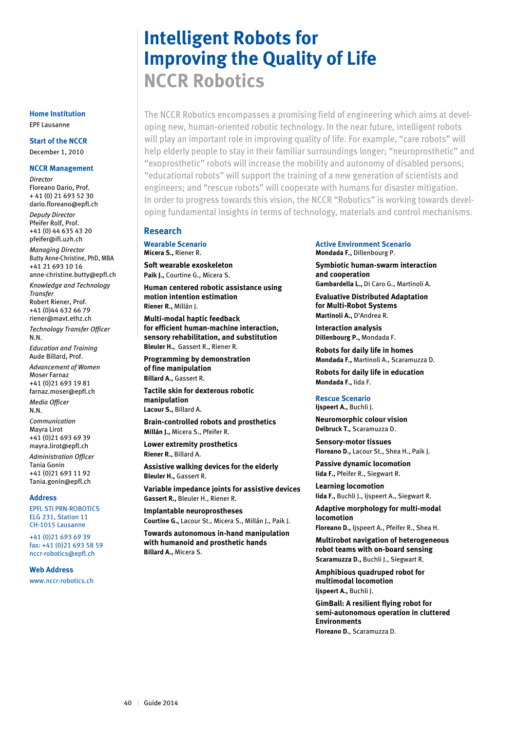# Intelligent Robots for Improving the Quality of Life

## NCCR Robotics

### Home Institution
EPF Lausanne

### Start of the NCCR
December 1, 2010

### NCCR Management

*Director*
Floreano Dario, Prof.
+ 41 (0) 21 693 52 30
dario.floreano@epfl.ch

*Deputy Director*
Pfeifer Rolf, Prof.
+41 (0) 44 635 43 20
pfeifer@ifi.uzh.ch

*Managing Director*
Butty Anne-Christine, PhD, MBA
+41 21 693 10 16
anne-christine.butty@epfl.ch

*Knowledge and Technology Transfer*
Robert Riener, Prof.
+41 (0)44 632 66 79
riener@mavt.ethz.ch

*Technology Transfer Officer*
N.N.

*Education and Training*
Aude Billard, Prof.

*Advancement of Women*
Moser Farnaz
+41 (0)21 693 19 81
farnaz.moser@epfl.ch

*Media Officer*
N.N.

*Communication*
Mayra Lirot
+41 (0)21 693 69 39
mayra.lirot@epfl.ch

*Administration Officer*
Tania Gonin
+41 (0)21 693 11 92
Tania.gonin@epfl.ch

### Address
EPFL STI PRN-ROBOTICS
ELG 231, Station 11
CH-1015 Lausanne

+41 (0)21 693 69 39
fax: +41 (0)21 693 58 59
nccr-robotics@epfl.ch

### Web Address
www.nccr-robotics.ch

The NCCR Robotics encompasses a promising field of engineering which aims at developing new, human-oriented robotic technology. In the near future, intelligent robots will play an important role in improving quality of life. For example, "care robots" will help elderly people to stay in their familiar surroundings longer; "neuroprosthetic" and "exoprosthetic" robots will increase the mobility and autonomy of disabled persons; "educational robots" will support the training of a new generation of scientists and engineers; and "rescue robots" will cooperate with humans for disaster mitigation. In order to progress towards this vision, the NCCR "Robotics" is working towards developing fundamental insights in terms of technology, materials and control mechanisms.

## Research

### Wearable Scenario
**Micera S.,** Riener R.

**Soft wearable exoskeleton**
**Paik J.,** Courtine G., Micera S.

**Human centered robotic assistance using motion intention estimation**
**Riener R.,** Millán J.

**Multi-modal haptic feedback for efficient human-machine interaction, sensory rehabilitation, and substitution**
**Bleuler H.,** Gassert R., Riener R.

**Programming by demonstration of fine manipulation**
**Billard A.,** Gassert R.

**Tactile skin for dexterous robotic manipulation**
**Lacour S.,** Billard A.

**Brain-controlled robots and prosthetics**
**Millán J.,** Micera S., Pfeifer R.

**Lower extremity prosthetics**
**Riener R.,** Billard A.

**Assistive walking devices for the elderly**
**Bleuler H.,** Gassert R.

**Variable impedance joints for assistive devices**
**Gassert R.,** Bleuler H., Riener R.

**Implantable neuroprostheses**
**Courtine G.,** Lacour St., Micera S., Millán J., Paik J.

**Towards autonomous in-hand manipulation with humanoid and prosthetic hands**
**Billard A.,** Micera S.

### Active Environment Scenario
**Mondada F.,** Dillenbourg P.

**Symbiotic human-swarm interaction and cooperation**
**Gambardella L.,** Di Caro G., Martinoli A.

**Evaluative Distributed Adaptation for Multi-Robot Systems**
**Martinoli A.,** D'Andrea R.

**Interaction analysis**
**Dillenbourg P.,** Mondada F.

**Robots for daily life in homes**
**Mondada F.,** Martinoli A., Scaramuzza D.

**Robots for daily life in education**
**Mondada F.,** Iida F.

### Rescue Scenario
**Ijspeert A.,** Buchli J.

**Neuromorphic colour vision**
**Delbruck T.,** Scaramuzza D.

**Sensory-motor tissues**
**Floreano D.,** Lacour St., Shea H., Paik J.

**Passive dynamic locomotion**
**Iida F.,** Pfeifer R., Siegwart R.

**Learning locomotion**
**Iida F.,** Buchli J., Ijspeert A., Siegwart R.

**Adaptive morphology for multi-modal locomotion**
**Floreano D.,** Ijspeert A., Pfeifer R., Shea H.

**Multirobot navigation of heterogeneous robot teams with on-board sensing**
**Scaramuzza D.,** Buchli J., Siegwart R.

**Amphibious quadruped robot for multimodal locomotion**
**Ijspeert A.,** Buchli J.

**GimBall: A resilient flying robot for semi-autonomous operation in cluttered Environments**
**Floreano D.,** Scaramuzza D.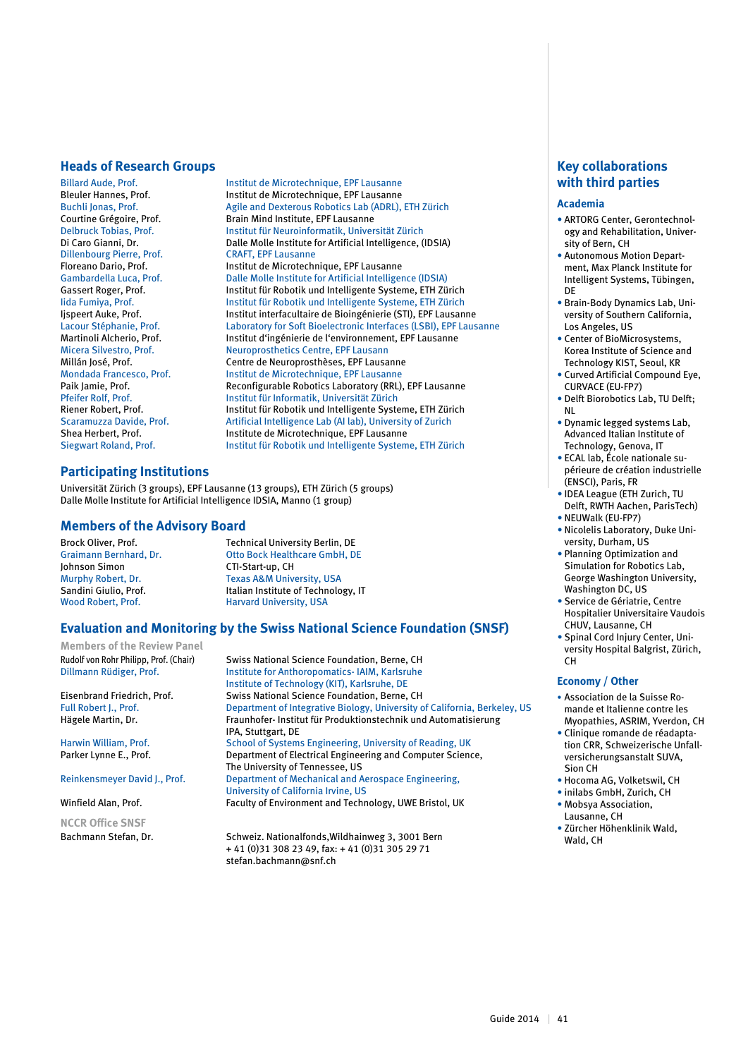## Heads of Research Groups

| | |
|---|---|
| Billard Aude, Prof. | Institut de Microtechnique, EPF Lausanne |
| Bleuler Hannes, Prof. | Institut de Microtechnique, EPF Lausanne |
| Buchli Jonas, Prof. | Agile and Dexterous Robotics Lab (ADRL), ETH Zürich |
| Courtine Grégoire, Prof. | Brain Mind Institute, EPF Lausanne |
| Delbruck Tobias, Prof. | Institut für Neuroinformatik, Universität Zürich |
| Di Caro Gianni, Dr. | Dalle Molle Institute for Artificial Intelligence, (IDSIA) |
| Dillenbourg Pierre, Prof. | CRAFT, EPF Lausanne |
| Floreano Dario, Prof. | Institut de Microtechnique, EPF Lausanne |
| Gambardella Luca, Prof. | Dalle Molle Institute for Artificial Intelligence (IDSIA) |
| Gassert Roger, Prof. | Institut für Robotik und Intelligente Systeme, ETH Zürich |
| Iida Fumiya, Prof. | Institut für Robotik und Intelligente Systeme, ETH Zürich |
| Ijspeert Auke, Prof. | Institut interfacultaire de Bioingénierie (STI), EPF Lausanne |
| Lacour Stéphanie, Prof. | Laboratory for Soft Bioelectronic Interfaces (LSBI), EPF Lausanne |
| Martinoli Alcherio, Prof. | Institut d'ingénierie de l'environnement, EPF Lausanne |
| Micera Silvestro, Prof. | Neuroprosthetics Centre, EPF Lausann |
| Millán José, Prof. | Centre de Neuroprosthèses, EPF Lausanne |
| Mondada Francesco, Prof. | Institut de Microtechnique, EPF Lausanne |
| Paik Jamie, Prof. | Reconfigurable Robotics Laboratory (RRL), EPF Lausanne |
| Pfeifer Rolf, Prof. | Institut für Informatik, Universität Zürich |
| Riener Robert, Prof. | Institut für Robotik und Intelligente Systeme, ETH Zürich |
| Scaramuzza Davide, Prof. | Artificial Intelligence Lab (AI lab), University of Zurich |
| Shea Herbert, Prof. | Institute de Microtechnique, EPF Lausanne |
| Siegwart Roland, Prof. | Institut für Robotik und Intelligente Systeme, ETH Zürich |

## Participating Institutions

Universität Zürich (3 groups), EPF Lausanne (13 groups), ETH Zürich (5 groups)
Dalle Molle Institute for Artificial Intelligence IDSIA, Manno (1 group)

## Members of the Advisory Board

| | |
|---|---|
| Brock Oliver, Prof. | Technical University Berlin, DE |
| Graimann Bernhard, Dr. | Otto Bock Healthcare GmbH, DE |
| Johnson Simon | CTI-Start-up, CH |
| Murphy Robert, Dr. | Texas A&M University, USA |
| Sandini Giulio, Prof. | Italian Institute of Technology, IT |
| Wood Robert, Prof. | Harvard University, USA |

## Evaluation and Monitoring by the Swiss National Science Foundation (SNSF)

### Members of the Review Panel

| | |
|---|---|
| Rudolf von Rohr Philipp, Prof. (Chair) | Swiss National Science Foundation, Berne, CH |
| Dillmann Rüdiger, Prof. | Institute for Anthoropomatics- IAIM, Karlsruhe Institute of Technology (KIT), Karlsruhe, DE |
| Eisenbrand Friedrich, Prof. | Swiss National Science Foundation, Berne, CH |
| Full Robert J., Prof. | Department of Integrative Biology, University of California, Berkeley, US |
| Hägele Martin, Dr. | Fraunhofer- Institut für Produktionstechnik und Automatisierung IPA, Stuttgart, DE |
| Harwin William, Prof. | School of Systems Engineering, University of Reading, UK |
| Parker Lynne E., Prof. | Department of Electrical Engineering and Computer Science, The University of Tennessee, US |
| Reinkensmeyer David J., Prof. | Department of Mechanical and Aerospace Engineering, University of California Irvine, US |
| Winfield Alan, Prof. | Faculty of Environment and Technology, UWE Bristol, UK |

### NCCR Office SNSF

| | |
|---|---|
| Bachmann Stefan, Dr. | Schweiz. Nationalfonds,Wildhainweg 3, 3001 Bern<br>+ 41 (0)31 308 23 49, fax: + 41 (0)31 305 29 71<br>stefan.bachmann@snf.ch |

## Key collaborations with third parties

### Academia

- ARTORG Center, Gerontechnology and Rehabilitation, University of Bern, CH
- Autonomous Motion Department, Max Planck Institute for Intelligent Systems, Tübingen, DE
- Brain-Body Dynamics Lab, University of Southern California, Los Angeles, US
- Center of BioMicrosystems, Korea Institute of Science and Technology KIST, Seoul, KR
- Curved Artificial Compound Eye, CURVACE (EU-FP7)
- Delft Biorobotics Lab, TU Delft; NL
- Dynamic legged systems Lab, Advanced Italian Institute of Technology, Genova, IT
- ECAL lab, École nationale supérieure de création industrielle (ENSCI), Paris, FR
- IDEA League (ETH Zurich, TU Delft, RWTH Aachen, ParisTech)
- NEUWalk (EU-FP7)
- Nicolelis Laboratory, Duke University, Durham, US
- Planning Optimization and Simulation for Robotics Lab, George Washington University, Washington DC, US
- Service de Gériatrie, Centre Hospitalier Universitaire Vaudois CHUV, Lausanne, CH
- Spinal Cord Injury Center, University Hospital Balgrist, Zürich, CH

### Economy / Other

- Association de la Suisse Romande et Italienne contre les Myopathies, ASRIM, Yverdon, CH
- Clinique romande de réadaptation CRR, Schweizerische Unfallversicherungsanstalt SUVA, Sion CH
- Hocoma AG, Volketswil, CH
- inilabs GmbH, Zürich, CH
- Mobsya Association, Lausanne, CH
- Zürcher Höhenklinik Wald, Wald, CH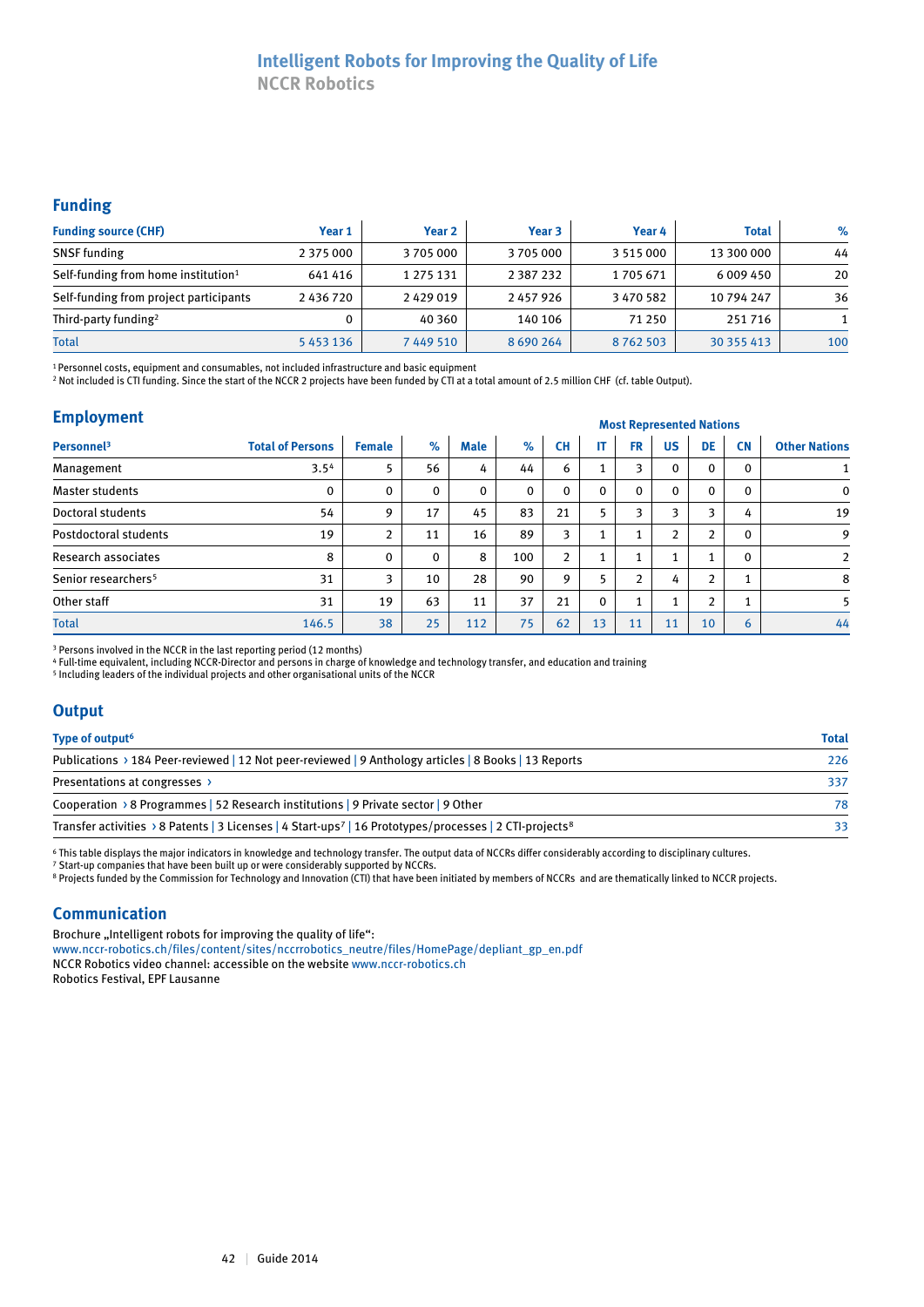# Intelligent Robots for Improving the Quality of Life

## NCCR Robotics

## Funding

| Funding source (CHF) | Year 1 | Year 2 | Year 3 | Year 4 | Total | % |
|---|---|---|---|---|---|---|
| SNSF funding | 2 375 000 | 3 705 000 | 3 705 000 | 3 515 000 | 13 300 000 | 44 |
| Self-funding from home institution[1] | 641 416 | 1 275 131 | 2 387 232 | 1 705 671 | 6 009 450 | 20 |
| Self-funding from project participants | 2 436 720 | 2 429 019 | 2 457 926 | 3 470 582 | 10 794 247 | 36 |
| Third-party funding[2] | 0 | 40 360 | 140 106 | 71 250 | 251 716 | 1 |
| Total | 5 453 136 | 7 449 510 | 8 690 264 | 8 762 503 | 30 355 413 | 100 |

[1] Personnel costs, equipment and consumables, not included infrastructure and basic equipment
[2] Not included is CTI funding. Since the start of the NCCR 2 projects have been funded by CTI at a total amount of 2.5 million CHF (cf. table Output).

## Employment

| Personnel[3] | Total of Persons | Female | % | Male | % | Most Represented Nations: CH | IT | FR | US | DE | CN | Other Nations |
|---|---|---|---|---|---|---|---|---|---|---|---|---|
| Management | 3.5[4] | 5 | 56 | 4 | 44 | 6 | 1 | 3 | 0 | 0 | 0 | 1 |
| Master students | 0 | 0 | 0 | 0 | 0 | 0 | 0 | 0 | 0 | 0 | 0 | 0 |
| Doctoral students | 54 | 9 | 17 | 45 | 83 | 21 | 5 | 3 | 3 | 3 | 4 | 19 |
| Postdoctoral students | 19 | 2 | 11 | 16 | 89 | 3 | 1 | 1 | 2 | 2 | 0 | 9 |
| Research associates | 8 | 0 | 0 | 8 | 100 | 2 | 1 | 1 | 1 | 1 | 0 | 2 |
| Senior researchers[5] | 31 | 3 | 10 | 28 | 90 | 9 | 5 | 2 | 4 | 2 | 1 | 8 |
| Other staff | 31 | 19 | 63 | 11 | 37 | 21 | 0 | 1 | 1 | 2 | 1 | 5 |
| Total | 146.5 | 38 | 25 | 112 | 75 | 62 | 13 | 11 | 11 | 10 | 6 | 44 |

[3] Persons involved in the NCCR in the last reporting period (12 months)
[4] Full-time equivalent, including NCCR-Director and persons in charge of knowledge and technology transfer, and education and training
[5] Including leaders of the individual projects and other organisational units of the NCCR

## Output

| Type of output[6] | Total |
|---|---|
| Publications › 184 Peer-reviewed \| 12 Not peer-reviewed \| 9 Anthology articles \| 8 Books \| 13 Reports | 226 |
| Presentations at congresses › | 337 |
| Cooperation › 8 Programmes \| 52 Research institutions \| 9 Private sector \| 9 Other | 78 |
| Transfer activities › 8 Patents \| 3 Licenses \| 4 Start-ups[7] \| 16 Prototypes/processes \| 2 CTI-projects[8] | 33 |

[6] This table displays the major indicators in knowledge and technology transfer. The output data of NCCRs differ considerably according to disciplinary cultures.
[7] Start-up companies that have been built up or were considerably supported by NCCRs.
[8] Projects funded by the Commission for Technology and Innovation (CTI) that have been initiated by members of NCCRs and are thematically linked to NCCR projects.

## Communication

Brochure „Intelligent robots for improving the quality of life":
www.nccr-robotics.ch/files/content/sites/nccrrobotics_neutre/files/HomePage/depliant_gp_en.pdf
NCCR Robotics video channel: accessible on the website www.nccr-robotics.ch
Robotics Festival, EPF Lausanne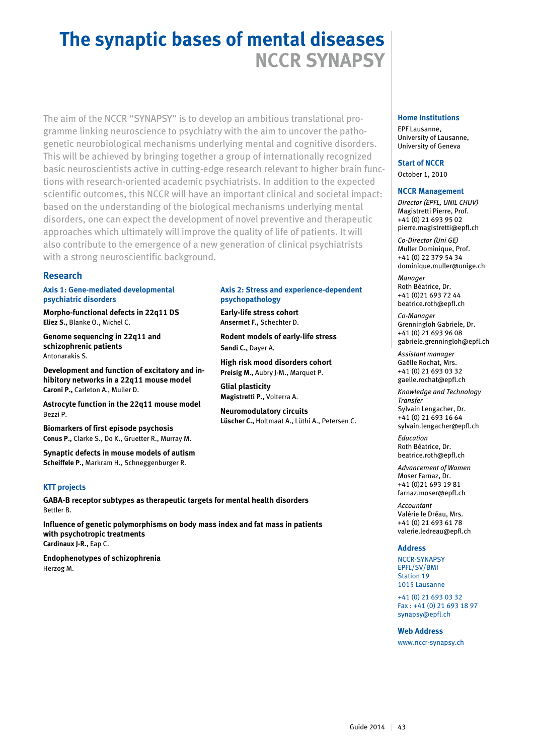# The synaptic bases of mental diseases

## NCCR SYNAPSY

The aim of the NCCR "SYNAPSY" is to develop an ambitious translational programme linking neuroscience to psychiatry with the aim to uncover the pathogenetic neurobiological mechanisms underlying mental and cognitive disorders. This will be achieved by bringing together a group of internationally recognized basic neuroscientists active in cutting-edge research relevant to higher brain functions with research-oriented academic psychiatrists. In addition to the expected scientific outcomes, this NCCR will have an important clinical and societal impact: based on the understanding of the biological mechanisms underlying mental disorders, one can expect the development of novel preventive and therapeutic approaches which ultimately will improve the quality of life of patients. It will also contribute to the emergence of a new generation of clinical psychiatrists with a strong neuroscientific background.

## Research

### Axis 1: Gene-mediated developmental psychiatric disorders

**Morpho-functional defects in 22q11 DS**
**Eliez S.,** Blanke O., Michel C.

**Genome sequencing in 22q11 and schizophrenic patients**
Antonarakis S.

**Development and function of excitatory and inhibitory networks in a 22q11 mouse model**
**Caroni P.,** Carleton A., Muller D.

**Astrocyte function in the 22q11 mouse model**
Bezzi P.

**Biomarkers of first episode psychosis**
**Conus P.,** Clarke S., Do K., Gruetter R., Murray M.

**Synaptic defects in mouse models of autism**
**Scheiffele P.,** Markram H., Schneggenburger R.

### Axis 2: Stress and experience-dependent psychopathology

**Early-life stress cohort**
**Ansermet F.,** Schechter D.

**Rodent models of early-life stress**
**Sandi C.,** Dayer A.

**High risk mood disorders cohort**
**Preisig M.,** Aubry J-M., Marquet P.

**Glial plasticity**
**Magistretti P.,** Volterra A.

**Neuromodulatory circuits**
**Lüscher C.,** Holtmaat A., Lüthi A., Petersen C.

### KTT projects

**GABA-B receptor subtypes as therapeutic targets for mental health disorders**
Bettler B.

**Influence of genetic polymorphisms on body mass index and fat mass in patients with psychotropic treatments**
**Cardinaux J-R.,** Eap C.

**Endophenotypes of schizophrenia**
Herzog M.

### Home Institutions

EPF Lausanne,
University of Lausanne,
University of Geneva

### Start of NCCR

October 1, 2010

### NCCR Management

*Director (EPFL, UNIL CHUV)*
Magistretti Pierre, Prof.
+41 (0) 21 693 95 02
pierre.magistretti@epfl.ch

*Co-Director (Uni GE)*
Muller Dominique, Prof.
+41 (0) 22 379 54 34
dominique.muller@unige.ch

*Manager*
Roth Béatrice, Dr.
+41 (0)21 693 72 44
beatrice.roth@epfl.ch

*Co-Manager*
Grenningloh Gabriele, Dr.
+41 (0) 21 693 96 08
gabriele.grenningloh@epfl.ch

*Assistant manager*
Gaëlle Rochat, Mrs.
+41 (0) 21 693 03 32
gaelle.rochat@epfl.ch

*Knowledge and Technology Transfer*
Sylvain Lengacher, Dr.
+41 (0) 21 693 16 64
sylvain.lengacher@epfl.ch

*Education*
Roth Béatrice, Dr.
beatrice.roth@epfl.ch

*Advancement of Women*
Moser Farnaz, Dr.
+41 (0)21 693 19 81
farnaz.moser@epfl.ch

*Accountant*
Valérie le Dréau, Mrs.
+41 (0) 21 693 61 78
valerie.ledreau@epfl.ch

### Address

NCCR-SYNAPSY
EPFL/SV/BMI
Station 19
1015 Lausanne

+41 (0) 21 693 03 32
Fax : +41 (0) 21 693 18 97
synapsy@epfl.ch

### Web Address

www.nccr-synapsy.ch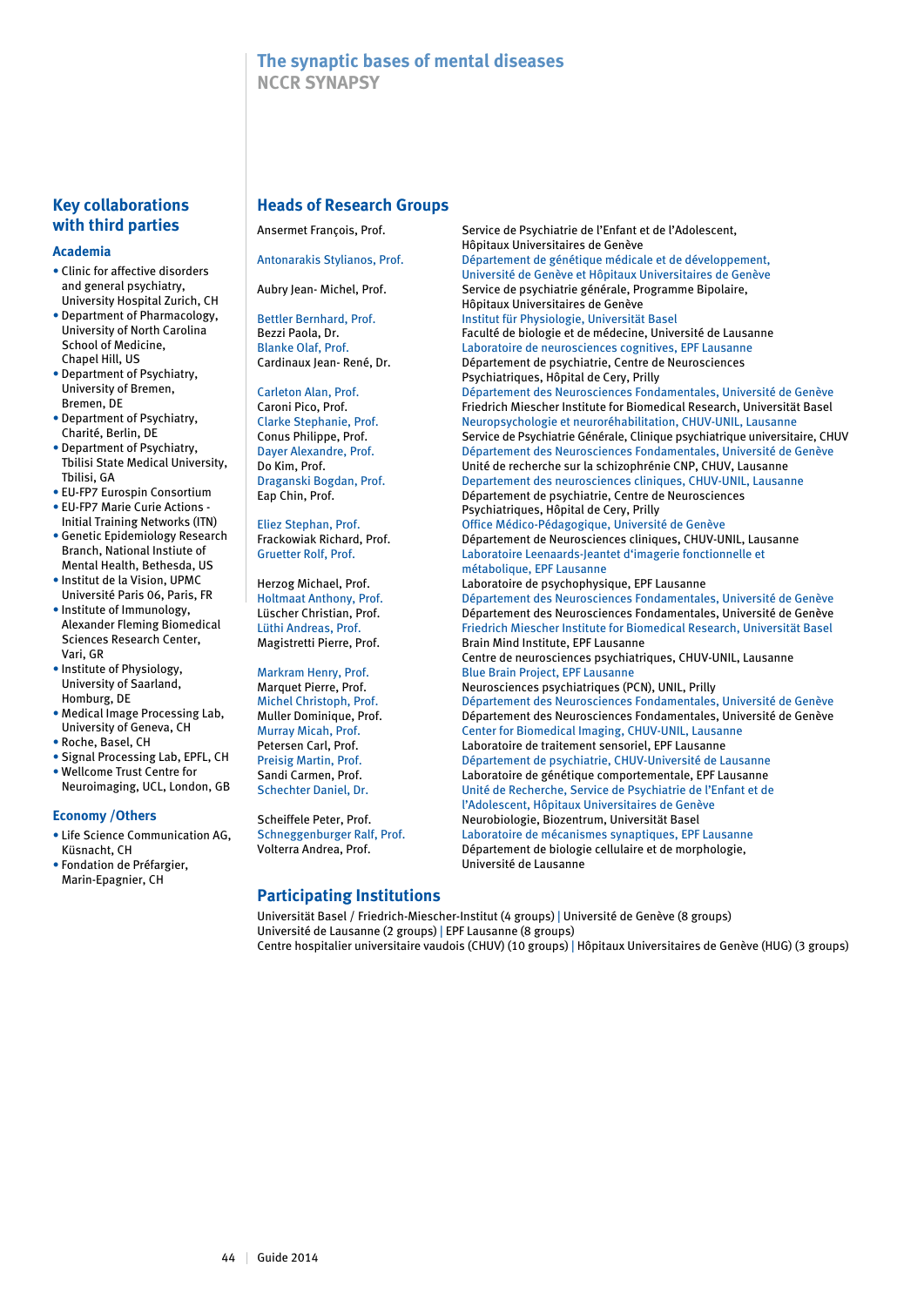# The synaptic bases of mental diseases

## NCCR SYNAPSY

## Key collaborations with third parties

### Academia

- Clinic for affective disorders and general psychiatry, University Hospital Zurich, CH
- Department of Pharmacology, University of North Carolina School of Medicine, Chapel Hill, US
- Department of Psychiatry, University of Bremen, Bremen, DE
- Department of Psychiatry, Charité, Berlin, DE
- Department of Psychiatry, Tbilisi State Medical University, Tbilisi, GA
- EU-FP7 Eurospin Consortium
- EU-FP7 Marie Curie Actions - Initial Training Networks (ITN)
- Genetic Epidemiology Research Branch, National Institute of Mental Health, Bethesda, US
- Institut de la Vision, UPMC Université Paris 06, Paris, FR
- Institute of Immunology, Alexander Fleming Biomedical Sciences Research Center, Vari, GR
- Institute of Physiology, University of Saarland, Homburg, DE
- Medical Image Processing Lab, University of Geneva, CH
- Roche, Basel, CH
- Signal Processing Lab, EPFL, CH
- Wellcome Trust Centre for Neuroimaging, UCL, London, GB

### Economy /Others

- Life Science Communication AG, Küsnacht, CH
- Fondation de Préfargier, Marin-Epagnier, CH

## Heads of Research Groups

| Name | Affiliation |
|---|---|
| Ansermet François, Prof. | Service de Psychiatrie de l'Enfant et de l'Adolescent, Hôpitaux Universitaires de Genève |
| Antonarakis Stylianos, Prof. | Département de génétique médicale et de développement, Université de Genève et Hôpitaux Universitaires de Genève |
| Aubry Jean- Michel, Prof. | Service de psychiatrie générale, Programme Bipolaire, Hôpitaux Universitaires de Genève |
| Bettler Bernhard, Prof. | Institut für Physiologie, Universität Basel |
| Bezzi Paola, Dr. | Faculté de biologie et de médecine, Université de Lausanne |
| Blanke Olaf, Prof. | Laboratoire de neurosciences cognitives, EPF Lausanne |
| Cardinaux Jean- René, Dr. | Département de psychiatrie, Centre de Neurosciences Psychiatriques, Hôpital de Cery, Prilly |
| Carleton Alan, Prof. | Département des Neurosciences Fondamentales, Université de Genève |
| Caroni Pico, Prof. | Friedrich Miescher Institute for Biomedical Research, Universität Basel |
| Clarke Stephanie, Prof. | Neuropsychologie et neuroréhabilitation, CHUV-UNIL, Lausanne |
| Conus Philippe, Prof. | Service de Psychiatrie Générale, Clinique psychiatrique universitaire, CHUV |
| Dayer Alexandre, Prof. | Département des Neurosciences Fondamentales, Université de Genève |
| Do Kim, Prof. | Unité de recherche sur la schizophrénie CNP, CHUV, Lausanne |
| Draganski Bogdan, Prof. | Departement des neurosciences cliniques, CHUV-UNIL, Lausanne |
| Eap Chin, Prof. | Département de psychiatrie, Centre de Neurosciences Psychiatriques, Hôpital de Cery, Prilly |
| Eliez Stephan, Prof. | Office Médico-Pédagogique, Université de Genève |
| Frackowiak Richard, Prof. | Département de Neurosciences cliniques, CHUV-UNIL, Lausanne |
| Gruetter Rolf, Prof. | Laboratoire Leenaards-Jeantet d'imagerie fonctionnelle et métabolique, EPF Lausanne |
| Herzog Michael, Prof. | Laboratoire de psychophysique, EPF Lausanne |
| Holtmaat Anthony, Prof. | Département des Neurosciences Fondamentales, Université de Genève |
| Lüscher Christian, Prof. | Département des Neurosciences Fondamentales, Université de Genève |
| Lüthi Andreas, Prof. | Friedrich Miescher Institute for Biomedical Research, Universität Basel |
| Magistretti Pierre, Prof. | Brain Mind Institute, EPF Lausanne<br>Centre de neurosciences psychiatriques, CHUV-UNIL, Lausanne |
| Markram Henry, Prof. | Blue Brain Project, EPF Lausanne |
| Marquet Pierre, Prof. | Neurosciences psychiatriques (PCN), UNIL, Prilly |
| Michel Christoph, Prof. | Département des Neurosciences Fondamentales, Université de Genève |
| Muller Dominique, Prof. | Département des Neurosciences Fondamentales, Université de Genève |
| Murray Micah, Prof. | Center for Biomedical Imaging, CHUV-UNIL, Lausanne |
| Petersen Carl, Prof. | Laboratoire de traitement sensoriel, EPF Lausanne |
| Preisig Martin, Prof. | Département de psychiatrie, CHUV-Université de Lausanne |
| Sandi Carmen, Prof. | Laboratoire de génétique comportementale, EPF Lausanne |
| Schechter Daniel, Dr. | Unité de Recherche, Service de Psychiatrie de l'Enfant et de l'Adolescent, Hôpitaux Universitaires de Genève |
| Scheiffele Peter, Prof. | Neurobiologie, Biozentrum, Universität Basel |
| Schneggenburger Ralf, Prof. | Laboratoire de mécanismes synaptiques, EPF Lausanne |
| Volterra Andrea, Prof. | Département de biologie cellulaire et de morphologie, Université de Lausanne |

## Participating Institutions

Universität Basel / Friedrich-Miescher-Institut (4 groups) | Université de Genève (8 groups)
Université de Lausanne (2 groups) | EPF Lausanne (8 groups)
Centre hospitalier universitaire vaudois (CHUV) (10 groups) | Hôpitaux Universitaires de Genève (HUG) (3 groups)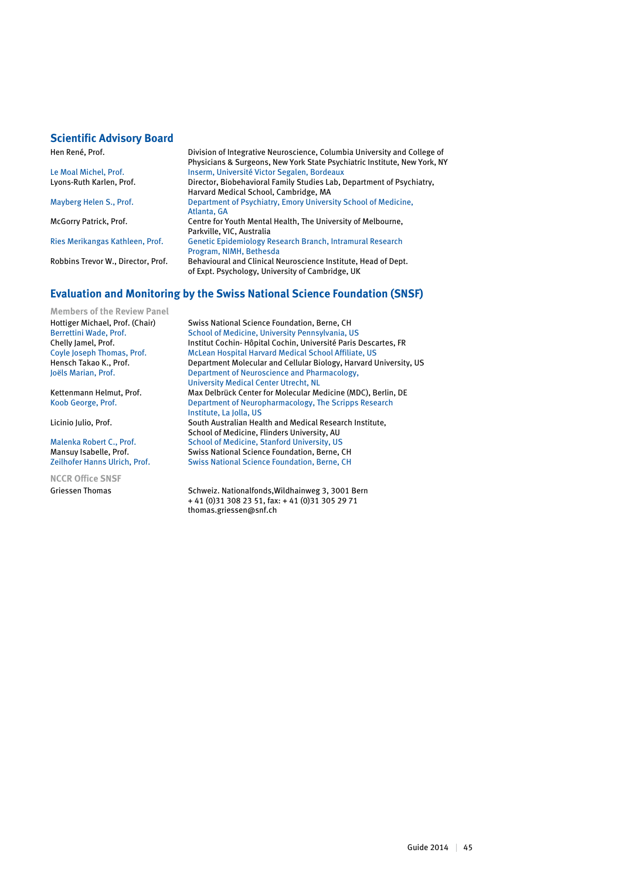## Scientific Advisory Board

| | |
|---|---|
| Hen René, Prof. | Division of Integrative Neuroscience, Columbia University and College of Physicians & Surgeons, New York State Psychiatric Institute, New York, NY |
| Le Moal Michel, Prof. | Inserm, Université Victor Segalen, Bordeaux |
| Lyons-Ruth Karlen, Prof. | Director, Biobehavioral Family Studies Lab, Department of Psychiatry, Harvard Medical School, Cambridge, MA |
| Mayberg Helen S., Prof. | Department of Psychiatry, Emory University School of Medicine, Atlanta, GA |
| McGorry Patrick, Prof. | Centre for Youth Mental Health, The University of Melbourne, Parkville, VIC, Australia |
| Ries Merikangas Kathleen, Prof. | Genetic Epidemiology Research Branch, Intramural Research Program, NIMH, Bethesda |
| Robbins Trevor W., Director, Prof. | Behavioural and Clinical Neuroscience Institute, Head of Dept. of Expt. Psychology, University of Cambridge, UK |

## Evaluation and Monitoring by the Swiss National Science Foundation (SNSF)

### Members of the Review Panel

| | |
|---|---|
| Hottiger Michael, Prof. (Chair) | Swiss National Science Foundation, Berne, CH |
| Berrettini Wade, Prof. | School of Medicine, University Pennsylvania, US |
| Chelly Jamel, Prof. | Institut Cochin- Hôpital Cochin, Université Paris Descartes, FR |
| Coyle Joseph Thomas, Prof. | McLean Hospital Harvard Medical School Affiliate, US |
| Hensch Takao K., Prof. | Department Molecular and Cellular Biology, Harvard University, US |
| Joëls Marian, Prof. | Department of Neuroscience and Pharmacology, University Medical Center Utrecht, NL |
| Kettenmann Helmut, Prof. | Max Delbrück Center for Molecular Medicine (MDC), Berlin, DE |
| Koob George, Prof. | Department of Neuropharmacology, The Scripps Research Institute, La Jolla, US |
| Licinio Julio, Prof. | South Australian Health and Medical Research Institute, School of Medicine, Flinders University, AU |
| Malenka Robert C., Prof. | School of Medicine, Stanford University, US |
| Mansuy Isabelle, Prof. | Swiss National Science Foundation, Berne, CH |
| Zeilhofer Hanns Ulrich, Prof. | Swiss National Science Foundation, Berne, CH |

### NCCR Office SNSF

| | |
|---|---|
| Griessen Thomas | Schweiz. Nationalfonds,Wildhainweg 3, 3001 Bern<br>+ 41 (0)31 308 23 51, fax: + 41 (0)31 305 29 71<br>thomas.griessen@snf.ch |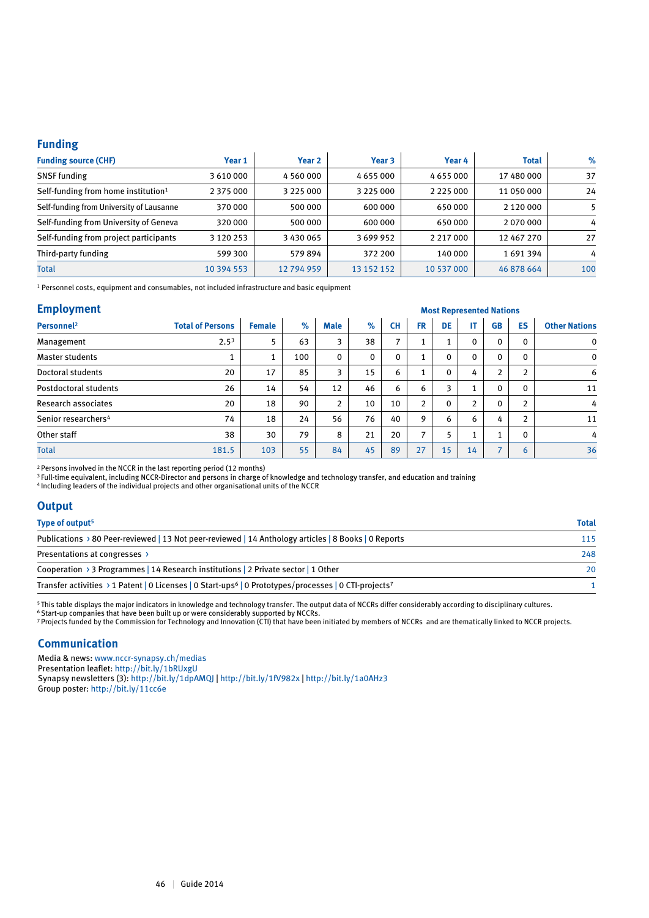## Funding

| Funding source (CHF) | Year 1 | Year 2 | Year 3 | Year 4 | Total | % |
|---|---|---|---|---|---|---|
| SNSF funding | 3 610 000 | 4 560 000 | 4 655 000 | 4 655 000 | 17 480 000 | 37 |
| Self-funding from home institution[1] | 2 375 000 | 3 225 000 | 3 225 000 | 2 225 000 | 11 050 000 | 24 |
| Self-funding from University of Lausanne | 370 000 | 500 000 | 600 000 | 650 000 | 2 120 000 | 5 |
| Self-funding from University of Geneva | 320 000 | 500 000 | 600 000 | 650 000 | 2 070 000 | 4 |
| Self-funding from project participants | 3 120 253 | 3 430 065 | 3 699 952 | 2 217 000 | 12 467 270 | 27 |
| Third-party funding | 599 300 | 579 894 | 372 200 | 140 000 | 1 691 394 | 4 |
| Total | 10 394 553 | 12 794 959 | 13 152 152 | 10 537 000 | 46 878 664 | 100 |

[1] Personnel costs, equipment and consumables, not included infrastructure and basic equipment

## Employment

| Personnel[2] | Total of Persons | Female | % | Male | % | Most Represented Nations: CH | FR | DE | IT | GB | ES | Other Nations |
|---|---|---|---|---|---|---|---|---|---|---|---|---|
| Management | 2.5[3] | 5 | 63 | 3 | 38 | 7 | 1 | 1 | 0 | 0 | 0 | 0 |
| Master students | 1 | 1 | 100 | 0 | 0 | 0 | 1 | 0 | 0 | 0 | 0 | 0 |
| Doctoral students | 20 | 17 | 85 | 3 | 15 | 6 | 1 | 0 | 4 | 2 | 2 | 6 |
| Postdoctoral students | 26 | 14 | 54 | 12 | 46 | 6 | 6 | 3 | 1 | 0 | 0 | 11 |
| Research associates | 20 | 18 | 90 | 2 | 10 | 10 | 2 | 0 | 2 | 0 | 2 | 4 |
| Senior researchers[4] | 74 | 18 | 24 | 56 | 76 | 40 | 9 | 6 | 6 | 4 | 2 | 11 |
| Other staff | 38 | 30 | 79 | 8 | 21 | 20 | 7 | 5 | 1 | 1 | 0 | 4 |
| Total | 181.5 | 103 | 55 | 84 | 45 | 89 | 27 | 15 | 14 | 7 | 6 | 36 |

[2] Persons involved in the NCCR in the last reporting period (12 months)
[3] Full-time equivalent, including NCCR-Director and persons in charge of knowledge and technology transfer, and education and training
[4] Including leaders of the individual projects and other organisational units of the NCCR

## Output

| Type of output[5] | Total |
|---|---|
| Publications › 80 Peer-reviewed \| 13 Not peer-reviewed \| 14 Anthology articles \| 8 Books \| 0 Reports | 115 |
| Presentations at congresses › | 248 |
| Cooperation › 3 Programmes \| 14 Research institutions \| 2 Private sector \| 1 Other | 20 |
| Transfer activities › 1 Patent \| 0 Licenses \| 0 Start-ups[6] \| 0 Prototypes/processes \| 0 CTI-projects[7] | 1 |

[5] This table displays the major indicators in knowledge and technology transfer. The output data of NCCRs differ considerably according to disciplinary cultures.
[6] Start-up companies that have been built up or were considerably supported by NCCRs.
[7] Projects funded by the Commission for Technology and Innovation (CTI) that have been initiated by members of NCCRs and are thematically linked to NCCR projects.

## Communication

Media & news: www.nccr-synapsy.ch/medias
Presentation leaflet: http://bit.ly/1bRUxgU
Synapsy newsletters (3): http://bit.ly/1dpAMQJ | http://bit.ly/1fV982x | http://bit.ly/1a0AHz3
Group poster: http://bit.ly/11cc6e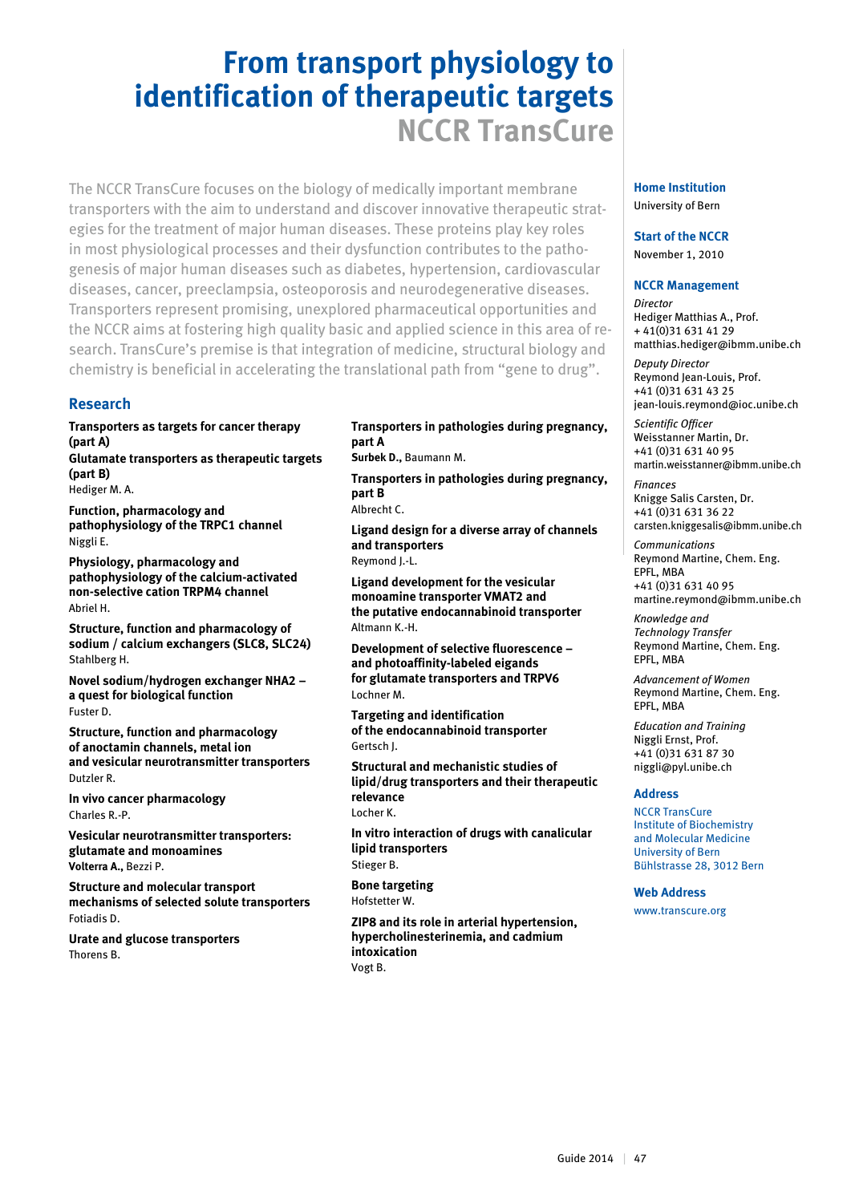# From transport physiology to identification of therapeutic targets

## NCCR TransCure

The NCCR TransCure focuses on the biology of medically important membrane transporters with the aim to understand and discover innovative therapeutic strategies for the treatment of major human diseases. These proteins play key roles in most physiological processes and their dysfunction contributes to the pathogenesis of major human diseases such as diabetes, hypertension, cardiovascular diseases, cancer, preeclampsia, osteoporosis and neurodegenerative diseases. Transporters represent promising, unexplored pharmaceutical opportunities and the NCCR aims at fostering high quality basic and applied science in this area of research. TransCure's premise is that integration of medicine, structural biology and chemistry is beneficial in accelerating the translational path from "gene to drug".

## Research

**Transporters as targets for cancer therapy (part A)**
**Glutamate transporters as therapeutic targets (part B)**
Hediger M. A.

**Function, pharmacology and pathophysiology of the TRPC1 channel**
Niggli E.

**Physiology, pharmacology and pathophysiology of the calcium-activated non-selective cation TRPM4 channel**
Abriel H.

**Structure, function and pharmacology of sodium / calcium exchangers (SLC8, SLC24)**
Stahlberg H.

**Novel sodium/hydrogen exchanger NHA2 – a quest for biological function**
Fuster D.

**Structure, function and pharmacology of anoctamin channels, metal ion and vesicular neurotransmitter transporters**
Dutzler R.

**In vivo cancer pharmacology**
Charles R.-P.

**Vesicular neurotransmitter transporters: glutamate and monoamines**
**Volterra A.,** Bezzi P.

**Structure and molecular transport mechanisms of selected solute transporters**
Fotiadis D.

**Urate and glucose transporters**
Thorens B.

**Transporters in pathologies during pregnancy, part A**
**Surbek D.,** Baumann M.

**Transporters in pathologies during pregnancy, part B**
Albrecht C.

**Ligand design for a diverse array of channels and transporters**
Reymond J.-L.

**Ligand development for the vesicular monoamine transporter VMAT2 and the putative endocannabinoid transporter**
Altmann K.-H.

**Development of selective fluorescence – and photoaffinity-labeled eigands for glutamate transporters and TRPV6**
Lochner M.

**Targeting and identification of the endocannabinoid transporter**
Gertsch J.

**Structural and mechanistic studies of lipid/drug transporters and their therapeutic relevance**
Locher K.

**In vitro interaction of drugs with canalicular lipid transporters**
Stieger B.

**Bone targeting**
Hofstetter W.

**ZIP8 and its role in arterial hypertension, hypercholinesterinemia, and cadmium intoxication**
Vogt B.

### Home Institution
University of Bern

### Start of the NCCR
November 1, 2010

### NCCR Management

*Director*
Hediger Matthias A., Prof.
+ 41(0)31 631 41 29
matthias.hediger@ibmm.unibe.ch

*Deputy Director*
Reymond Jean-Louis, Prof.
+41 (0)31 631 43 25
jean-louis.reymond@ioc.unibe.ch

*Scientific Officer*
Weisstanner Martin, Dr.
+41 (0)31 631 40 95
martin.weisstanner@ibmm.unibe.ch

*Finances*
Knigge Salis Carsten, Dr.
+41 (0)31 631 36 22
carsten.kniggesalis@ibmm.unibe.ch

*Communications*
Reymond Martine, Chem. Eng. EPFL, MBA
+41 (0)31 631 40 95
martine.reymond@ibmm.unibe.ch

*Knowledge and Technology Transfer*
Reymond Martine, Chem. Eng. EPFL, MBA

*Advancement of Women*
Reymond Martine, Chem. Eng. EPFL, MBA

*Education and Training*
Niggli Ernst, Prof.
+41 (0)31 631 87 30
niggli@pyl.unibe.ch

### Address
NCCR TransCure
Institute of Biochemistry and Molecular Medicine
University of Bern
Bühlstrasse 28, 3012 Bern

### Web Address
www.transcure.org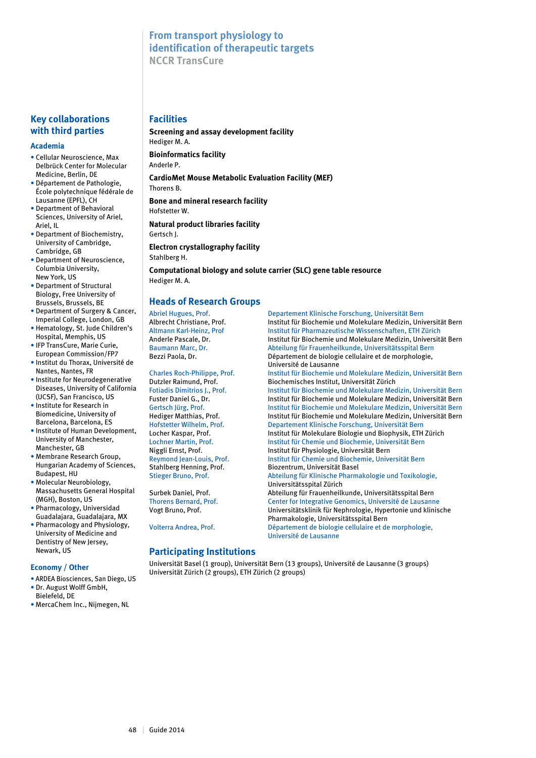# From transport physiology to identification of therapeutic targets

## NCCR TransCure

## Key collaborations with third parties

### Academia

- Cellular Neuroscience, Max Delbrück Center for Molecular Medicine, Berlin, DE
- Département de Pathologie, École polytechnique fédérale de Lausanne (EPFL), CH
- Department of Behavioral Sciences, University of Ariel, Ariel, IL
- Department of Biochemistry, University of Cambridge, Cambridge, GB
- Department of Neuroscience, Columbia University, New York, US
- Department of Structural Biology, Free University of Brussels, Brussels, BE
- Department of Surgery & Cancer, Imperial College, London, GB
- Hematology, St. Jude Children's Hospital, Memphis, US
- IFP TransCure, Marie Curie, European Commission/FP7
- Institut du Thorax, Université de Nantes, Nantes, FR
- Institute for Neurodegenerative Diseases, University of California (UCSF), San Francisco, US
- Institute for Research in Biomedicine, University of Barcelona, Barcelona, ES
- Institute of Human Development, University of Manchester, Manchester, GB
- Membrane Research Group, Hungarian Academy of Sciences, Budapest, HU
- Molecular Neurobiology, Massachusetts General Hospital (MGH), Boston, US
- Pharmacology, Universidad Guadalajara, Guadalajara, MX
- Pharmacology and Physiology, University of Medicine and Dentistry of New Jersey, Newark, US

### Economy / Other

- ARDEA Biosciences, San Diego, US
- Dr. August Wolff GmbH, Bielefeld, DE
- MercaChem Inc., Nijmegen, NL

## Facilities

**Screening and assay development facility**
Hediger M. A.

**Bioinformatics facility**
Anderle P.

**CardioMet Mouse Metabolic Evaluation Facility (MEF)**
Thorens B.

**Bone and mineral research facility**
Hofstetter W.

**Natural product libraries facility**
Gertsch J.

**Electron crystallography facility**
Stahlberg H.

**Computational biology and solute carrier (SLC) gene table resource**
Hediger M. A.

## Heads of Research Groups

| | |
|---|---|
| Abriel Hugues, Prof. | Departement Klinische Forschung, Universität Bern |
| Albrecht Christiane, Prof. | Institut für Biochemie und Molekulare Medizin, Universität Bern |
| Altmann Karl-Heinz, Prof | Institut für Pharmazeutische Wissenschaften, ETH Zürich |
| Anderle Pascale, Dr. | Institut für Biochemie und Molekulare Medizin, Universität Bern |
| Baumann Marc, Dr. | Abteilung für Frauenheilkunde, Universitätsspital Bern |
| Bezzi Paola, Dr. | Département de biologie cellulaire et de morphologie, Université de Lausanne |
| Charles Roch-Philippe, Prof. | Institut für Biochemie und Molekulare Medizin, Universität Bern |
| Dutzler Raimund, Prof. | Biochemisches Institut, Universität Zürich |
| Fotiadis Dimitrios J., Prof. | Institut für Biochemie und Molekulare Medizin, Universität Bern |
| Fuster Daniel G., Dr. | Institut für Biochemie und Molekulare Medizin, Universität Bern |
| Gertsch Jürg, Prof. | Institut für Biochemie und Molekulare Medizin, Universität Bern |
| Hediger Matthias, Prof. | Institut für Biochemie und Molekulare Medizin, Universität Bern |
| Hofstetter Wilhelm, Prof. | Departement Klinische Forschung, Universität Bern |
| Locher Kaspar, Prof. | Institut für Molekulare Biologie und Biophysik, ETH Zürich |
| Lochner Martin, Prof. | Institut für Chemie und Biochemie, Universität Bern |
| Niggli Ernst, Prof. | Institut für Physiologie, Universität Bern |
| Reymond Jean-Louis, Prof. | Institut für Chemie und Biochemie, Universität Bern |
| Stahlberg Henning, Prof. | Biozentrum, Universität Basel |
| Stieger Bruno, Prof. | Abteilung für Klinische Pharmakologie und Toxikologie, Universitätsspital Zürich |
| Surbek Daniel, Prof. | Abteilung für Frauenheilkunde, Universitätsspital Bern |
| Thorens Bernard, Prof. | Center for Integrative Genomics, Université de Lausanne |
| Vogt Bruno, Prof. | Universitätsklinik für Nephrologie, Hypertonie und klinische Pharmakologie, Universitätsspital Bern |
| Volterra Andrea, Prof. | Département de biologie cellulaire et de morphologie, Université de Lausanne |

## Participating Institutions

Universität Basel (1 group), Universität Bern (13 groups), Université de Lausanne (3 groups)
Universität Zürich (2 groups), ETH Zürich (2 groups)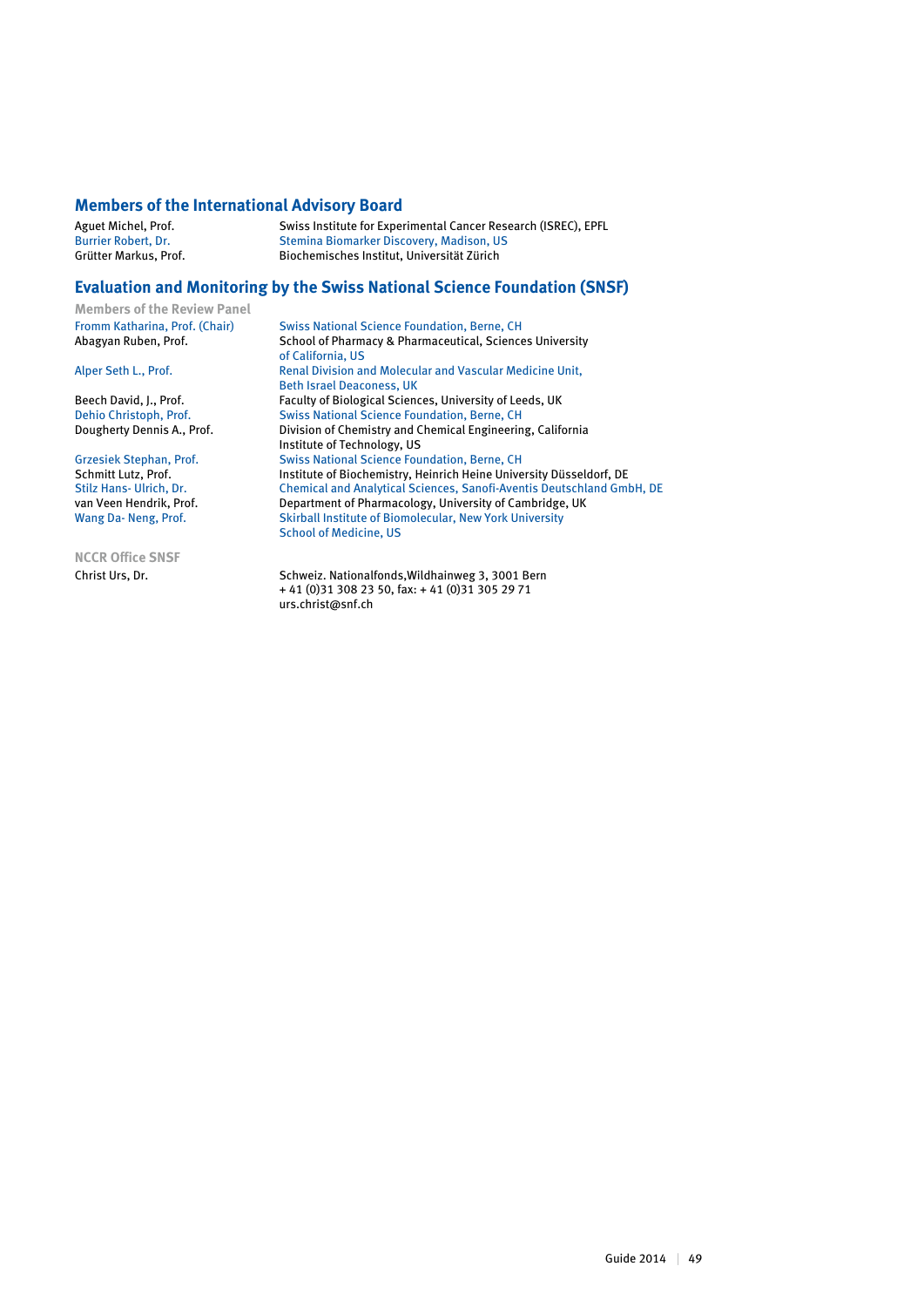## Members of the International Advisory Board

| | |
|---|---|
| Aguet Michel, Prof. | Swiss Institute for Experimental Cancer Research (ISREC), EPFL |
| Burrier Robert, Dr. | Stemina Biomarker Discovery, Madison, US |
| Grütter Markus, Prof. | Biochemisches Institut, Universität Zürich |

## Evaluation and Monitoring by the Swiss National Science Foundation (SNSF)

### Members of the Review Panel

| | |
|---|---|
| Fromm Katharina, Prof. (Chair) | Swiss National Science Foundation, Berne, CH |
| Abagyan Ruben, Prof. | School of Pharmacy & Pharmaceutical, Sciences University of California, US |
| Alper Seth L., Prof. | Renal Division and Molecular and Vascular Medicine Unit, Beth Israel Deaconess, UK |
| Beech David, J., Prof. | Faculty of Biological Sciences, University of Leeds, UK |
| Dehio Christoph, Prof. | Swiss National Science Foundation, Berne, CH |
| Dougherty Dennis A., Prof. | Division of Chemistry and Chemical Engineering, California Institute of Technology, US |
| Grzesiek Stephan, Prof. | Swiss National Science Foundation, Berne, CH |
| Schmitt Lutz, Prof. | Institute of Biochemistry, Heinrich Heine University Düsseldorf, DE |
| Stilz Hans- Ulrich, Dr. | Chemical and Analytical Sciences, Sanofi-Aventis Deutschland GmbH, DE |
| van Veen Hendrik, Prof. | Department of Pharmacology, University of Cambridge, UK |
| Wang Da- Neng, Prof. | Skirball Institute of Biomolecular, New York University School of Medicine, US |

### NCCR Office SNSF

| | |
|---|---|
| Christ Urs, Dr. | Schweiz. Nationalfonds,Wildhainweg 3, 3001 Bern<br>+ 41 (0)31 308 23 50, fax: + 41 (0)31 305 29 71<br>urs.christ@snf.ch |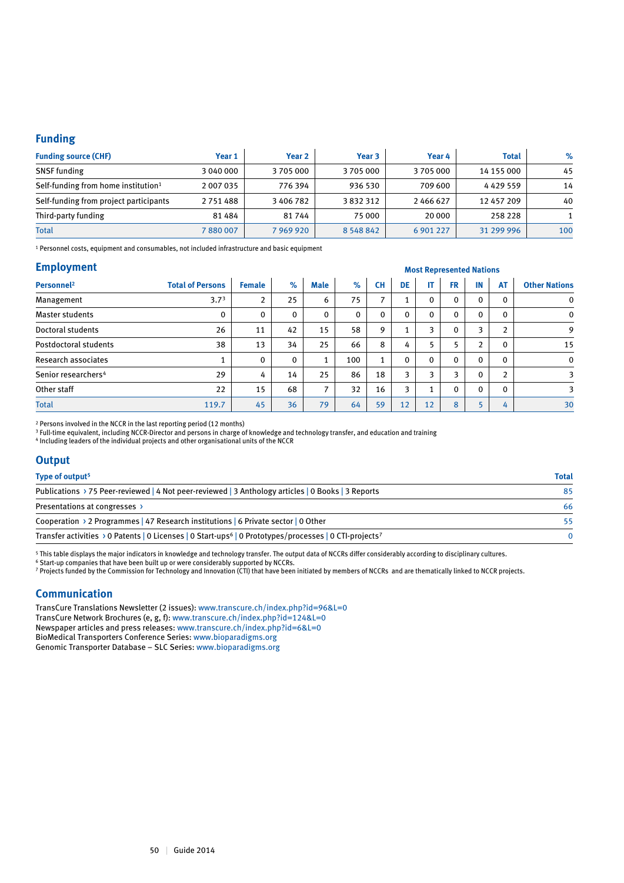## Funding

| Funding source (CHF) | Year 1 | Year 2 | Year 3 | Year 4 | Total | % |
|---|---|---|---|---|---|---|
| SNSF funding | 3 040 000 | 3 705 000 | 3 705 000 | 3 705 000 | 14 155 000 | 45 |
| Self-funding from home institution[1] | 2 007 035 | 776 394 | 936 530 | 709 600 | 4 429 559 | 14 |
| Self-funding from project participants | 2 751 488 | 3 406 782 | 3 832 312 | 2 466 627 | 12 457 209 | 40 |
| Third-party funding | 81 484 | 81 744 | 75 000 | 20 000 | 258 228 | 1 |
| Total | 7 880 007 | 7 969 920 | 8 548 842 | 6 901 227 | 31 299 996 | 100 |

[1] Personnel costs, equipment and consumables, not included infrastructure and basic equipment

## Employment

| Personnel[2] | Total of Persons | Female | % | Male | % | CH | DE | IT | FR | IN | AT | Other Nations |
|---|---|---|---|---|---|---|---|---|---|---|---|---|
| | | | | | | Most Represented Nations | | | | | | |
| Management | 3.7[3] | 2 | 25 | 6 | 75 | 7 | 1 | 0 | 0 | 0 | 0 | 0 |
| Master students | 0 | 0 | 0 | 0 | 0 | 0 | 0 | 0 | 0 | 0 | 0 | 0 |
| Doctoral students | 26 | 11 | 42 | 15 | 58 | 9 | 1 | 3 | 0 | 3 | 2 | 9 |
| Postdoctoral students | 38 | 13 | 34 | 25 | 66 | 8 | 4 | 5 | 5 | 2 | 0 | 15 |
| Research associates | 1 | 0 | 0 | 1 | 100 | 1 | 0 | 0 | 0 | 0 | 0 | 0 |
| Senior researchers[4] | 29 | 4 | 14 | 25 | 86 | 18 | 3 | 3 | 3 | 0 | 2 | 3 |
| Other staff | 22 | 15 | 68 | 7 | 32 | 16 | 3 | 1 | 0 | 0 | 0 | 3 |
| Total | 119.7 | 45 | 36 | 79 | 64 | 59 | 12 | 12 | 8 | 5 | 4 | 30 |

[2] Persons involved in the NCCR in the last reporting period (12 months)
[3] Full-time equivalent, including NCCR-Director and persons in charge of knowledge and technology transfer, and education and training
[4] Including leaders of the individual projects and other organisational units of the NCCR

## Output

| Type of output[5] | Total |
|---|---|
| Publications › 75 Peer-reviewed \| 4 Not peer-reviewed \| 3 Anthology articles \| 0 Books \| 3 Reports | 85 |
| Presentations at congresses › | 66 |
| Cooperation › 2 Programmes \| 47 Research institutions \| 6 Private sector \| 0 Other | 55 |
| Transfer activities › 0 Patents \| 0 Licenses \| 0 Start-ups[6] \| 0 Prototypes/processes \| 0 CTI-projects[7] | 0 |

[5] This table displays the major indicators in knowledge and technology transfer. The output data of NCCRs differ considerably according to disciplinary cultures.
[6] Start-up companies that have been built up or were considerably supported by NCCRs.
[7] Projects funded by the Commission for Technology and Innovation (CTI) that have been initiated by members of NCCRs and are thematically linked to NCCR projects.

## Communication

TransCure Translations Newsletter (2 issues): www.transcure.ch/index.php?id=96&L=0
TransCure Network Brochures (e, g, f): www.transcure.ch/index.php?id=124&L=0
Newspaper articles and press releases: www.transcure.ch/index.php?id=6&L=0
BioMedical Transporters Conference Series: www.bioparadigms.org
Genomic Transporter Database – SLC Series: www.bioparadigms.org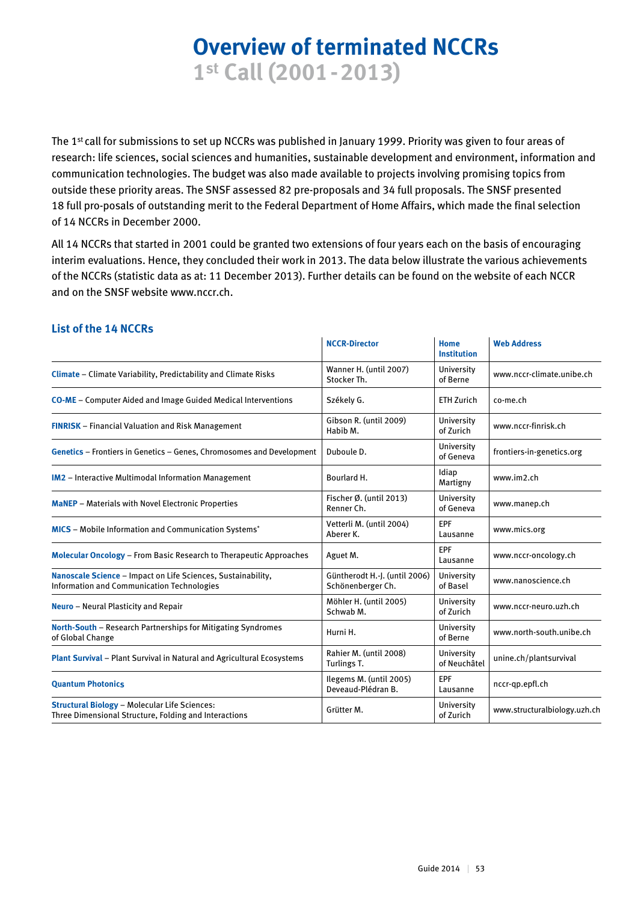# Overview of terminated NCCRs

## 1st Call (2001 - 2013)

The 1st call for submissions to set up NCCRs was published in January 1999. Priority was given to four areas of research: life sciences, social sciences and humanities, sustainable development and environment, information and communication technologies. The budget was also made available to projects involving promising topics from outside these priority areas. The SNSF assessed 82 pre-proposals and 34 full proposals. The SNSF presented 18 full pro-posals of outstanding merit to the Federal Department of Home Affairs, which made the final selection of 14 NCCRs in December 2000.

All 14 NCCRs that started in 2001 could be granted two extensions of four years each on the basis of encouraging interim evaluations. Hence, they concluded their work in 2013. The data below illustrate the various achievements of the NCCRs (statistic data as at: 11 December 2013). Further details can be found on the website of each NCCR and on the SNSF website www.nccr.ch.

### List of the 14 NCCRs

| | NCCR-Director | Home Institution | Web Address |
|---|---|---|---|
| **Climate** – Climate Variability, Predictability and Climate Risks | Wanner H. (until 2007) Stocker Th. | University of Berne | www.nccr-climate.unibe.ch |
| **CO-ME** – Computer Aided and Image Guided Medical Interventions | Székely G. | ETH Zurich | co-me.ch |
| **FINRISK** – Financial Valuation and Risk Management | Gibson R. (until 2009) Habib M. | University of Zurich | www.nccr-finrisk.ch |
| **Genetics** – Frontiers in Genetics – Genes, Chromosomes and Development | Duboule D. | University of Geneva | frontiers-in-genetics.org |
| **IM2** – Interactive Multimodal Information Management | Bourlard H. | Idiap Martigny | www.im2.ch |
| **MaNEP** – Materials with Novel Electronic Properties | Fischer Ø. (until 2013) Renner Ch. | University of Geneva | www.manep.ch |
| **MICS** – Mobile Information and Communication Systems* | Vetterli M. (until 2004) Aberer K. | EPF Lausanne | www.mics.org |
| **Molecular Oncology** – From Basic Research to Therapeutic Approaches | Aguet M. | EPF Lausanne | www.nccr-oncology.ch |
| **Nanoscale Science** – Impact on Life Sciences, Sustainability, Information and Communication Technologies | Güntherodt H.-J. (until 2006) Schönenberger Ch. | University of Basel | www.nanoscience.ch |
| **Neuro** – Neural Plasticity and Repair | Möhler H. (until 2005) Schwab M. | University of Zurich | www.nccr-neuro.uzh.ch |
| **North-South** – Research Partnerships for Mitigating Syndromes of Global Change | Hurni H. | University of Berne | www.north-south.unibe.ch |
| **Plant Survival** – Plant Survival in Natural and Agricultural Ecosystems | Rahier M. (until 2008) Turlings T. | University of Neuchâtel | unine.ch/plantsurvival |
| **Quantum Photonics** | Ilegems M. (until 2005) Deveaud-Plédran B. | EPF Lausanne | nccr-qp.epfl.ch |
| **Structural Biology** – Molecular Life Sciences: Three Dimensional Structure, Folding and Interactions | Grütter M. | University of Zurich | www.structuralbiology.uzh.ch |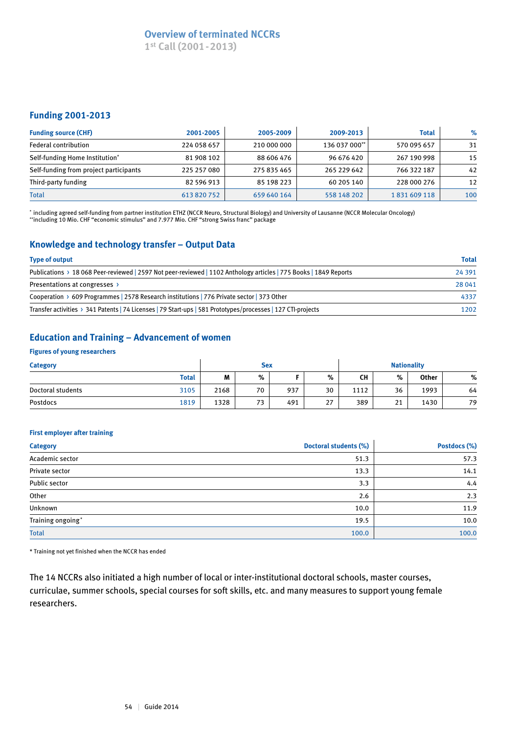# Overview of terminated NCCRs

1st Call (2001-2013)

## Funding 2001-2013

| Funding source (CHF) | 2001-2005 | 2005-2009 | 2009-2013 | Total | % |
|---|---|---|---|---|---|
| Federal contribution | 224 058 657 | 210 000 000 | 136 037 000** | 570 095 657 | 31 |
| Self-funding Home Institution* | 81 908 102 | 88 606 476 | 96 676 420 | 267 190 998 | 15 |
| Self-funding from project participants | 225 257 080 | 275 835 465 | 265 229 642 | 766 322 187 | 42 |
| Third-party funding | 82 596 913 | 85 198 223 | 60 205 140 | 228 000 276 | 12 |
| Total | 613 820 752 | 659 640 164 | 558 148 202 | 1 831 609 118 | 100 |

* including agreed self-funding from partner institution ETHZ (NCCR Neuro, Structural Biology) and University of Lausanne (NCCR Molecular Oncology)
**including 10 Mio. CHF "economic stimulus" and 7.977 Mio. CHF "strong Swiss franc" package

## Knowledge and technology transfer – Output Data

| Type of output | Total |
|---|---|
| Publications › 18 068 Peer-reviewed \| 2597 Not peer-reviewed \| 1102 Anthology articles \| 775 Books \| 1849 Reports | 24 391 |
| Presentations at congresses › | 28 041 |
| Cooperation › 609 Programmes \| 2578 Research institutions \| 776 Private sector \| 373 Other | 4337 |
| Transfer activities › 341 Patents \| 74 Licenses \| 79 Start-ups \| 581 Prototypes/processes \| 127 CTI-projects | 1202 |

## Education and Training – Advancement of women

### Figures of young researchers

| Category | | Sex | | | | Nationality | | | |
|---|---|---|---|---|---|---|---|---|---|
| | Total | M | % | F | % | CH | % | Other | % |
| Doctoral students | 3105 | 2168 | 70 | 937 | 30 | 1112 | 36 | 1993 | 64 |
| Postdocs | 1819 | 1328 | 73 | 491 | 27 | 389 | 21 | 1430 | 79 |

### First employer after training

| Category | Doctoral students (%) | Postdocs (%) |
|---|---|---|
| Academic sector | 51.3 | 57.3 |
| Private sector | 13.3 | 14.1 |
| Public sector | 3.3 | 4.4 |
| Other | 2.6 | 2.3 |
| Unknown | 10.0 | 11.9 |
| Training ongoing* | 19.5 | 10.0 |
| Total | 100.0 | 100.0 |

* Training not yet finished when the NCCR has ended

The 14 NCCRs also initiated a high number of local or inter-institutional doctoral schools, master courses, curriculae, summer schools, special courses for soft skills, etc. and many measures to support young female researchers.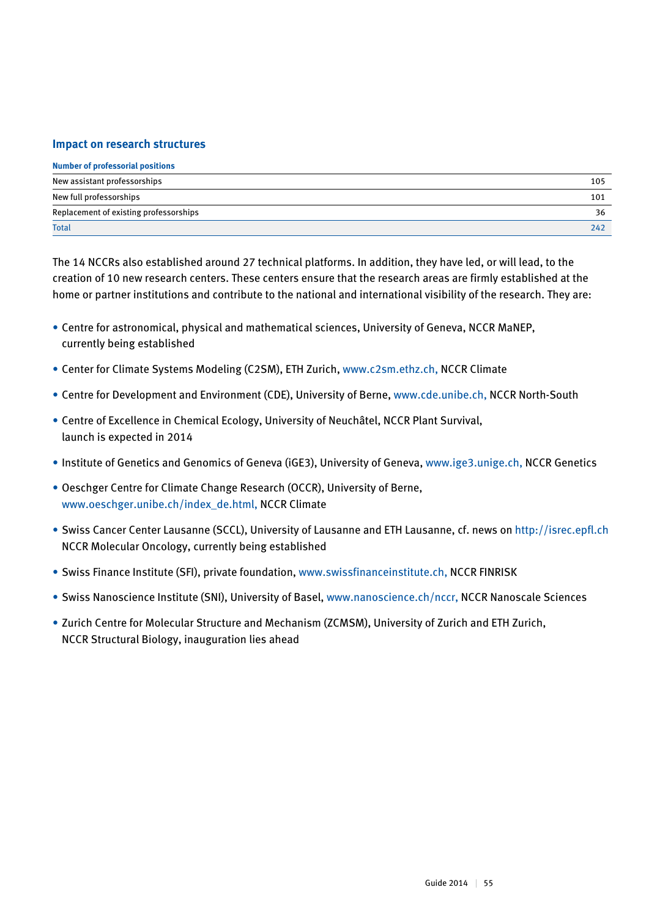## Impact on research structures

| Number of professorial positions | |
|---|---|
| New assistant professorships | 105 |
| New full professorships | 101 |
| Replacement of existing professorships | 36 |
| Total | 242 |

The 14 NCCRs also established around 27 technical platforms. In addition, they have led, or will lead, to the creation of 10 new research centers. These centers ensure that the research areas are firmly established at the home or partner institutions and contribute to the national and international visibility of the research. They are:

- Centre for astronomical, physical and mathematical sciences, University of Geneva, NCCR MaNEP, currently being established
- Center for Climate Systems Modeling (C2SM), ETH Zurich, www.c2sm.ethz.ch, NCCR Climate
- Centre for Development and Environment (CDE), University of Berne, www.cde.unibe.ch, NCCR North-South
- Centre of Excellence in Chemical Ecology, University of Neuchâtel, NCCR Plant Survival, launch is expected in 2014
- Institute of Genetics and Genomics of Geneva (iGE3), University of Geneva, www.ige3.unige.ch, NCCR Genetics
- Oeschger Centre for Climate Change Research (OCCR), University of Berne, www.oeschger.unibe.ch/index_de.html, NCCR Climate
- Swiss Cancer Center Lausanne (SCCL), University of Lausanne and ETH Lausanne, cf. news on http://isrec.epfl.ch NCCR Molecular Oncology, currently being established
- Swiss Finance Institute (SFI), private foundation, www.swissfinanceinstitute.ch, NCCR FINRISK
- Swiss Nanoscience Institute (SNI), University of Basel, www.nanoscience.ch/nccr, NCCR Nanoscale Sciences
- Zurich Centre for Molecular Structure and Mechanism (ZCMSM), University of Zurich and ETH Zurich, NCCR Structural Biology, inauguration lies ahead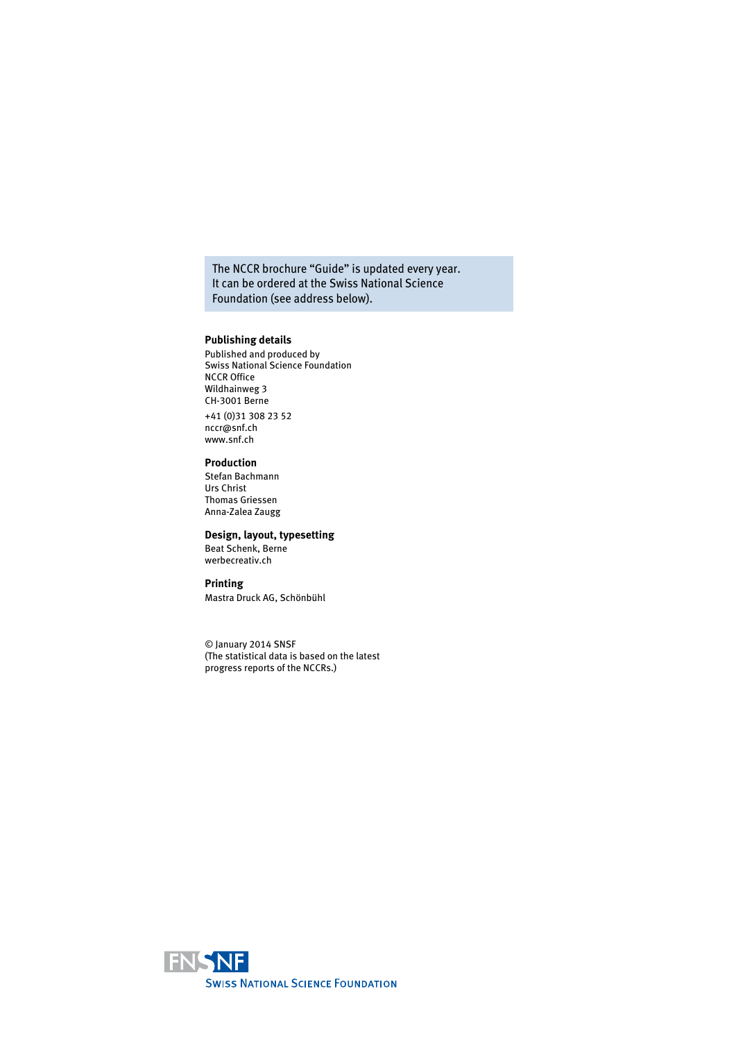The NCCR brochure “Guide” is updated every year. It can be ordered at the Swiss National Science Foundation (see address below).

**Publishing details**

Published and produced by
Swiss National Science Foundation
NCCR Office
Wildhainweg 3
CH-3001 Berne

+41 (0)31 308 23 52
nccr@snf.ch
www.snf.ch

**Production**

Stefan Bachmann
Urs Christ
Thomas Griessen
Anna-Zalea Zaugg

**Design, layout, typesetting**

Beat Schenk, Berne
werbecreativ.ch

**Printing**

Mastra Druck AG, Schönbühl

© January 2014 SNSF
(The statistical data is based on the latest progress reports of the NCCRs.)

FNSNF
Swiss National Science Foundation